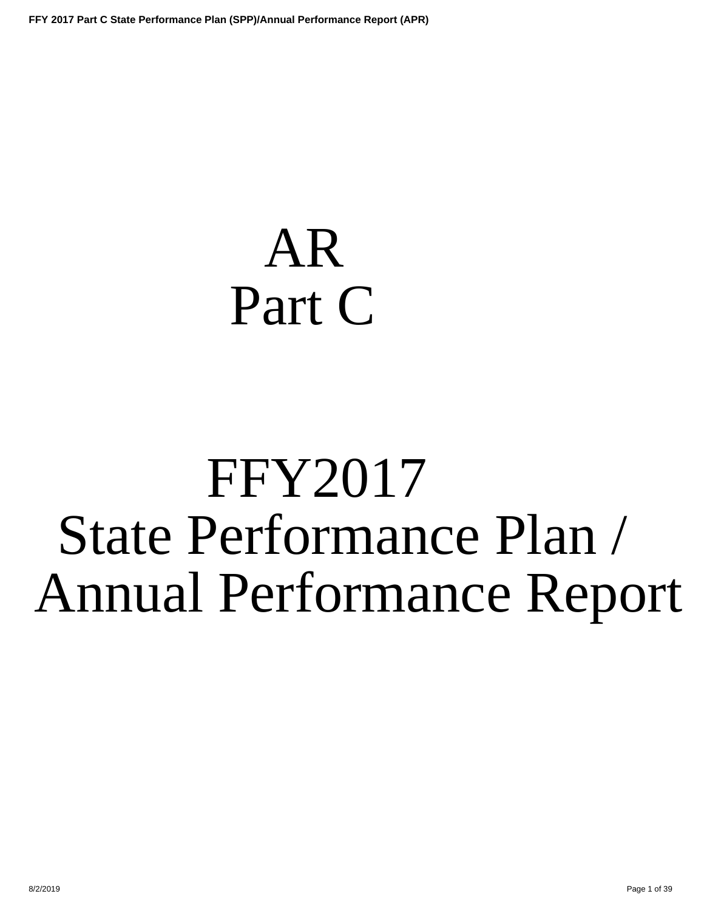# AR
# Part C

# FFY2017
# State Performance Plan / Annual Performance Report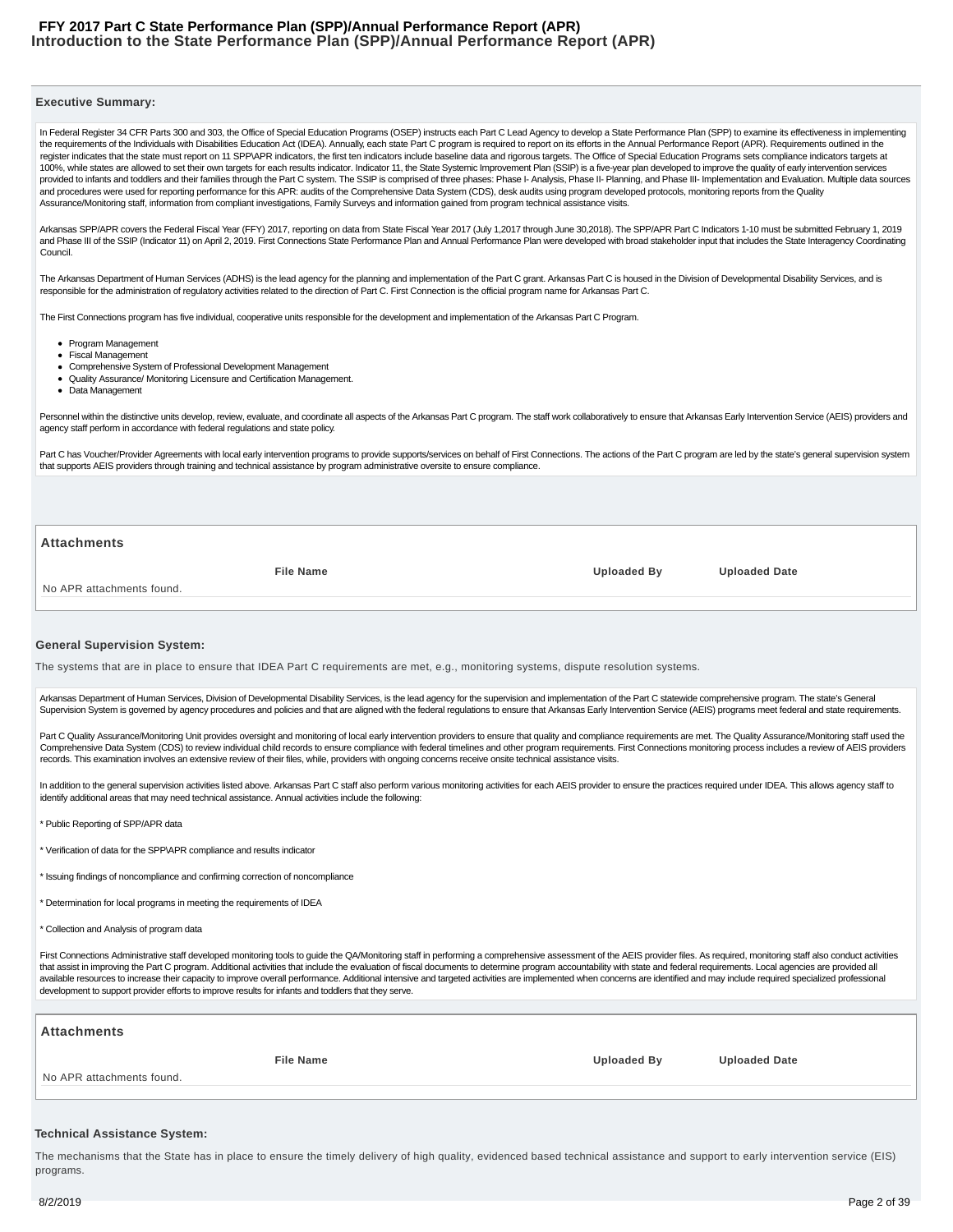# Introduction to the State Performance Plan (SPP)/Annual Performance Report (APR)

### Executive Summary:

In Federal Register 34 CFR Parts 300 and 303, the Office of Special Education Programs (OSEP) instructs each Part C Lead Agency to develop a State Performance Plan (SPP) to examine its effectiveness in implementing the requirements of the Individuals with Disabilities Education Act (IDEA). Annually, each state Part C program is required to report on its efforts in the Annual Performance Report (APR). Requirements outlined in the register indicates that the state must report on 11 SPP\APR indicators, the first ten indicators include baseline data and rigorous targets. The Office of Special Education Programs sets compliance indicators targets at 100%, while states are allowed to set their own targets for each results indicator. Indicator 11, the State Systemic Improvement Plan (SSIP) is a five-year plan developed to improve the quality of early intervention services provided to infants and toddlers and their families through the Part C system. The SSIP is comprised of three phases: Phase I- Analysis, Phase II- Planning, and Phase III- Implementation and Evaluation. Multiple data sources and procedures were used for reporting performance for this APR: audits of the Comprehensive Data System (CDS), desk audits using program developed protocols, monitoring reports from the Quality Assurance/Monitoring staff, information from compliant investigations, Family Surveys and information gained from program technical assistance visits.

Arkansas SPP/APR covers the Federal Fiscal Year (FFY) 2017, reporting on data from State Fiscal Year 2017 (July 1,2017 through June 30,2018). The SPP/APR Part C Indicators 1-10 must be submitted February 1, 2019 and Phase III of the SSIP (Indicator 11) on April 2, 2019. First Connections State Performance Plan and Annual Performance Plan were developed with broad stakeholder input that includes the State Interagency Coordinating Council.

The Arkansas Department of Human Services (ADHS) is the lead agency for the planning and implementation of the Part C grant. Arkansas Part C is housed in the Division of Developmental Disability Services, and is responsible for the administration of regulatory activities related to the direction of Part C. First Connection is the official program name for Arkansas Part C.

The First Connections program has five individual, cooperative units responsible for the development and implementation of the Arkansas Part C Program.

- Program Management
- Fiscal Management
- Comprehensive System of Professional Development Management
- Quality Assurance/ Monitoring Licensure and Certification Management.
- Data Management

Personnel within the distinctive units develop, review, evaluate, and coordinate all aspects of the Arkansas Part C program. The staff work collaboratively to ensure that Arkansas Early Intervention Service (AEIS) providers and agency staff perform in accordance with federal regulations and state policy.

Part C has Voucher/Provider Agreements with local early intervention programs to provide supports/services on behalf of First Connections. The actions of the Part C program are led by the state's general supervision system that supports AEIS providers through training and technical assistance by program administrative oversite to ensure compliance.

#### Attachments

| File Name | Uploaded By | Uploaded Date |
|---|---|---|
| No APR attachments found. | | |

### General Supervision System:

The systems that are in place to ensure that IDEA Part C requirements are met, e.g., monitoring systems, dispute resolution systems.

Arkansas Department of Human Services, Division of Developmental Disability Services, is the lead agency for the supervision and implementation of the Part C statewide comprehensive program. The state's General Supervision System is governed by agency procedures and policies and that are aligned with the federal regulations to ensure that Arkansas Early Intervention Service (AEIS) programs meet federal and state requirements.

Part C Quality Assurance/Monitoring Unit provides oversight and monitoring of local early intervention providers to ensure that quality and compliance requirements are met. The Quality Assurance/Monitoring staff used the Comprehensive Data System (CDS) to review individual child records to ensure compliance with federal timelines and other program requirements. First Connections monitoring process includes a review of AEIS providers records. This examination involves an extensive review of their files, while, providers with ongoing concerns receive onsite technical assistance visits.

In addition to the general supervision activities listed above. Arkansas Part C staff also perform various monitoring activities for each AEIS provider to ensure the practices required under IDEA. This allows agency staff to identify additional areas that may need technical assistance. Annual activities include the following:

* Public Reporting of SPP/APR data

* Verification of data for the SPP\APR compliance and results indicator

* Issuing findings of noncompliance and confirming correction of noncompliance

* Determination for local programs in meeting the requirements of IDEA

* Collection and Analysis of program data

First Connections Administrative staff developed monitoring tools to guide the QA/Monitoring staff in performing a comprehensive assessment of the AEIS provider files. As required, monitoring staff also conduct activities that assist in improving the Part C program. Additional activities that include the evaluation of fiscal documents to determine program accountability with state and federal requirements. Local agencies are provided all available resources to increase their capacity to improve overall performance. Additional intensive and targeted activities are implemented when concerns are identified and may include required specialized professional development to support provider efforts to improve results for infants and toddlers that they serve.

#### Attachments

| File Name | Uploaded By | Uploaded Date |
|---|---|---|
| No APR attachments found. | | |

### Technical Assistance System:

The mechanisms that the State has in place to ensure the timely delivery of high quality, evidenced based technical assistance and support to early intervention service (EIS) programs.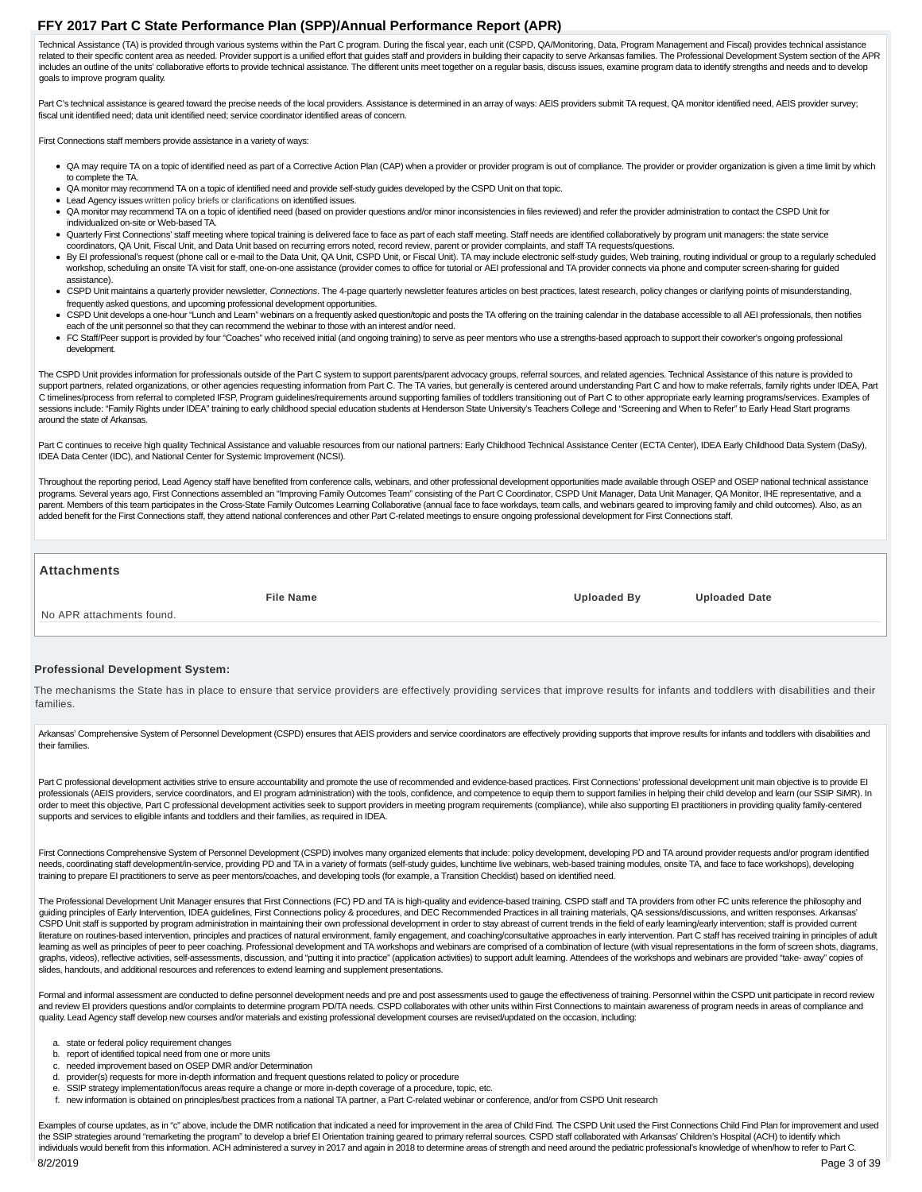Technical Assistance (TA) is provided through various systems within the Part C program. During the fiscal year, each unit (CSPD, QA/Monitoring, Data, Program Management and Fiscal) provides technical assistance related to their specific content area as needed. Provider support is a unified effort that guides staff and providers in building their capacity to serve Arkansas families. The Professional Development System section of the APR includes an outline of the units' collaborative efforts to provide technical assistance. The different units meet together on a regular basis, discuss issues, examine program data to identify strengths and needs and to develop goals to improve program quality.

Part C's technical assistance is geared toward the precise needs of the local providers. Assistance is determined in an array of ways: AEIS providers submit TA request, QA monitor identified need, AEIS provider survey; fiscal unit identified need; data unit identified need; service coordinator identified areas of concern.

First Connections staff members provide assistance in a variety of ways:

- QA may require TA on a topic of identified need as part of a Corrective Action Plan (CAP) when a provider or provider program is out of compliance. The provider or provider organization is given a time limit by which to complete the TA.
- QA monitor may recommend TA on a topic of identified need and provide self-study guides developed by the CSPD Unit on that topic.
- Lead Agency issues written policy briefs or clarifications on identified issues.
- QA monitor may recommend TA on a topic of identified need (based on provider questions and/or minor inconsistencies in files reviewed) and refer the provider administration to contact the CSPD Unit for individualized on-site or Web-based TA.
- Quarterly First Connections' staff meeting where topical training is delivered face to face as part of each staff meeting. Staff needs are identified collaboratively by program unit managers: the state service coordinators, QA Unit, Fiscal Unit, and Data Unit based on recurring errors noted, record review, parent or provider complaints, and staff TA requests/questions.
- By EI professional's request (phone call or e-mail to the Data Unit, QA Unit, CSPD Unit, or Fiscal Unit). TA may include electronic self-study guides, Web training, routing individual or group to a regularly scheduled workshop, scheduling an onsite TA visit for staff, one-on-one assistance (provider comes to office for tutorial or AEI professional and TA provider connects via phone and computer screen-sharing for guided assistance).
- CSPD Unit maintains a quarterly provider newsletter, *Connections*. The 4-page quarterly newsletter features articles on best practices, latest research, policy changes or clarifying points of misunderstanding, frequently asked questions, and upcoming professional development opportunities.
- CSPD Unit develops a one-hour "Lunch and Learn" webinars on a frequently asked question/topic and posts the TA offering on the training calendar in the database accessible to all AEI professionals, then notifies each of the unit personnel so that they can recommend the webinar to those with an interest and/or need.
- FC Staff/Peer support is provided by four "Coaches" who received initial (and ongoing training) to serve as peer mentors who use a strengths-based approach to support their coworker's ongoing professional development.

The CSPD Unit provides information for professionals outside of the Part C system to support parents/parent advocacy groups, referral sources, and related agencies. Technical Assistance of this nature is provided to support partners, related organizations, or other agencies requesting information from Part C. The TA varies, but generally is centered around understanding Part C and how to make referrals, family rights under IDEA, Part C timelines/process from referral to completed IFSP, Program guidelines/requirements around supporting families of toddlers transitioning out of Part C to other appropriate early learning programs/services. Examples of sessions include: "Family Rights under IDEA" training to early childhood special education students at Henderson State University's Teachers College and "Screening and When to Refer" to Early Head Start programs around the state of Arkansas.

Part C continues to receive high quality Technical Assistance and valuable resources from our national partners: Early Childhood Technical Assistance Center (ECTA Center), IDEA Early Childhood Data System (DaSy), IDEA Data Center (IDC), and National Center for Systemic Improvement (NCSI).

Throughout the reporting period, Lead Agency staff have benefited from conference calls, webinars, and other professional development opportunities made available through OSEP and OSEP national technical assistance programs. Several years ago, First Connections assembled an "Improving Family Outcomes Team" consisting of the Part C Coordinator, CSPD Unit Manager, Data Unit Manager, QA Monitor, IHE representative, and a parent. Members of this team participates in the Cross-State Family Outcomes Learning Collaborative (annual face to face workdays, team calls, and webinars geared to improving family and child outcomes). Also, as an added benefit for the First Connections staff, they attend national conferences and other Part C-related meetings to ensure ongoing professional development for First Connections staff.

## Attachments

| File Name | Uploaded By | Uploaded Date |
|---|---|---|
| No APR attachments found. | | |

## Professional Development System:

The mechanisms the State has in place to ensure that service providers are effectively providing services that improve results for infants and toddlers with disabilities and their families.

Arkansas' Comprehensive System of Personnel Development (CSPD) ensures that AEIS providers and service coordinators are effectively providing supports that improve results for infants and toddlers with disabilities and their families.

Part C professional development activities strive to ensure accountability and promote the use of recommended and evidence-based practices. First Connections' professional development unit main objective is to provide EI professionals (AEIS providers, service coordinators, and EI program administration) with the tools, confidence, and competence to equip them to support families in helping their child develop and learn (our SSIP SiMR). In order to meet this objective, Part C professional development activities seek to support providers in meeting program requirements (compliance), while also supporting EI practitioners in providing quality family-centered supports and services to eligible infants and toddlers and their families, as required in IDEA.

First Connections Comprehensive System of Personnel Development (CSPD) involves many organized elements that include: policy development, developing PD and TA around provider requests and/or program identified needs, coordinating staff development/in-service, providing PD and TA in a variety of formats (self-study guides, lunchtime live webinars, web-based training modules, onsite TA, and face to face workshops), developing training to prepare EI practitioners to serve as peer mentors/coaches, and developing tools (for example, a Transition Checklist) based on identified need.

The Professional Development Unit Manager ensures that First Connections (FC) PD and TA is high-quality and evidence-based training. CSPD staff and TA providers from other FC units reference the philosophy and guiding principles of Early Intervention, IDEA guidelines, First Connections policy & procedures, and DEC Recommended Practices in all training materials, QA sessions/discussions, and written responses. Arkansas' CSPD Unit staff is supported by program administration in maintaining their own professional development in order to stay abreast of current trends in the field of early learning/early intervention; staff is provided current literature on routines-based intervention, principles and practices of natural environment, family engagement, and coaching/consultative approaches in early intervention. Part C staff has received training in principles of adult learning as well as principles of peer to peer coaching. Professional development and TA workshops and webinars are comprised of a combination of lecture (with visual representations in the form of screen shots, diagrams, graphs, videos), reflective activities, self-assessments, discussion, and "putting it into practice" (application activities) to support adult learning. Attendees of the workshops and webinars are provided "take- away" copies of slides, handouts, and additional resources and references to extend learning and supplement presentations.

Formal and informal assessment are conducted to define personnel development needs and pre and post assessments used to gauge the effectiveness of training. Personnel within the CSPD unit participate in record review and review EI providers questions and/or complaints to determine program PD/TA needs. CSPD collaborates with other units within First Connections to maintain awareness of program needs in areas of compliance and quality. Lead Agency staff develop new courses and/or materials and existing professional development courses are revised/updated on the occasion, including:

a. state or federal policy requirement changes
b. report of identified topical need from one or more units
c. needed improvement based on OSEP DMR and/or Determination
d. provider(s) requests for more in-depth information and frequent questions related to policy or procedure
e. SSIP strategy implementation/focus areas require a change or more in-depth coverage of a procedure, topic, etc.
f. new information is obtained on principles/best practices from a national TA partner, a Part C-related webinar or conference, and/or from CSPD Unit research

Examples of course updates, as in "c" above, include the DMR notification that indicated a need for improvement in the area of Child Find. The CSPD Unit used the First Connections Child Find Plan for improvement and used the SSIP strategies around "remarketing the program" to develop a brief EI Orientation training geared to primary referral sources. CSPD staff collaborated with Arkansas' Children's Hospital (ACH) to identify which individuals would benefit from this information. ACH administered a survey in 2017 and again in 2018 to determine areas of strength and need around the pediatric professional's knowledge of when/how to refer to Part C.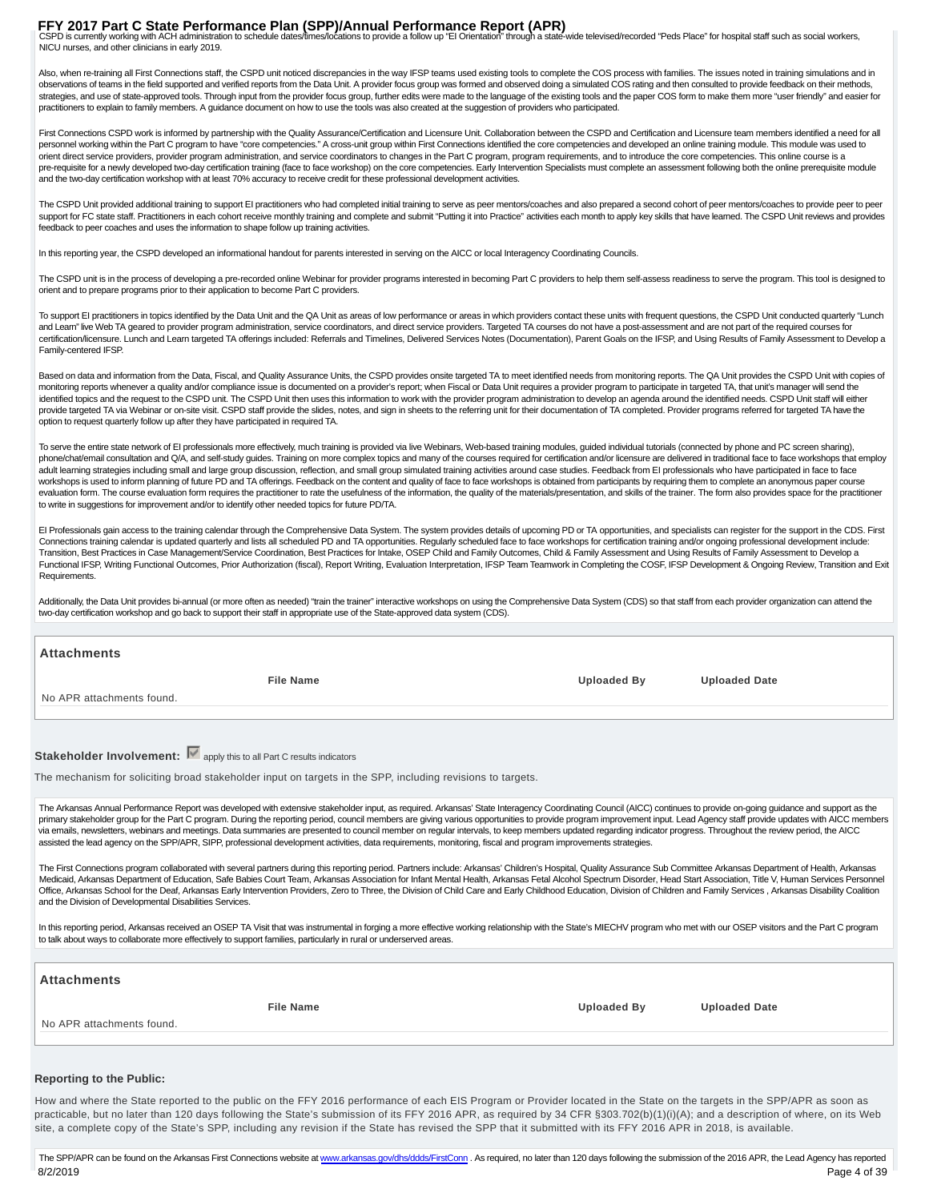CSPD is currently working with ACH administration to schedule dates/times/locations to provide a follow up "EI Orientation" through a state-wide televised/recorded "Peds Place" for hospital staff such as social workers, NICU nurses, and other clinicians in early 2019.

Also, when re-training all First Connections staff, the CSPD unit noticed discrepancies in the way IFSP teams used existing tools to complete the COS process with families. The issues noted in training simulations and in observations of teams in the field supported and verified reports from the Data Unit. A provider focus group was formed and observed doing a simulated COS rating and then consulted to provide feedback on their methods, strategies, and use of state-approved tools. Through input from the provider focus group, further edits were made to the language of the existing tools and the paper COS form to make them more "user friendly" and easier for practitioners to explain to family members. A guidance document on how to use the tools was also created at the suggestion of providers who participated.

First Connections CSPD work is informed by partnership with the Quality Assurance/Certification and Licensure Unit. Collaboration between the CSPD and Certification and Licensure team members identified a need for all personnel working within the Part C program to have "core competencies." A cross-unit group within First Connections identified the core competencies and developed an online training module. This module was used to orient direct service providers, provider program administration, and service coordinators to changes in the Part C program, program requirements, and to introduce the core competencies. This online course is a pre-requisite for a newly developed two-day certification training (face to face workshop) on the core competencies. Early Intervention Specialists must complete an assessment following both the online prerequisite module and the two-day certification workshop with at least 70% accuracy to receive credit for these professional development activities.

The CSPD Unit provided additional training to support EI practitioners who had completed initial training to serve as peer mentors/coaches and also prepared a second cohort of peer mentors/coaches to provide peer to peer support for FC state staff. Practitioners in each cohort receive monthly training and complete and submit "Putting it into Practice" activities each month to apply key skills that have learned. The CSPD Unit reviews and provides feedback to peer coaches and uses the information to shape follow up training activities.

In this reporting year, the CSPD developed an informational handout for parents interested in serving on the AICC or local Interagency Coordinating Councils.

The CSPD unit is in the process of developing a pre-recorded online Webinar for provider programs interested in becoming Part C providers to help them self-assess readiness to serve the program. This tool is designed to orient and to prepare programs prior to their application to become Part C providers.

To support EI practitioners in topics identified by the Data Unit and the QA Unit as areas of low performance or areas in which providers contact these units with frequent questions, the CSPD Unit conducted quarterly "Lunch and Learn" live Web TA geared to provider program administration, service coordinators, and direct service providers. Targeted TA courses do not have a post-assessment and are not part of the required courses for certification/licensure. Lunch and Learn targeted TA offerings included: Referrals and Timelines, Delivered Services Notes (Documentation), Parent Goals on the IFSP, and Using Results of Family Assessment to Develop a Family-centered IFSP.

Based on data and information from the Data, Fiscal, and Quality Assurance Units, the CSPD provides onsite targeted TA to meet identified needs from monitoring reports. The QA Unit provides the CSPD Unit with copies of monitoring reports whenever a quality and/or compliance issue is documented on a provider's report; when Fiscal or Data Unit requires a provider program to participate in targeted TA, that unit's manager will send the identified topics and the request to the CSPD unit. The CSPD Unit then uses this information to work with the provider program administration to develop an agenda around the identified needs. CSPD Unit staff will either provide targeted TA via Webinar or on-site visit. CSPD staff provide the slides, notes, and sign in sheets to the referring unit for their documentation of TA completed. Provider programs referred for targeted TA have the option to request quarterly follow up after they have participated in required TA.

To serve the entire state network of EI professionals more effectively, much training is provided via live Webinars, Web-based training modules, guided individual tutorials (connected by phone and PC screen sharing), phone/chat/email consultation and Q/A, and self-study guides. Training on more complex topics and many of the courses required for certification and/or licensure are delivered in traditional face to face workshops that employ adult learning strategies including small and large group discussion, reflection, and small group simulated training activities around case studies. Feedback from EI professionals who have participated in face to face workshops is used to inform planning of future PD and TA offerings. Feedback on the content and quality of face to face workshops is obtained from participants by requiring them to complete an anonymous paper course evaluation form. The course evaluation form requires the practitioner to rate the usefulness of the information, the quality of the materials/presentation, and skills of the trainer. The form also provides space for the practitioner to write in suggestions for improvement and/or to identify other needed topics for future PD/TA.

EI Professionals gain access to the training calendar through the Comprehensive Data System. The system provides details of upcoming PD or TA opportunities, and specialists can register for the support in the CDS. First Connections training calendar is updated quarterly and lists all scheduled PD and TA opportunities. Regularly scheduled face to face workshops for certification training and/or ongoing professional development include: Transition, Best Practices in Case Management/Service Coordination, Best Practices for Intake, OSEP Child and Family Outcomes, Child & Family Assessment and Using Results of Family Assessment to Develop a Functional IFSP, Writing Functional Outcomes, Prior Authorization (fiscal), Report Writing, Evaluation Interpretation, IFSP Team Teamwork in Completing the COSF, IFSP Development & Ongoing Review, Transition and Exit Requirements.

Additionally, the Data Unit provides bi-annual (or more often as needed) "train the trainer" interactive workshops on using the Comprehensive Data System (CDS) so that staff from each provider organization can attend the two-day certification workshop and go back to support their staff in appropriate use of the State-approved data system (CDS).

**Attachments**

| File Name | Uploaded By | Uploaded Date |
|---|---|---|
| No APR attachments found. | | |

**Stakeholder Involvement:** ☑ apply this to all Part C results indicators

The mechanism for soliciting broad stakeholder input on targets in the SPP, including revisions to targets.

The Arkansas Annual Performance Report was developed with extensive stakeholder input, as required. Arkansas' State Interagency Coordinating Council (AICC) continues to provide on-going guidance and support as the primary stakeholder group for the Part C program. During the reporting period, council members are giving various opportunities to provide program improvement input. Lead Agency staff provide updates with AICC members via emails, newsletters, webinars and meetings. Data summaries are presented to council member on regular intervals, to keep members updated regarding indicator progress. Throughout the review period, the AICC assisted the lead agency on the SPP/APR, SIPP, professional development activities, data requirements, monitoring, fiscal and program improvements strategies.

The First Connections program collaborated with several partners during this reporting period. Partners include: Arkansas' Children's Hospital, Quality Assurance Sub Committee Arkansas Department of Health, Arkansas Medicaid, Arkansas Department of Education, Safe Babies Court Team, Arkansas Association for Infant Mental Health, Arkansas Fetal Alcohol Spectrum Disorder, Head Start Association, Title V, Human Services Personnel Office, Arkansas School for the Deaf, Arkansas Early Intervention Providers, Zero to Three, the Division of Child Care and Early Childhood Education, Division of Children and Family Services , Arkansas Disability Coalition and the Division of Developmental Disabilities Services.

In this reporting period, Arkansas received an OSEP TA Visit that was instrumental in forging a more effective working relationship with the State's MIECHV program who met with our OSEP visitors and the Part C program to talk about ways to collaborate more effectively to support families, particularly in rural or underserved areas.

**Attachments**

| File Name | Uploaded By | Uploaded Date |
|---|---|---|
| No APR attachments found. | | |

**Reporting to the Public:**

How and where the State reported to the public on the FFY 2016 performance of each EIS Program or Provider located in the State on the targets in the SPP/APR as soon as practicable, but no later than 120 days following the State's submission of its FFY 2016 APR, as required by 34 CFR §303.702(b)(1)(i)(A); and a description of where, on its Web site, a complete copy of the State's SPP, including any revision if the State has revised the SPP that it submitted with its FFY 2016 APR in 2018, is available.

The SPP/APR can be found on the Arkansas First Connections website at www.arkansas.gov/dhs/ddds/FirstConn . As required, no later than 120 days following the submission of the 2016 APR, the Lead Agency has reported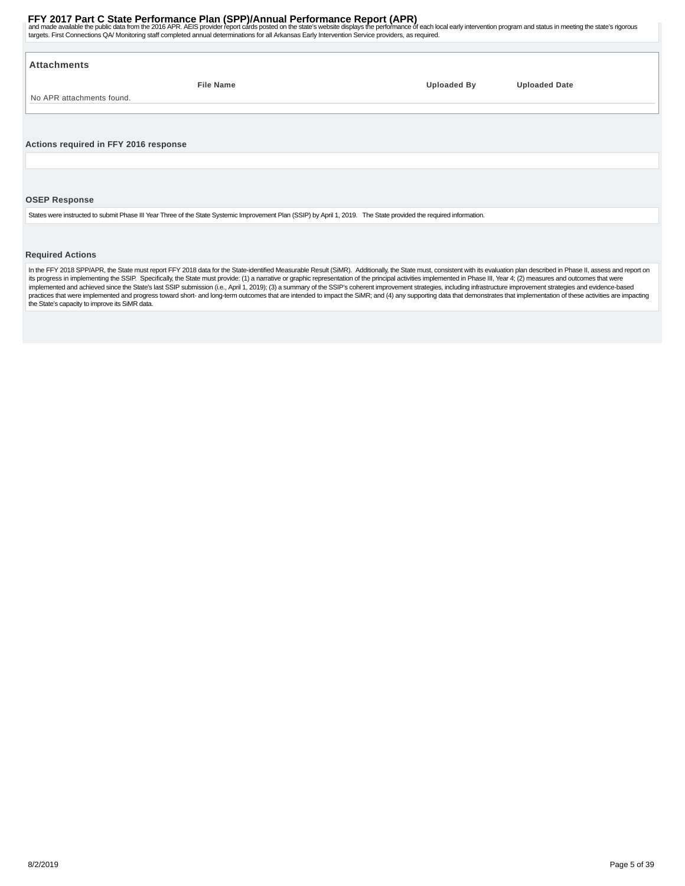and made available the public data from the 2016 APR. AEIS provider report cards posted on the state's website displays the performance of each local early intervention program and status in meeting the state's rigorous targets. First Connections QA/ Monitoring staff completed annual determinations for all Arkansas Early Intervention Service providers, as required.

### Attachments

| File Name | Uploaded By | Uploaded Date |
| --- | --- | --- |
| No APR attachments found. | | |

### Actions required in FFY 2016 response

### OSEP Response

States were instructed to submit Phase III Year Three of the State Systemic Improvement Plan (SSIP) by April 1, 2019. The State provided the required information.

### Required Actions

In the FFY 2018 SPP/APR, the State must report FFY 2018 data for the State-identified Measurable Result (SiMR). Additionally, the State must, consistent with its evaluation plan described in Phase II, assess and report on its progress in implementing the SSIP. Specifically, the State must provide: (1) a narrative or graphic representation of the principal activities implemented in Phase III, Year 4; (2) measures and outcomes that were implemented and achieved since the State's last SSIP submission (i.e., April 1, 2019); (3) a summary of the SSIP's coherent improvement strategies, including infrastructure improvement strategies and evidence-based practices that were implemented and progress toward short- and long-term outcomes that are intended to impact the SiMR; and (4) any supporting data that demonstrates that implementation of these activities are impacting the State's capacity to improve its SiMR data.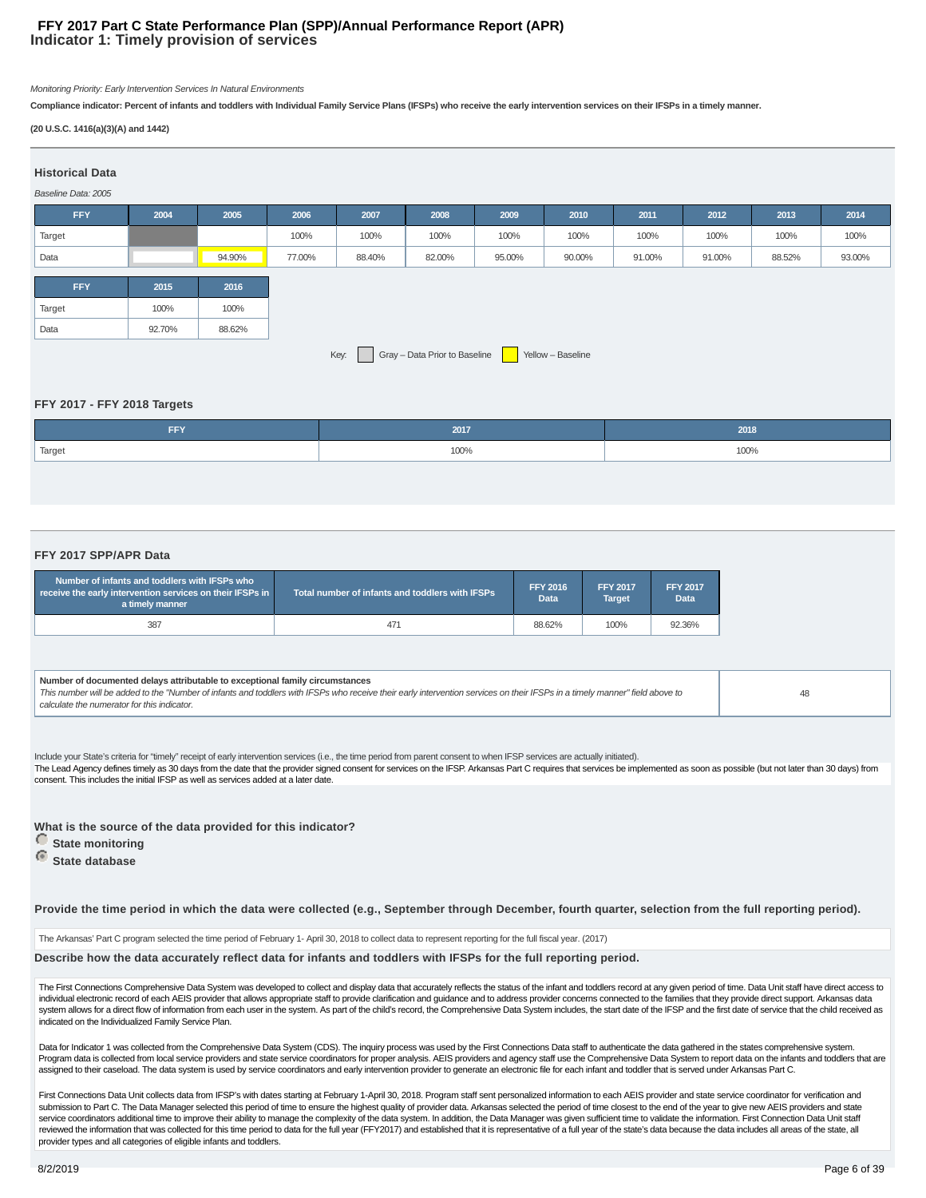# FFY 2017 Part C State Performance Plan (SPP)/Annual Performance Report (APR)

## Indicator 1: Timely provision of services

*Monitoring Priority: Early Intervention Services In Natural Environments*

**Compliance indicator: Percent of infants and toddlers with Individual Family Service Plans (IFSPs) who receive the early intervention services on their IFSPs in a timely manner.**

**(20 U.S.C. 1416(a)(3)(A) and 1442)**

### Historical Data

*Baseline Data: 2005*

| FFY | 2004 | 2005 | 2006 | 2007 | 2008 | 2009 | 2010 | 2011 | 2012 | 2013 | 2014 |
|---|---|---|---|---|---|---|---|---|---|---|---|
| Target | | | 100% | 100% | 100% | 100% | 100% | 100% | 100% | 100% | 100% |
| Data | | 94.90% | 77.00% | 88.40% | 82.00% | 95.00% | 90.00% | 91.00% | 91.00% | 88.52% | 93.00% |

| FFY | 2015 | 2016 |
|---|---|---|
| Target | 100% | 100% |
| Data | 92.70% | 88.62% |

Key: Gray – Data Prior to Baseline; Yellow – Baseline

### FFY 2017 - FFY 2018 Targets

| FFY | 2017 | 2018 |
|---|---|---|
| Target | 100% | 100% |

### FFY 2017 SPP/APR Data

| Number of infants and toddlers with IFSPs who receive the early intervention services on their IFSPs in a timely manner | Total number of infants and toddlers with IFSPs | FFY 2016 Data | FFY 2017 Target | FFY 2017 Data |
|---|---|---|---|---|
| 387 | 471 | 88.62% | 100% | 92.36% |

| Number of documented delays attributable to exceptional family circumstances | |
|---|---|
| *This number will be added to the "Number of infants and toddlers with IFSPs who receive their early intervention services on their IFSPs in a timely manner" field above to calculate the numerator for this indicator.* | 48 |

Include your State's criteria for "timely" receipt of early intervention services (i.e., the time period from parent consent to when IFSP services are actually initiated).

The Lead Agency defines timely as 30 days from the date that the provider signed consent for services on the IFSP. Arkansas Part C requires that services be implemented as soon as possible (but not later than 30 days) from consent. This includes the initial IFSP as well as services added at a later date.

**What is the source of the data provided for this indicator?**

- **State monitoring**
- **State database**

**Provide the time period in which the data were collected (e.g., September through December, fourth quarter, selection from the full reporting period).**

The Arkansas' Part C program selected the time period of February 1- April 30, 2018 to collect data to represent reporting for the full fiscal year. (2017)

**Describe how the data accurately reflect data for infants and toddlers with IFSPs for the full reporting period.**

The First Connections Comprehensive Data System was developed to collect and display data that accurately reflects the status of the infant and toddlers record at any given period of time. Data Unit staff have direct access to individual electronic record of each AEIS provider that allows appropriate staff to provide clarification and guidance and to address provider concerns connected to the families that they provide direct support. Arkansas data system allows for a direct flow of information from each user in the system. As part of the child's record, the Comprehensive Data System includes, the start date of the IFSP and the first date of service that the child received as indicated on the Individualized Family Service Plan.

Data for Indicator 1 was collected from the Comprehensive Data System (CDS). The inquiry process was used by the First Connections Data staff to authenticate the data gathered in the states comprehensive system. Program data is collected from local service providers and state service coordinators for proper analysis. AEIS providers and agency staff use the Comprehensive Data System to report data on the infants and toddlers that are assigned to their caseload. The data system is used by service coordinators and early intervention provider to generate an electronic file for each infant and toddler that is served under Arkansas Part C.

First Connections Data Unit collects data from IFSP's with dates starting at February 1-April 30, 2018. Program staff sent personalized information to each AEIS provider and state service coordinator for verification and submission to Part C. The Data Manager selected this period of time to ensure the highest quality of provider data. Arkansas selected the period of time closest to the end of the year to give new AEIS providers and state service coordinators additional time to improve their ability to manage the complexity of the data system. In addition, the Data Manager was given sufficient time to validate the information. First Connection Data Unit staff reviewed the information that was collected for this time period to data for the full year (FFY2017) and established that it is representative of a full year of the state's data because the data includes all areas of the state, all provider types and all categories of eligible infants and toddlers.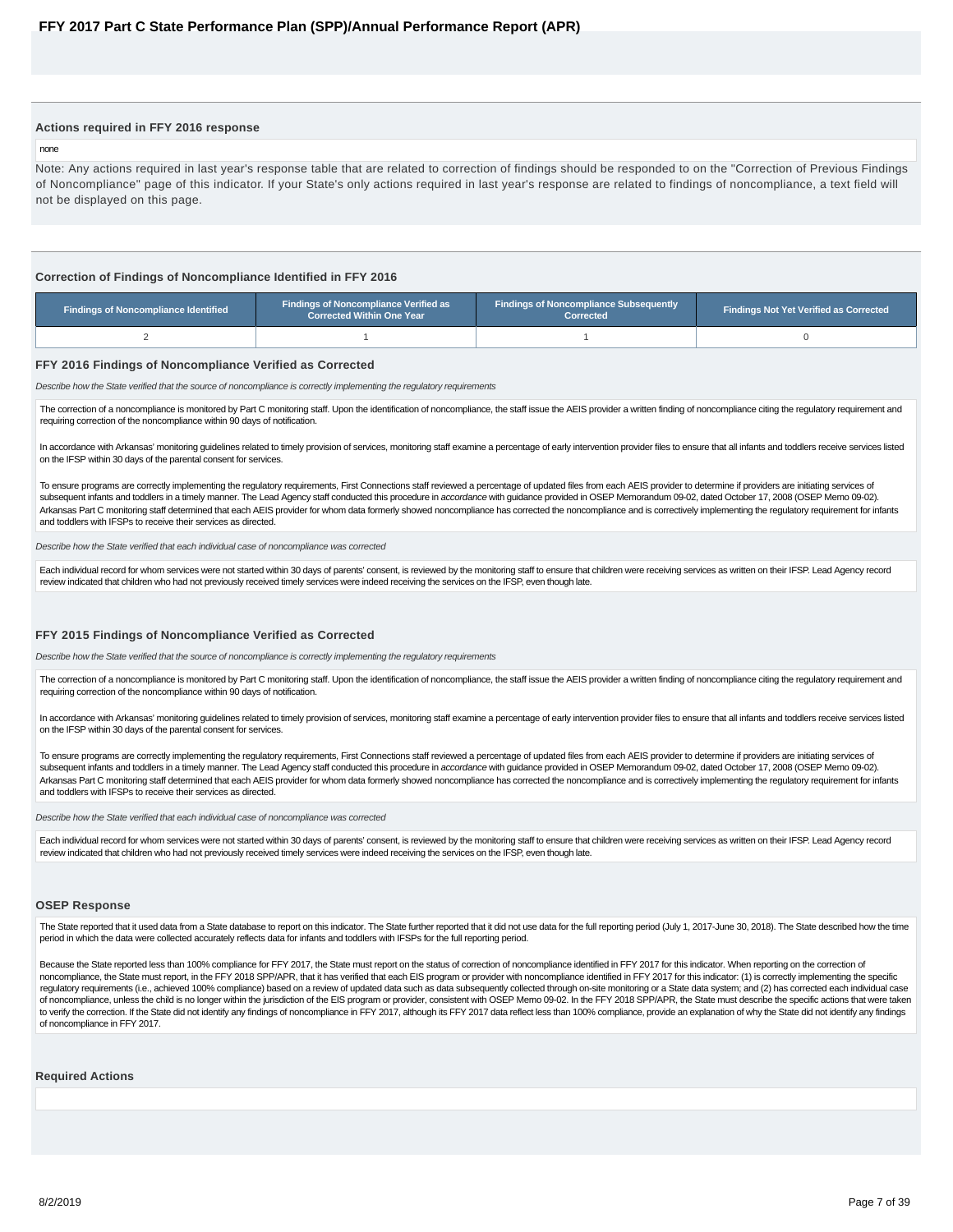### Actions required in FFY 2016 response

none

Note: Any actions required in last year's response table that are related to correction of findings should be responded to on the "Correction of Previous Findings of Noncompliance" page of this indicator. If your State's only actions required in last year's response are related to findings of noncompliance, a text field will not be displayed on this page.

### Correction of Findings of Noncompliance Identified in FFY 2016

| Findings of Noncompliance Identified | Findings of Noncompliance Verified as Corrected Within One Year | Findings of Noncompliance Subsequently Corrected | Findings Not Yet Verified as Corrected |
|---|---|---|---|
| 2 | 1 | 1 | 0 |

### FFY 2016 Findings of Noncompliance Verified as Corrected

*Describe how the State verified that the source of noncompliance is correctly implementing the regulatory requirements*

The correction of a noncompliance is monitored by Part C monitoring staff. Upon the identification of noncompliance, the staff issue the AEIS provider a written finding of noncompliance citing the regulatory requirement and requiring correction of the noncompliance within 90 days of notification.

In accordance with Arkansas' monitoring guidelines related to timely provision of services, monitoring staff examine a percentage of early intervention provider files to ensure that all infants and toddlers receive services listed on the IFSP within 30 days of the parental consent for services.

To ensure programs are correctly implementing the regulatory requirements, First Connections staff reviewed a percentage of updated files from each AEIS provider to determine if providers are initiating services of subsequent infants and toddlers in a timely manner. The Lead Agency staff conducted this procedure in *accordance* with guidance provided in OSEP Memorandum 09-02, dated October 17, 2008 (OSEP Memo 09-02). Arkansas Part C monitoring staff determined that each AEIS provider for whom data formerly showed noncompliance has corrected the noncompliance and is correctively implementing the regulatory requirement for infants and toddlers with IFSPs to receive their services as directed.

*Describe how the State verified that each individual case of noncompliance was corrected*

Each individual record for whom services were not started within 30 days of parents' consent, is reviewed by the monitoring staff to ensure that children were receiving services as written on their IFSP. Lead Agency record review indicated that children who had not previously received timely services were indeed receiving the services on the IFSP, even though late.

### FFY 2015 Findings of Noncompliance Verified as Corrected

*Describe how the State verified that the source of noncompliance is correctly implementing the regulatory requirements*

The correction of a noncompliance is monitored by Part C monitoring staff. Upon the identification of noncompliance, the staff issue the AEIS provider a written finding of noncompliance citing the regulatory requirement and requiring correction of the noncompliance within 90 days of notification.

In accordance with Arkansas' monitoring guidelines related to timely provision of services, monitoring staff examine a percentage of early intervention provider files to ensure that all infants and toddlers receive services listed on the IFSP within 30 days of the parental consent for services.

To ensure programs are correctly implementing the regulatory requirements, First Connections staff reviewed a percentage of updated files from each AEIS provider to determine if providers are initiating services of subsequent infants and toddlers in a timely manner. The Lead Agency staff conducted this procedure in *accordance* with guidance provided in OSEP Memorandum 09-02, dated October 17, 2008 (OSEP Memo 09-02). Arkansas Part C monitoring staff determined that each AEIS provider for whom data formerly showed noncompliance has corrected the noncompliance and is correctively implementing the regulatory requirement for infants and toddlers with IFSPs to receive their services as directed.

*Describe how the State verified that each individual case of noncompliance was corrected*

Each individual record for whom services were not started within 30 days of parents' consent, is reviewed by the monitoring staff to ensure that children were receiving services as written on their IFSP. Lead Agency record review indicated that children who had not previously received timely services were indeed receiving the services on the IFSP, even though late.

### OSEP Response

The State reported that it used data from a State database to report on this indicator. The State further reported that it did not use data for the full reporting period (July 1, 2017-June 30, 2018). The State described how the time period in which the data were collected accurately reflects data for infants and toddlers with IFSPs for the full reporting period.

Because the State reported less than 100% compliance for FFY 2017, the State must report on the status of correction of noncompliance identified in FFY 2017 for this indicator. When reporting on the correction of noncompliance, the State must report, in the FFY 2018 SPP/APR, that it has verified that each EIS program or provider with noncompliance identified in FFY 2017 for this indicator: (1) is correctly implementing the specific regulatory requirements (i.e., achieved 100% compliance) based on a review of updated data such as data subsequently collected through on-site monitoring or a State data system; and (2) has corrected each individual case of noncompliance, unless the child is no longer within the jurisdiction of the EIS program or provider, consistent with OSEP Memo 09-02. In the FFY 2018 SPP/APR, the State must describe the specific actions that were taken to verify the correction. If the State did not identify any findings of noncompliance in FFY 2017, although its FFY 2017 data reflect less than 100% compliance, provide an explanation of why the State did not identify any findings of noncompliance in FFY 2017.

### Required Actions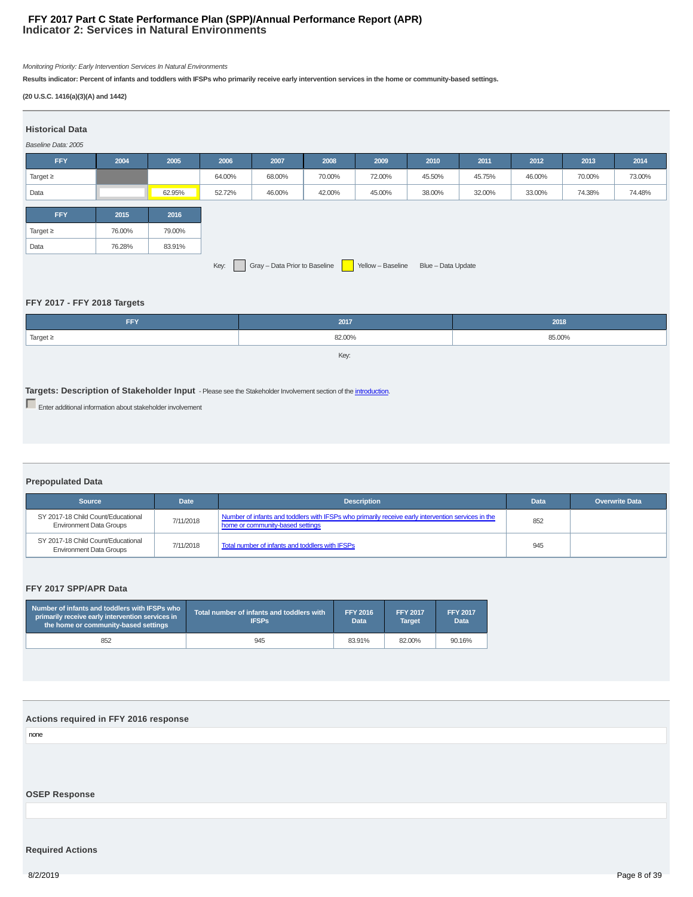# FFY 2017 Part C State Performance Plan (SPP)/Annual Performance Report (APR)

## Indicator 2: Services in Natural Environments

*Monitoring Priority: Early Intervention Services In Natural Environments*

**Results indicator: Percent of infants and toddlers with IFSPs who primarily receive early intervention services in the home or community-based settings.**

**(20 U.S.C. 1416(a)(3)(A) and 1442)**

### Historical Data

*Baseline Data: 2005*

| FFY | 2004 | 2005 | 2006 | 2007 | 2008 | 2009 | 2010 | 2011 | 2012 | 2013 | 2014 |
|---|---|---|---|---|---|---|---|---|---|---|---|
| Target ≥ | | | 64.00% | 68.00% | 70.00% | 72.00% | 45.50% | 45.75% | 46.00% | 70.00% | 73.00% |
| Data | | 62.95% | 52.72% | 46.00% | 42.00% | 45.00% | 38.00% | 32.00% | 33.00% | 74.38% | 74.48% |

| FFY | 2015 | 2016 |
|---|---|---|
| Target ≥ | 76.00% | 79.00% |
| Data | 76.28% | 83.91% |

Key: Gray – Data Prior to Baseline Yellow – Baseline Blue – Data Update

### FFY 2017 - FFY 2018 Targets

| FFY | 2017 | 2018 |
|---|---|---|
| Target ≥ | 82.00% | 85.00% |

Key:

### Targets: Description of Stakeholder Input

- Please see the Stakeholder Involvement section of the introduction.

Enter additional information about stakeholder involvement

### Prepopulated Data

| Source | Date | Description | Data | Overwrite Data |
|---|---|---|---|---|
| SY 2017-18 Child Count/Educational Environment Data Groups | 7/11/2018 | Number of infants and toddlers with IFSPs who primarily receive early intervention services in the home or community-based settings | 852 | |
| SY 2017-18 Child Count/Educational Environment Data Groups | 7/11/2018 | Total number of infants and toddlers with IFSPs | 945 | |

### FFY 2017 SPP/APR Data

| Number of infants and toddlers with IFSPs who primarily receive early intervention services in the home or community-based settings | Total number of infants and toddlers with IFSPs | FFY 2016 Data | FFY 2017 Target | FFY 2017 Data |
|---|---|---|---|---|
| 852 | 945 | 83.91% | 82.00% | 90.16% |

### Actions required in FFY 2016 response

none

### OSEP Response

### Required Actions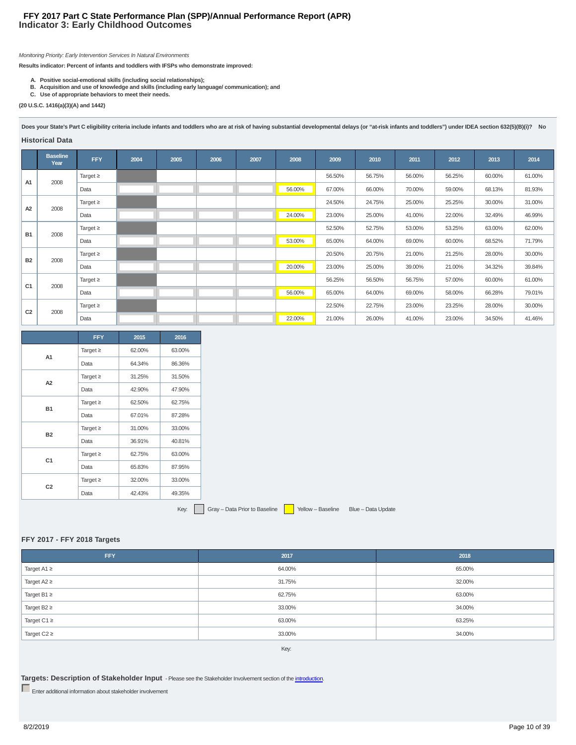# FFY 2017 Part C State Performance Plan (SPP)/Annual Performance Report (APR)
## Indicator 3: Early Childhood Outcomes

*Monitoring Priority: Early Intervention Services In Natural Environments*

**Results indicator: Percent of infants and toddlers with IFSPs who demonstrate improved:**

- **A. Positive social-emotional skills (including social relationships);**
- **B. Acquisition and use of knowledge and skills (including early language/ communication); and**
- **C. Use of appropriate behaviors to meet their needs.**

**(20 U.S.C. 1416(a)(3)(A) and 1442)**

**Does your State's Part C eligibility criteria include infants and toddlers who are at risk of having substantial developmental delays (or "at-risk infants and toddlers") under IDEA section 632(5)(B)(i)? No**

### Historical Data

| | Baseline Year | FFY | 2004 | 2005 | 2006 | 2007 | 2008 | 2009 | 2010 | 2011 | 2012 | 2013 | 2014 |
|---|---|---|---|---|---|---|---|---|---|---|---|---|---|
| A1 | 2008 | Target ≥ | | | | | | 56.50% | 56.75% | 56.00% | 56.25% | 60.00% | 61.00% |
| | | Data | | | | | 56.00% | 67.00% | 66.00% | 70.00% | 59.00% | 68.13% | 81.93% |
| A2 | 2008 | Target ≥ | | | | | | 24.50% | 24.75% | 25.00% | 25.25% | 30.00% | 31.00% |
| | | Data | | | | | 24.00% | 23.00% | 25.00% | 41.00% | 22.00% | 32.49% | 46.99% |
| B1 | 2008 | Target ≥ | | | | | | 52.50% | 52.75% | 53.00% | 53.25% | 63.00% | 62.00% |
| | | Data | | | | | 53.00% | 65.00% | 64.00% | 69.00% | 60.00% | 68.52% | 71.79% |
| B2 | 2008 | Target ≥ | | | | | | 20.50% | 20.75% | 21.00% | 21.25% | 28.00% | 30.00% |
| | | Data | | | | | 20.00% | 23.00% | 25.00% | 39.00% | 21.00% | 34.32% | 39.84% |
| C1 | 2008 | Target ≥ | | | | | | 56.25% | 56.50% | 56.75% | 57.00% | 60.00% | 61.00% |
| | | Data | | | | | 56.00% | 65.00% | 64.00% | 69.00% | 58.00% | 66.28% | 79.01% |
| C2 | 2008 | Target ≥ | | | | | | 22.50% | 22.75% | 23.00% | 23.25% | 28.00% | 30.00% |
| | | Data | | | | | 22.00% | 21.00% | 26.00% | 41.00% | 23.00% | 34.50% | 41.46% |

| | FFY | 2015 | 2016 |
|---|---|---|---|
| A1 | Target ≥ | 62.00% | 63.00% |
| | Data | 64.34% | 86.36% |
| A2 | Target ≥ | 31.25% | 31.50% |
| | Data | 42.90% | 47.90% |
| B1 | Target ≥ | 62.50% | 62.75% |
| | Data | 67.01% | 87.28% |
| B2 | Target ≥ | 31.00% | 33.00% |
| | Data | 36.91% | 40.81% |
| C1 | Target ≥ | 62.75% | 63.00% |
| | Data | 65.83% | 87.95% |
| C2 | Target ≥ | 32.00% | 33.00% |
| | Data | 42.43% | 49.35% |

Key: Gray – Data Prior to Baseline Yellow – Baseline Blue – Data Update

### FFY 2017 - FFY 2018 Targets

| FFY | 2017 | 2018 |
|---|---|---|
| Target A1 ≥ | 64.00% | 65.00% |
| Target A2 ≥ | 31.75% | 32.00% |
| Target B1 ≥ | 62.75% | 63.00% |
| Target B2 ≥ | 33.00% | 34.00% |
| Target C1 ≥ | 63.00% | 63.25% |
| Target C2 ≥ | 33.00% | 34.00% |

Key:

### Targets: Description of Stakeholder Input

- Please see the Stakeholder Involvement section of the introduction.

Enter additional information about stakeholder involvement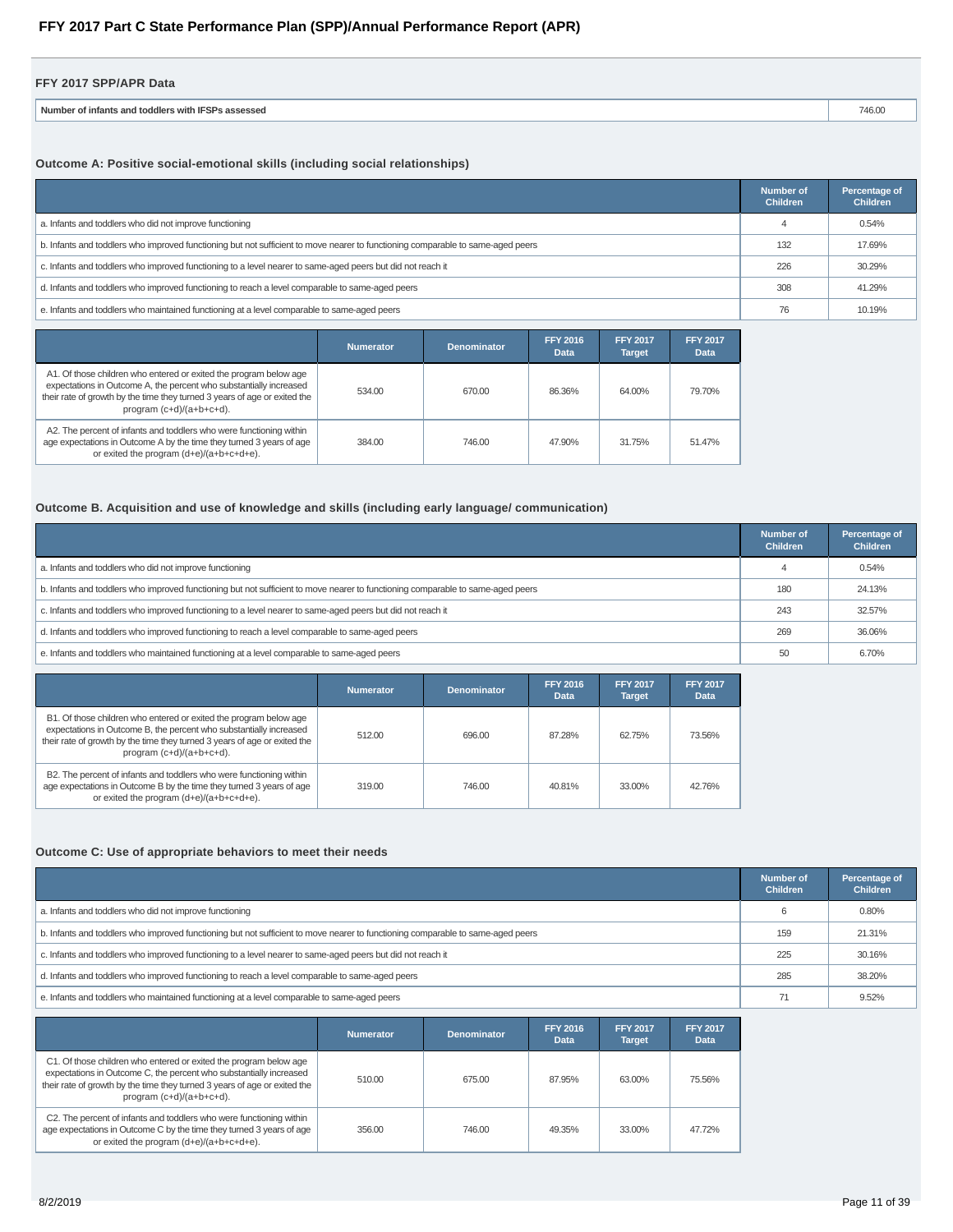# FFY 2017 Part C State Performance Plan (SPP)/Annual Performance Report (APR)

## FFY 2017 SPP/APR Data

| Number of infants and toddlers with IFSPs assessed | 746.00 |
|---|---|

### Outcome A: Positive social-emotional skills (including social relationships)

| | Number of Children | Percentage of Children |
|---|---|---|
| a. Infants and toddlers who did not improve functioning | 4 | 0.54% |
| b. Infants and toddlers who improved functioning but not sufficient to move nearer to functioning comparable to same-aged peers | 132 | 17.69% |
| c. Infants and toddlers who improved functioning to a level nearer to same-aged peers but did not reach it | 226 | 30.29% |
| d. Infants and toddlers who improved functioning to reach a level comparable to same-aged peers | 308 | 41.29% |
| e. Infants and toddlers who maintained functioning at a level comparable to same-aged peers | 76 | 10.19% |

| | Numerator | Denominator | FFY 2016 Data | FFY 2017 Target | FFY 2017 Data |
|---|---|---|---|---|---|
| A1. Of those children who entered or exited the program below age expectations in Outcome A, the percent who substantially increased their rate of growth by the time they turned 3 years of age or exited the program (c+d)/(a+b+c+d). | 534.00 | 670.00 | 86.36% | 64.00% | 79.70% |
| A2. The percent of infants and toddlers who were functioning within age expectations in Outcome A by the time they turned 3 years of age or exited the program (d+e)/(a+b+c+d+e). | 384.00 | 746.00 | 47.90% | 31.75% | 51.47% |

### Outcome B. Acquisition and use of knowledge and skills (including early language/ communication)

| | Number of Children | Percentage of Children |
|---|---|---|
| a. Infants and toddlers who did not improve functioning | 4 | 0.54% |
| b. Infants and toddlers who improved functioning but not sufficient to move nearer to functioning comparable to same-aged peers | 180 | 24.13% |
| c. Infants and toddlers who improved functioning to a level nearer to same-aged peers but did not reach it | 243 | 32.57% |
| d. Infants and toddlers who improved functioning to reach a level comparable to same-aged peers | 269 | 36.06% |
| e. Infants and toddlers who maintained functioning at a level comparable to same-aged peers | 50 | 6.70% |

| | Numerator | Denominator | FFY 2016 Data | FFY 2017 Target | FFY 2017 Data |
|---|---|---|---|---|---|
| B1. Of those children who entered or exited the program below age expectations in Outcome B, the percent who substantially increased their rate of growth by the time they turned 3 years of age or exited the program (c+d)/(a+b+c+d). | 512.00 | 696.00 | 87.28% | 62.75% | 73.56% |
| B2. The percent of infants and toddlers who were functioning within age expectations in Outcome B by the time they turned 3 years of age or exited the program (d+e)/(a+b+c+d+e). | 319.00 | 746.00 | 40.81% | 33.00% | 42.76% |

### Outcome C: Use of appropriate behaviors to meet their needs

| | Number of Children | Percentage of Children |
|---|---|---|
| a. Infants and toddlers who did not improve functioning | 6 | 0.80% |
| b. Infants and toddlers who improved functioning but not sufficient to move nearer to functioning comparable to same-aged peers | 159 | 21.31% |
| c. Infants and toddlers who improved functioning to a level nearer to same-aged peers but did not reach it | 225 | 30.16% |
| d. Infants and toddlers who improved functioning to reach a level comparable to same-aged peers | 285 | 38.20% |
| e. Infants and toddlers who maintained functioning at a level comparable to same-aged peers | 71 | 9.52% |

| | Numerator | Denominator | FFY 2016 Data | FFY 2017 Target | FFY 2017 Data |
|---|---|---|---|---|---|
| C1. Of those children who entered or exited the program below age expectations in Outcome C, the percent who substantially increased their rate of growth by the time they turned 3 years of age or exited the program (c+d)/(a+b+c+d). | 510.00 | 675.00 | 87.95% | 63.00% | 75.56% |
| C2. The percent of infants and toddlers who were functioning within age expectations in Outcome C by the time they turned 3 years of age or exited the program (d+e)/(a+b+c+d+e). | 356.00 | 746.00 | 49.35% | 33.00% | 47.72% |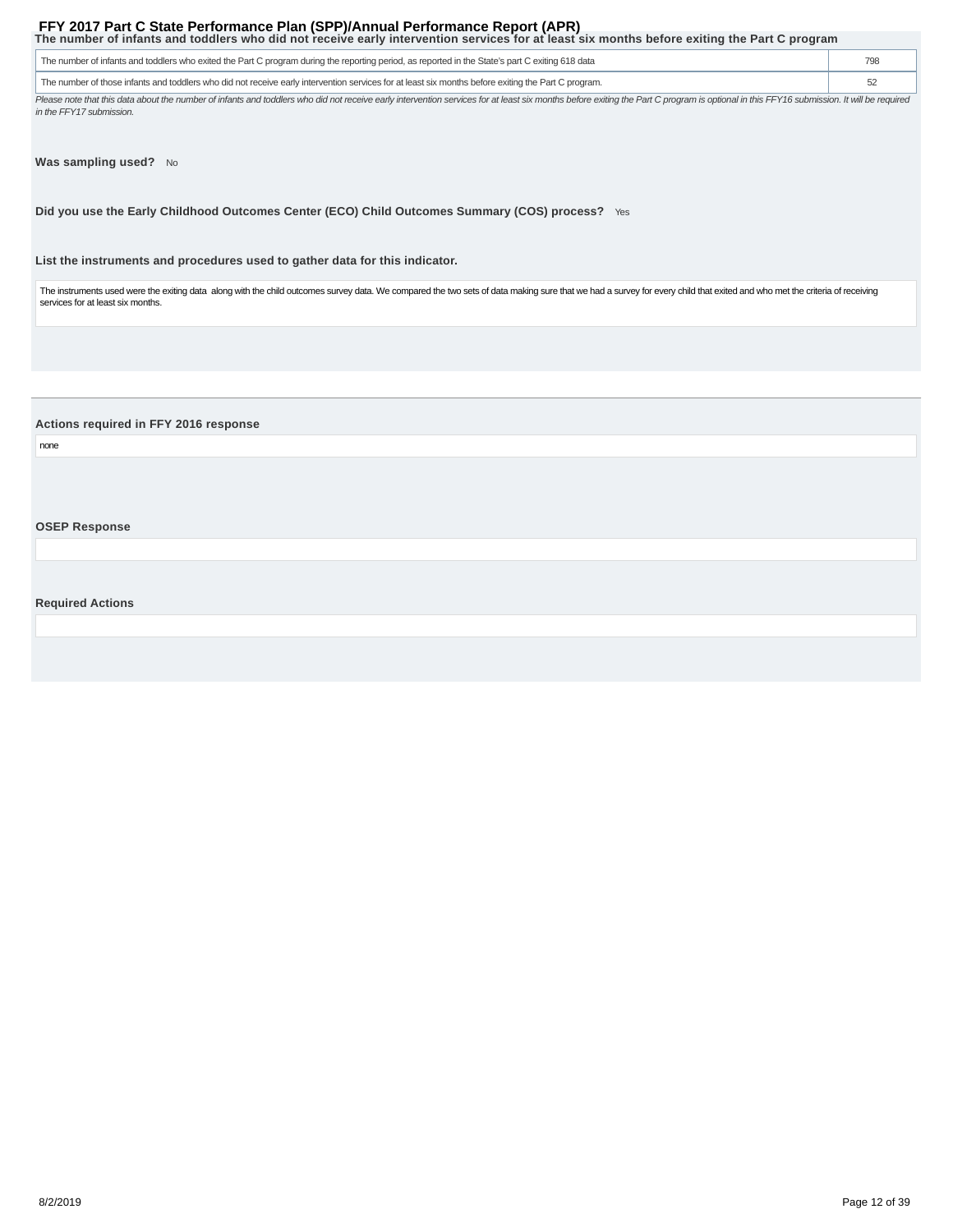### The number of infants and toddlers who did not receive early intervention services for at least six months before exiting the Part C program

| | |
|---|---|
| The number of infants and toddlers who exited the Part C program during the reporting period, as reported in the State's part C exiting 618 data | 798 |
| The number of those infants and toddlers who did not receive early intervention services for at least six months before exiting the Part C program. | 52 |

*Please note that this data about the number of infants and toddlers who did not receive early intervention services for at least six months before exiting the Part C program is optional in this FFY16 submission. It will be required in the FFY17 submission.*

**Was sampling used?** No

**Did you use the Early Childhood Outcomes Center (ECO) Child Outcomes Summary (COS) process?** Yes

**List the instruments and procedures used to gather data for this indicator.**

The instruments used were the exiting data along with the child outcomes survey data. We compared the two sets of data making sure that we had a survey for every child that exited and who met the criteria of receiving services for at least six months.

**Actions required in FFY 2016 response**

none

**OSEP Response**

**Required Actions**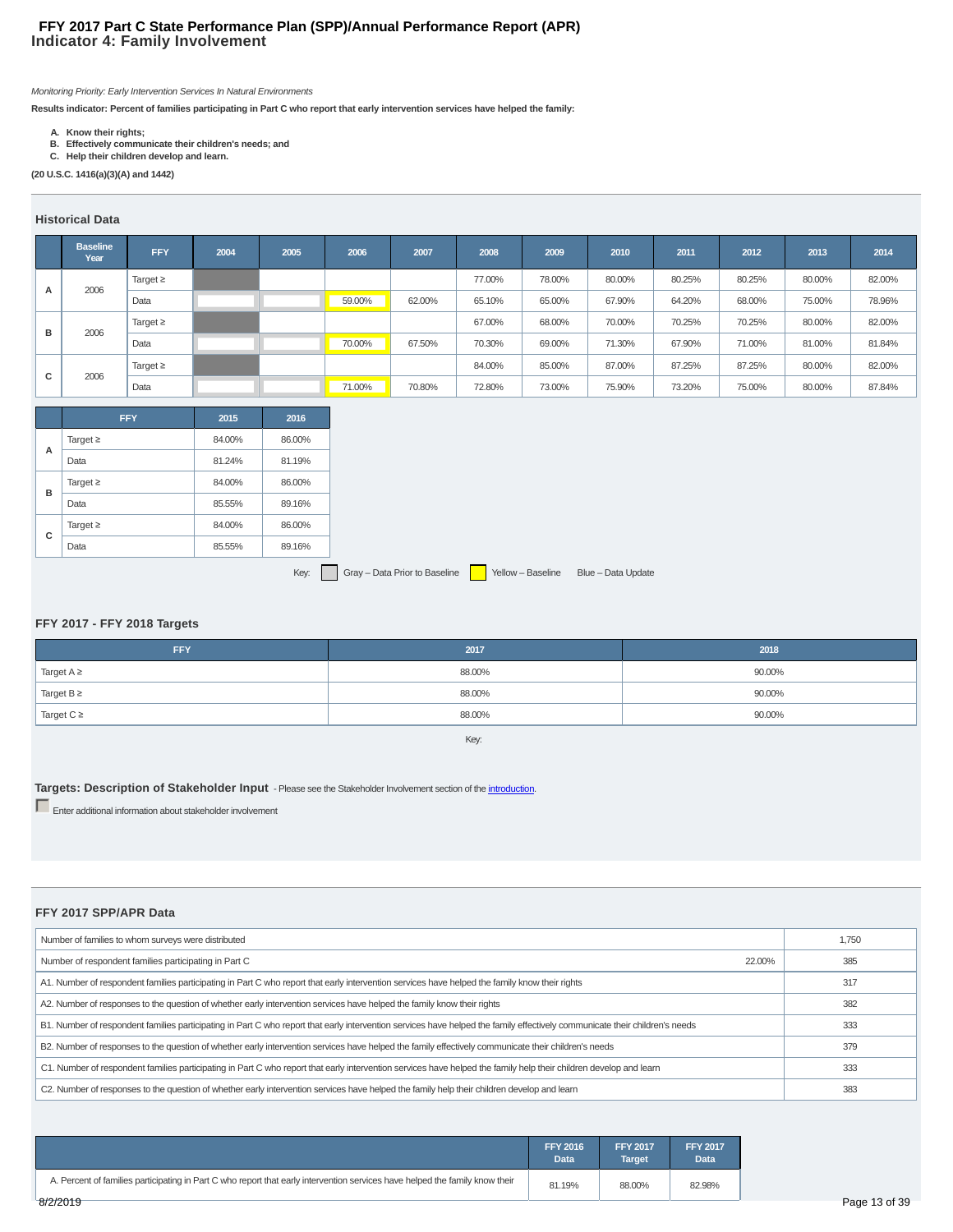# FFY 2017 Part C State Performance Plan (SPP)/Annual Performance Report (APR)
## Indicator 4: Family Involvement

*Monitoring Priority: Early Intervention Services In Natural Environments*

**Results indicator: Percent of families participating in Part C who report that early intervention services have helped the family:**

A. **Know their rights;**
B. **Effectively communicate their children's needs; and**
C. **Help their children develop and learn.**

**(20 U.S.C. 1416(a)(3)(A) and 1442)**

### Historical Data

| | Baseline Year | FFY | 2004 | 2005 | 2006 | 2007 | 2008 | 2009 | 2010 | 2011 | 2012 | 2013 | 2014 |
|---|---|---|---|---|---|---|---|---|---|---|---|---|---|
| A | 2006 | Target ≥ | | | | | 77.00% | 78.00% | 80.00% | 80.25% | 80.25% | 80.00% | 82.00% |
| | | Data | | | 59.00% | 62.00% | 65.10% | 65.00% | 67.90% | 64.20% | 68.00% | 75.00% | 78.96% |
| B | 2006 | Target ≥ | | | | | 67.00% | 68.00% | 70.00% | 70.25% | 70.25% | 80.00% | 82.00% |
| | | Data | | | 70.00% | 67.50% | 70.30% | 69.00% | 71.30% | 67.90% | 71.00% | 81.00% | 81.84% |
| C | 2006 | Target ≥ | | | | | 84.00% | 85.00% | 87.00% | 87.25% | 87.25% | 80.00% | 82.00% |
| | | Data | | | 71.00% | 70.80% | 72.80% | 73.00% | 75.90% | 73.20% | 75.00% | 80.00% | 87.84% |

| | FFY | 2015 | 2016 |
|---|---|---|---|
| A | Target ≥ | 84.00% | 86.00% |
| | Data | 81.24% | 81.19% |
| B | Target ≥ | 84.00% | 86.00% |
| | Data | 85.55% | 89.16% |
| C | Target ≥ | 84.00% | 86.00% |
| | Data | 85.55% | 89.16% |

Key: Gray – Data Prior to Baseline; Yellow – Baseline; Blue – Data Update

### FFY 2017 - FFY 2018 Targets

| FFY | 2017 | 2018 |
|---|---|---|
| Target A ≥ | 88.00% | 90.00% |
| Target B ≥ | 88.00% | 90.00% |
| Target C ≥ | 88.00% | 90.00% |

Key:

### Targets: Description of Stakeholder Input
- Please see the Stakeholder Involvement section of the introduction.

Enter additional information about stakeholder involvement

### FFY 2017 SPP/APR Data

| | | |
|---|---|---|
| Number of families to whom surveys were distributed | | 1,750 |
| Number of respondent families participating in Part C | 22.00% | 385 |
| A1. Number of respondent families participating in Part C who report that early intervention services have helped the family know their rights | | 317 |
| A2. Number of responses to the question of whether early intervention services have helped the family know their rights | | 382 |
| B1. Number of respondent families participating in Part C who report that early intervention services have helped the family effectively communicate their children's needs | | 333 |
| B2. Number of responses to the question of whether early intervention services have helped the family effectively communicate their children's needs | | 379 |
| C1. Number of respondent families participating in Part C who report that early intervention services have helped the family help their children develop and learn | | 333 |
| C2. Number of responses to the question of whether early intervention services have helped the family help their children develop and learn | | 383 |

| | FFY 2016 Data | FFY 2017 Target | FFY 2017 Data |
|---|---|---|---|
| A. Percent of families participating in Part C who report that early intervention services have helped the family know their | 81.19% | 88.00% | 82.98% |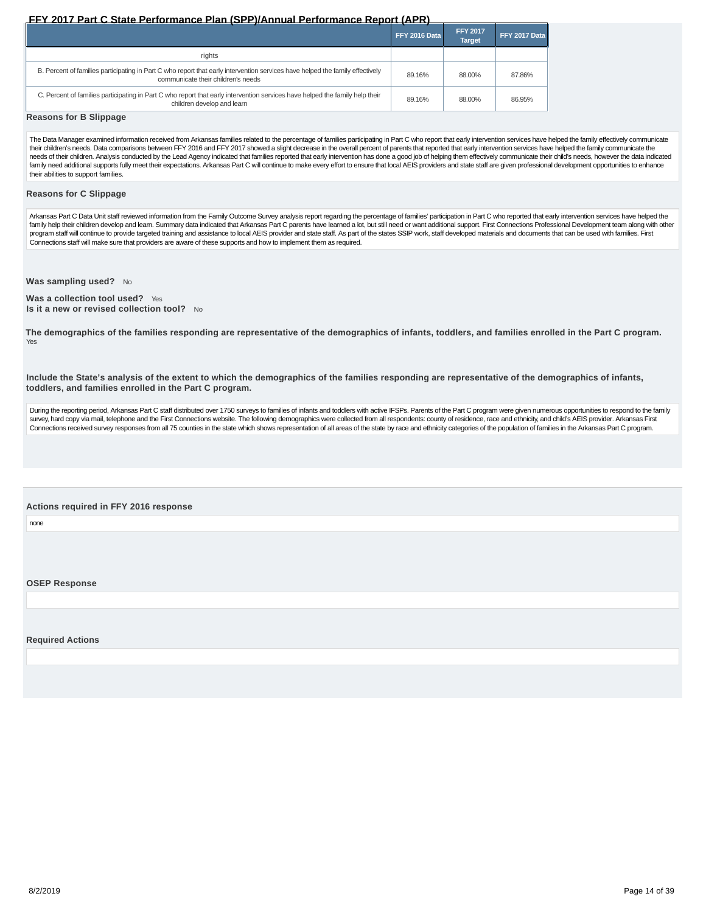| | FFY 2016 Data | FFY 2017 Target | FFY 2017 Data |
|---|---|---|---|
| rights | | | |
| B. Percent of families participating in Part C who report that early intervention services have helped the family effectively communicate their children's needs | 89.16% | 88.00% | 87.86% |
| C. Percent of families participating in Part C who report that early intervention services have helped the family help their children develop and learn | 89.16% | 88.00% | 86.95% |

**Reasons for B Slippage**

The Data Manager examined information received from Arkansas families related to the percentage of families participating in Part C who report that early intervention services have helped the family effectively communicate their children's needs. Data comparisons between FFY 2016 and FFY 2017 showed a slight decrease in the overall percent of parents that reported that early intervention services have helped the family communicate the needs of their children. Analysis conducted by the Lead Agency indicated that families reported that early intervention has done a good job of helping them effectively communicate their child's needs, however the data indicated family need additional supports fully meet their expectations. Arkansas Part C will continue to make every effort to ensure that local AEIS providers and state staff are given professional development opportunities to enhance their abilities to support families.

**Reasons for C Slippage**

Arkansas Part C Data Unit staff reviewed information from the Family Outcome Survey analysis report regarding the percentage of families' participation in Part C who reported that early intervention services have helped the family help their children develop and learn. Summary data indicated that Arkansas Part C parents have learned a lot, but still need or want additional support. First Connections Professional Development team along with other program staff will continue to provide targeted training and assistance to local AEIS provider and state staff. As part of the states SSIP work, staff developed materials and documents that can be used with families. First Connections staff will make sure that providers are aware of these supports and how to implement them as required.

**Was sampling used?** No

**Was a collection tool used?** Yes
**Is it a new or revised collection tool?** No

**The demographics of the families responding are representative of the demographics of infants, toddlers, and families enrolled in the Part C program.**
Yes

**Include the State's analysis of the extent to which the demographics of the families responding are representative of the demographics of infants, toddlers, and families enrolled in the Part C program.**

During the reporting period, Arkansas Part C staff distributed over 1750 surveys to families of infants and toddlers with active IFSPs. Parents of the Part C program were given numerous opportunities to respond to the family survey, hard copy via mail, telephone and the First Connections website. The following demographics were collected from all respondents: county of residence, race and ethnicity, and child's AEIS provider. Arkansas First Connections received survey responses from all 75 counties in the state which shows representation of all areas of the state by race and ethnicity categories of the population of families in the Arkansas Part C program.

**Actions required in FFY 2016 response**

none

**OSEP Response**

**Required Actions**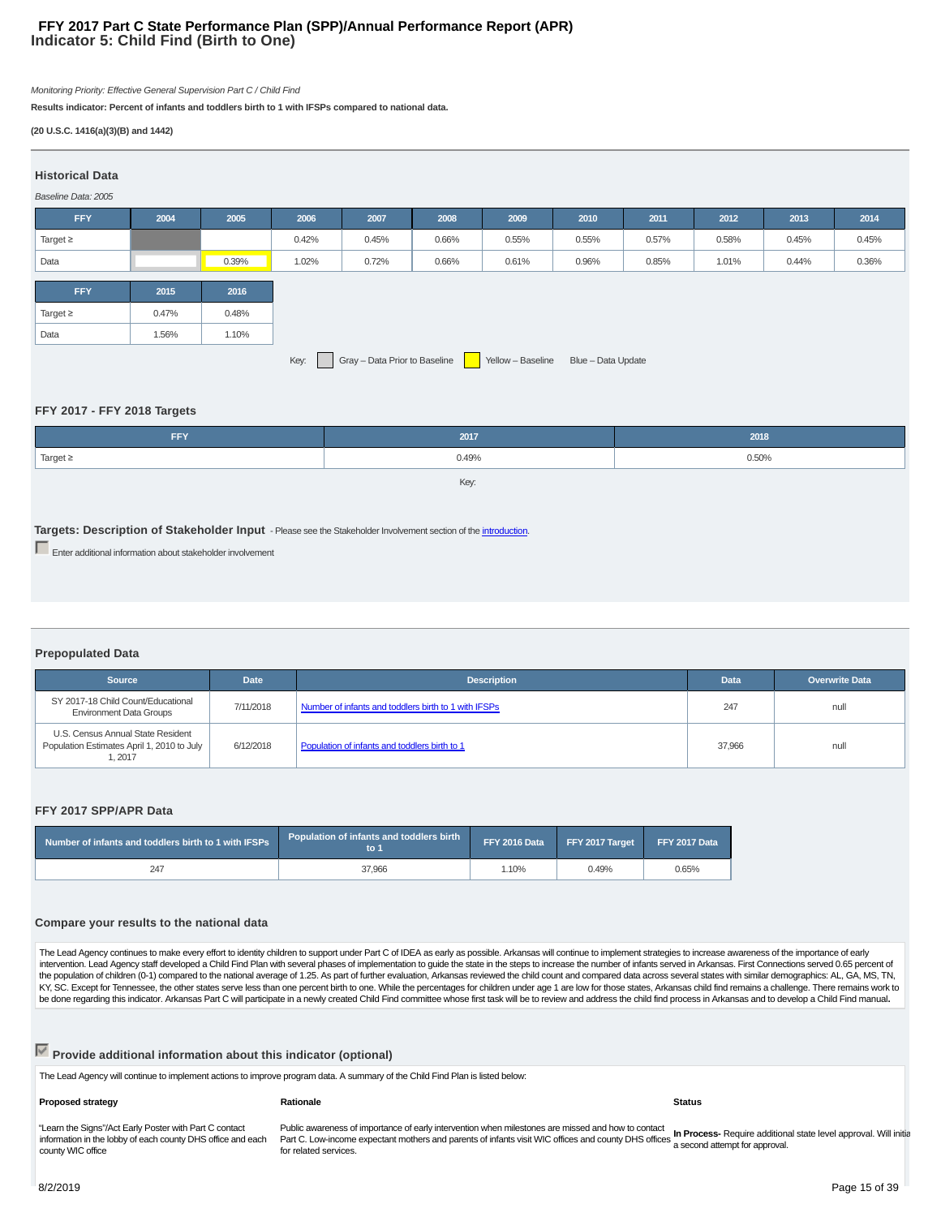# FFY 2017 Part C State Performance Plan (SPP)/Annual Performance Report (APR)
## Indicator 5: Child Find (Birth to One)

*Monitoring Priority: Effective General Supervision Part C / Child Find*

**Results indicator: Percent of infants and toddlers birth to 1 with IFSPs compared to national data.**

**(20 U.S.C. 1416(a)(3)(B) and 1442)**

### Historical Data

*Baseline Data: 2005*

| FFY | 2004 | 2005 | 2006 | 2007 | 2008 | 2009 | 2010 | 2011 | 2012 | 2013 | 2014 |
|---|---|---|---|---|---|---|---|---|---|---|---|
| Target ≥ | | | 0.42% | 0.45% | 0.66% | 0.55% | 0.55% | 0.57% | 0.58% | 0.45% | 0.45% |
| Data | | 0.39% | 1.02% | 0.72% | 0.66% | 0.61% | 0.96% | 0.85% | 1.01% | 0.44% | 0.36% |

| FFY | 2015 | 2016 |
|---|---|---|
| Target ≥ | 0.47% | 0.48% |
| Data | 1.56% | 1.10% |

Key: Gray – Data Prior to Baseline   Yellow – Baseline   Blue – Data Update

### FFY 2017 - FFY 2018 Targets

| FFY | 2017 | 2018 |
|---|---|---|
| Target ≥ | 0.49% | 0.50% |

Key:

### Targets: Description of Stakeholder Input
- Please see the Stakeholder Involvement section of the introduction.

Enter additional information about stakeholder involvement

### Prepopulated Data

| Source | Date | Description | Data | Overwrite Data |
|---|---|---|---|---|
| SY 2017-18 Child Count/Educational Environment Data Groups | 7/11/2018 | Number of infants and toddlers birth to 1 with IFSPs | 247 | null |
| U.S. Census Annual State Resident Population Estimates April 1, 2010 to July 1, 2017 | 6/12/2018 | Population of infants and toddlers birth to 1 | 37,966 | null |

### FFY 2017 SPP/APR Data

| Number of infants and toddlers birth to 1 with IFSPs | Population of infants and toddlers birth to 1 | FFY 2016 Data | FFY 2017 Target | FFY 2017 Data |
|---|---|---|---|---|
| 247 | 37,966 | 1.10% | 0.49% | 0.65% |

### Compare your results to the national data

The Lead Agency continues to make every effort to identity children to support under Part C of IDEA as early as possible. Arkansas will continue to implement strategies to increase awareness of the importance of early intervention. Lead Agency staff developed a Child Find Plan with several phases of implementation to guide the state in the steps to increase the number of infants served in Arkansas. First Connections served 0.65 percent of the population of children (0-1) compared to the national average of 1.25. As part of further evaluation, Arkansas reviewed the child count and compared data across several states with similar demographics: AL, GA, MS, TN, KY, SC. Except for Tennessee, the other states serve less than one percent birth to one. While the percentages for children under age 1 are low for those states, Arkansas child find remains a challenge. There remains work to be done regarding this indicator. Arkansas Part C will participate in a newly created Child Find committee whose first task will be to review and address the child find process in Arkansas and to develop a Child Find manual**.**

### Provide additional information about this indicator (optional)

The Lead Agency will continue to implement actions to improve program data. A summary of the Child Find Plan is listed below:

| Proposed strategy | Rationale | Status |
|---|---|---|
| "Learn the Signs"/Act Early Poster with Part C contact information in the lobby of each county DHS office and each county WIC office | Public awareness of importance of early intervention when milestones are missed and how to contact Part C. Low-income expectant mothers and parents of infants visit WIC offices and county DHS offices for related services. | **In Process-** Require additional state level approval. Will initia a second attempt for approval. |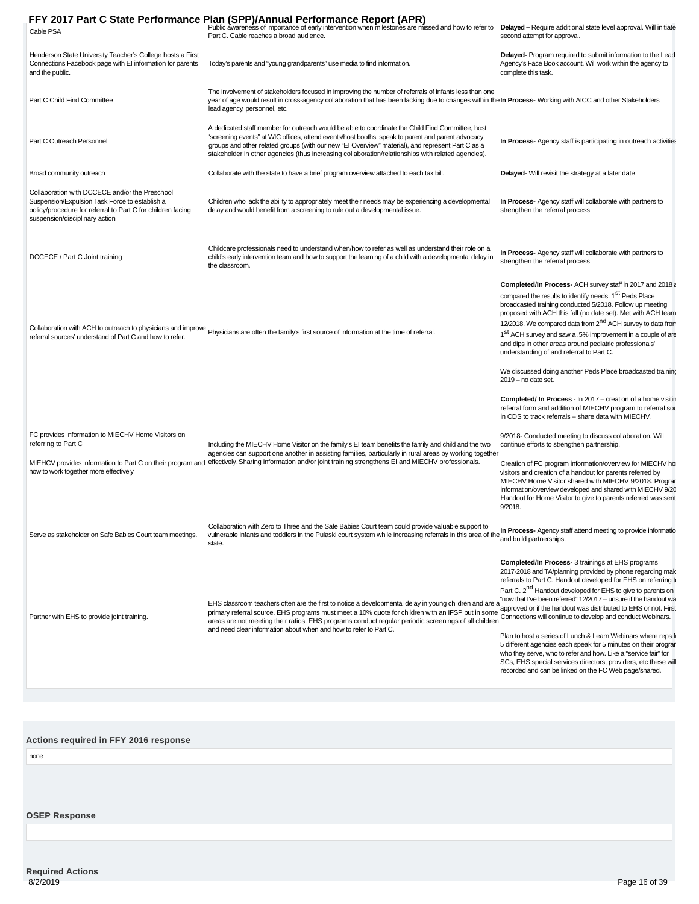| | | |
|---|---|---|
| Cable PSA | Public awareness of importance of early intervention when milestones are missed and how to refer to Part C. Cable reaches a broad audience. | **Delayed –** Require additional state level approval. Will initiate second attempt for approval. |
| Henderson State University Teacher's College hosts a First Connections Facebook page with EI information for parents and the public. | Today's parents and "young grandparents" use media to find information. | **Delayed-** Program required to submit information to the Lead Agency's Face Book account. Will work within the agency to complete this task. |
| Part C Child Find Committee | The involvement of stakeholders focused in improving the number of referrals of infants less than one year of age would result in cross-agency collaboration that has been lacking due to changes within the lead agency, personnel, etc. | **In Process-** Working with AICC and other Stakeholders |
| Part C Outreach Personnel | A dedicated staff member for outreach would be able to coordinate the Child Find Committee, host "screening events" at WIC offices, attend events/host booths, speak to parent and parent advocacy groups and other related groups (with our new "EI Overview" material), and represent Part C as a stakeholder in other agencies (thus increasing collaboration/relationships with related agencies). | **In Process-** Agency staff is participating in outreach activities |
| Broad community outreach | Collaborate with the state to have a brief program overview attached to each tax bill. | **Delayed-** Will revisit the strategy at a later date |
| Collaboration with DCCECE and/or the Preschool Suspension/Expulsion Task Force to establish a policy/procedure for referral to Part C for children facing suspension/disciplinary action | Children who lack the ability to appropriately meet their needs may be experiencing a developmental delay and would benefit from a screening to rule out a developmental issue. | **In Process-** Agency staff will collaborate with partners to strengthen the referral process |
| DCCECE / Part C Joint training | Childcare professionals need to understand when/how to refer as well as understand their role on a child's early intervention team and how to support the learning of a child with a developmental delay in the classroom. | **In Process-** Agency staff will collaborate with partners to strengthen the referral process |
| Collaboration with ACH to outreach to physicians and improve referral sources' understand of Part C and how to refer. | Physicians are often the family's first source of information at the time of referral. | **Completed/In Process-** ACH survey staff in 2017 and 2018 a compared the results to identify needs. 1st Peds Place broadcasted training conducted 5/2018. Follow up meeting proposed with ACH this fall (no date set). Met with ACH team 12/2018. We compared data from 2nd ACH survey to data from 1st ACH survey and saw a .5% improvement in a couple of are and dips in other areas around pediatric professionals' understanding of and referral to Part C.<br><br>We discussed doing another Peds Place broadcasted training 2019 – no date set. |
| FC provides information to MIECHV Home Visitors on referring to Part C<br><br>MIEHCV provides information to Part C on their program and how to work together more effectively | Including the MIECHV Home Visitor on the family's EI team benefits the family and child and the two agencies can support one another in assisting families, particularly in rural areas by working together effectively. Sharing information and/or joint training strengthens EI and MIECHV professionals. | **Completed/ In Process** - In 2017 – creation of a home visitin referral form and addition of MIECHV program to referral sou in CDS to track referrals – share data with MIECHV.<br><br>9/2018- Conducted meeting to discuss collaboration. Will continue efforts to strengthen partnership.<br><br>Creation of FC program information/overview for MIECHV ho visitors and creation of a handout for parents referred by MIECHV Home Visitor shared with MIECHV 9/2018. Progran information/overview developed and shared with MIECHV 9/20 Handout for Home Visitor to give to parents referred was sent 9/2018. |
| Serve as stakeholder on Safe Babies Court team meetings. | Collaboration with Zero to Three and the Safe Babies Court team could provide valuable support to vulnerable infants and toddlers in the Pulaski court system while increasing referrals in this area of the state. | **In Process-** Agency staff attend meeting to provide informatio and build partnerships. |
| Partner with EHS to provide joint training. | EHS classroom teachers often are the first to notice a developmental delay in young children and are a primary referral source. EHS programs must meet a 10% quote for children with an IFSP but in some areas are not meeting their ratios. EHS programs conduct regular periodic screenings of all children and need clear information about when and how to refer to Part C. | **Completed/In Process-** 3 trainings at EHS programs 2017-2018 and TA/planning provided by phone regarding mak referrals to Part C. Handout developed for EHS on referring t Part C. 2nd Handout developed for EHS to give to parents on "now that I've been referred" 12/2017 – unsure if the handout wa approved or if the handout was distributed to EHS or not. First Connections will continue to develop and conduct Webinars.<br><br>Plan to host a series of Lunch & Learn Webinars where reps f 5 different agencies each speak for 5 minutes on their prograr who they serve, who to refer and how. Like a "service fair" for SCs, EHS special services directors, providers, etc these will recorded and can be linked on the FC Web page/shared. |

### Actions required in FFY 2016 response

none

### OSEP Response

### Required Actions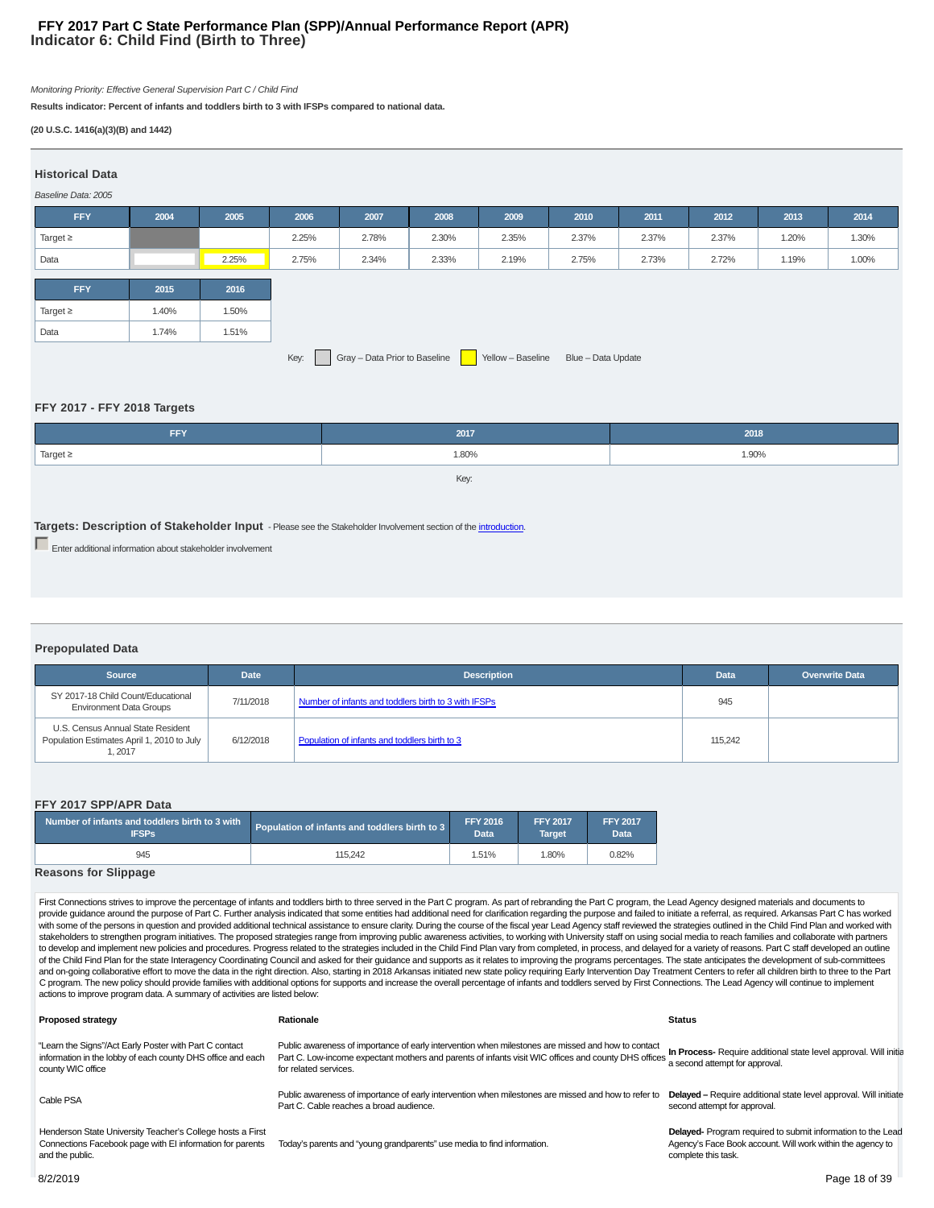# FFY 2017 Part C State Performance Plan (SPP)/Annual Performance Report (APR)

## Indicator 6: Child Find (Birth to Three)

*Monitoring Priority: Effective General Supervision Part C / Child Find*

**Results indicator: Percent of infants and toddlers birth to 3 with IFSPs compared to national data.**

**(20 U.S.C. 1416(a)(3)(B) and 1442)**

### Historical Data

*Baseline Data: 2005*

| FFY | 2004 | 2005 | 2006 | 2007 | 2008 | 2009 | 2010 | 2011 | 2012 | 2013 | 2014 |
|---|---|---|---|---|---|---|---|---|---|---|---|
| Target ≥ | | | 2.25% | 2.78% | 2.30% | 2.35% | 2.37% | 2.37% | 2.37% | 1.20% | 1.30% |
| Data | | 2.25% | 2.75% | 2.34% | 2.33% | 2.19% | 2.75% | 2.73% | 2.72% | 1.19% | 1.00% |

| FFY | 2015 | 2016 |
|---|---|---|
| Target ≥ | 1.40% | 1.50% |
| Data | 1.74% | 1.51% |

Key: Gray – Data Prior to Baseline   Yellow – Baseline   Blue – Data Update

### FFY 2017 - FFY 2018 Targets

| FFY | 2017 | 2018 |
|---|---|---|
| Target ≥ | 1.80% | 1.90% |

Key:

### Targets: Description of Stakeholder Input

- Please see the Stakeholder Involvement section of the introduction.

Enter additional information about stakeholder involvement

### Prepopulated Data

| Source | Date | Description | Data | Overwrite Data |
|---|---|---|---|---|
| SY 2017-18 Child Count/Educational Environment Data Groups | 7/11/2018 | Number of infants and toddlers birth to 3 with IFSPs | 945 | |
| U.S. Census Annual State Resident Population Estimates April 1, 2010 to July 1, 2017 | 6/12/2018 | Population of infants and toddlers birth to 3 | 115,242 | |

### FFY 2017 SPP/APR Data

| Number of infants and toddlers birth to 3 with IFSPs | Population of infants and toddlers birth to 3 | FFY 2016 Data | FFY 2017 Target | FFY 2017 Data |
|---|---|---|---|---|
| 945 | 115,242 | 1.51% | 1.80% | 0.82% |

### Reasons for Slippage

First Connections strives to improve the percentage of infants and toddlers birth to three served in the Part C program. As part of rebranding the Part C program, the Lead Agency designed materials and documents to provide guidance around the purpose of Part C. Further analysis indicated that some entities had additional need for clarification regarding the purpose and failed to initiate a referral, as required. Arkansas Part C has worked with some of the persons in question and provided additional technical assistance to ensure clarity. During the course of the fiscal year Lead Agency staff reviewed the strategies outlined in the Child Find Plan and worked with stakeholders to strengthen program initiatives. The proposed strategies range from improving public awareness activities, to working with University staff on using social media to reach families and collaborate with partners to develop and implement new policies and procedures. Progress related to the strategies included in the Child Find Plan vary from completed, in process, and delayed for a variety of reasons. Part C staff developed an outline of the Child Find Plan for the state Interagency Coordinating Council and asked for their guidance and supports as it relates to improving the programs percentages. The state anticipates the development of sub-committees and on-going collaborative effort to move the data in the right direction. Also, starting in 2018 Arkansas initiated new state policy requiring Early Intervention Day Treatment Centers to refer all children birth to three to the Part C program. The new policy should provide families with additional options for supports and increase the overall percentage of infants and toddlers served by First Connections. The Lead Agency will continue to implement actions to improve program data. A summary of activities are listed below:

| Proposed strategy | Rationale | Status |
|---|---|---|
| "Learn the Signs"/Act Early Poster with Part C contact information in the lobby of each county DHS office and each county WIC office | Public awareness of importance of early intervention when milestones are missed and how to contact Part C. Low-income expectant mothers and parents of infants visit WIC offices and county DHS offices for related services. | **In Process-** Require additional state level approval. Will initia a second attempt for approval. |
| Cable PSA | Public awareness of importance of early intervention when milestones are missed and how to refer to Part C. Cable reaches a broad audience. | **Delayed –** Require additional state level approval. Will initiate second attempt for approval. |
| Henderson State University Teacher's College hosts a First Connections Facebook page with EI information for parents and the public. | Today's parents and "young grandparents" use media to find information. | **Delayed-** Program required to submit information to the Lead Agency's Face Book account. Will work within the agency to complete this task. |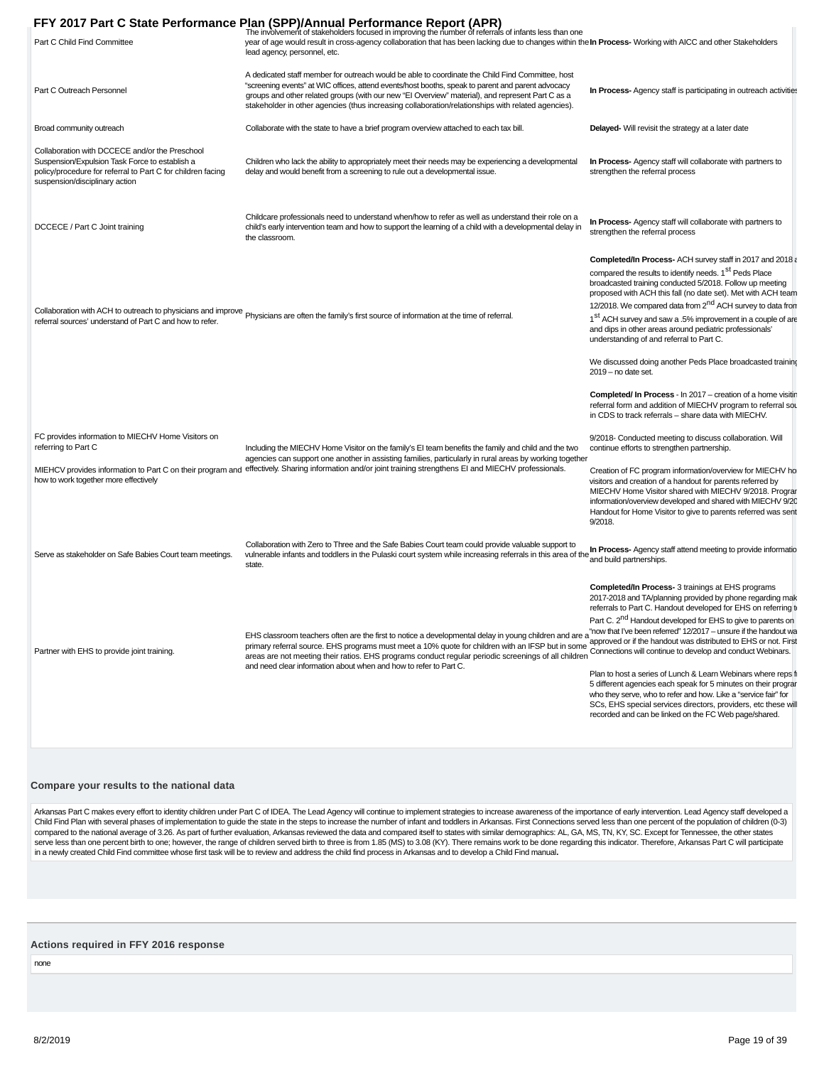| | | |
|---|---|---|
| Part C Child Find Committee | The involvement of stakeholders focused in improving the number of referrals of infants less than one year of age would result in cross-agency collaboration that has been lacking due to changes within the lead agency, personnel, etc. | **In Process-** Working with AICC and other Stakeholders |
| Part C Outreach Personnel | A dedicated staff member for outreach would be able to coordinate the Child Find Committee, host "screening events" at WIC offices, attend events/host booths, speak to parent and parent advocacy groups and other related groups (with our new "EI Overview" material), and represent Part C as a stakeholder in other agencies (thus increasing collaboration/relationships with related agencies). | **In Process-** Agency staff is participating in outreach activities |
| Broad community outreach | Collaborate with the state to have a brief program overview attached to each tax bill. | **Delayed-** Will revisit the strategy at a later date |
| Collaboration with DCCECE and/or the Preschool Suspension/Expulsion Task Force to establish a policy/procedure for referral to Part C for children facing suspension/disciplinary action | Children who lack the ability to appropriately meet their needs may be experiencing a developmental delay and would benefit from a screening to rule out a developmental issue. | **In Process-** Agency staff will collaborate with partners to strengthen the referral process |
| DCCECE / Part C Joint training | Childcare professionals need to understand when/how to refer as well as understand their role on a child's early intervention team and how to support the learning of a child with a developmental delay in the classroom. | **In Process-** Agency staff will collaborate with partners to strengthen the referral process |
| Collaboration with ACH to outreach to physicians and improve referral sources' understand of Part C and how to refer. | Physicians are often the family's first source of information at the time of referral. | **Completed/In Process-** ACH survey staff in 2017 and 2018 a compared the results to identify needs. 1st Peds Place broadcasted training conducted 5/2018. Follow up meeting proposed with ACH this fall (no date set). Met with ACH team 12/2018. We compared data from 2nd ACH survey to data from 1st ACH survey and saw a .5% improvement in a couple of are and dips in other areas around pediatric professionals' understanding of and referral to Part C.<br><br>We discussed doing another Peds Place broadcasted training 2019 – no date set. |
| FC provides information to MIECHV Home Visitors on referring to Part C<br><br>MIEHCV provides information to Part C on their program and how to work together more effectively | Including the MIECHV Home Visitor on the family's EI team benefits the family and child and the two agencies can support one another in assisting families, particularly in rural areas by working together effectively. Sharing information and/or joint training strengthens EI and MIECHV professionals. | **Completed/ In Process** - In 2017 – creation of a home visitin referral form and addition of MIECHV program to referral sou in CDS to track referrals – share data with MIECHV.<br><br>9/2018- Conducted meeting to discuss collaboration. Will continue efforts to strengthen partnership.<br><br>Creation of FC program information/overview for MIECHV ho visitors and creation of a handout for parents referred by MIECHV Home Visitor shared with MIECHV 9/2018. Progran information/overview developed and shared with MIECHV 9/20 Handout for Home Visitor to give to parents referred was sent 9/2018. |
| Serve as stakeholder on Safe Babies Court team meetings. | Collaboration with Zero to Three and the Safe Babies Court team could provide valuable support to vulnerable infants and toddlers in the Pulaski court system while increasing referrals in this area of the state. | **In Process-** Agency staff attend meeting to provide informatio and build partnerships. |
| Partner with EHS to provide joint training. | EHS classroom teachers often are the first to notice a developmental delay in young children and are a primary referral source. EHS programs must meet a 10% quote for children with an IFSP but in some areas are not meeting their ratios. EHS programs conduct regular periodic screenings of all children and need clear information about when and how to refer to Part C. | **Completed/In Process-** 3 trainings at EHS programs 2017-2018 and TA/planning provided by phone regarding mak referrals to Part C. Handout developed for EHS on referring to Part C. 2nd Handout developed for EHS to give to parents on "now that I've been referred" 12/2017 – unsure if the handout wa approved or if the handout was distributed to EHS or not. First Connections will continue to develop and conduct Webinars.<br><br>Plan to host a series of Lunch & Learn Webinars where reps f 5 different agencies each speak for 5 minutes on their progran who they serve, who to refer and how. Like a "service fair" for SCs, EHS special services directors, providers, etc these wil recorded and can be linked on the FC Web page/shared. |

### Compare your results to the national data

Arkansas Part C makes every effort to identity children under Part C of IDEA. The Lead Agency will continue to implement strategies to increase awareness of the importance of early intervention. Lead Agency staff developed a Child Find Plan with several phases of implementation to guide the state in the steps to increase the number of infant and toddlers in Arkansas. First Connections served less than one percent of the population of children (0-3) compared to the national average of 3.26. As part of further evaluation, Arkansas reviewed the data and compared itself to states with similar demographics: AL, GA, MS, TN, KY, SC. Except for Tennessee, the other states serve less than one percent birth to one; however, the range of children served birth to three is from 1.85 (MS) to 3.08 (KY). There remains work to be done regarding this indicator. Therefore, Arkansas Part C will participate in a newly created Child Find committee whose first task will be to review and address the child find process in Arkansas and to develop a Child Find manual**.**

### Actions required in FFY 2016 response

none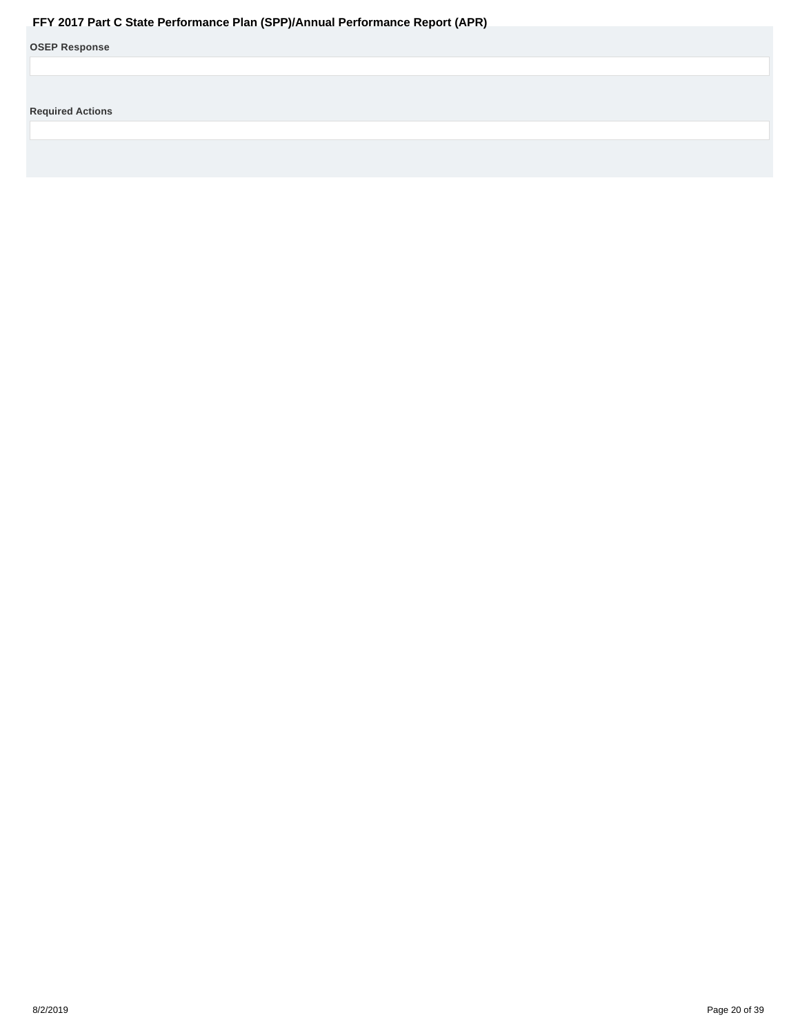**OSEP Response**

**Required Actions**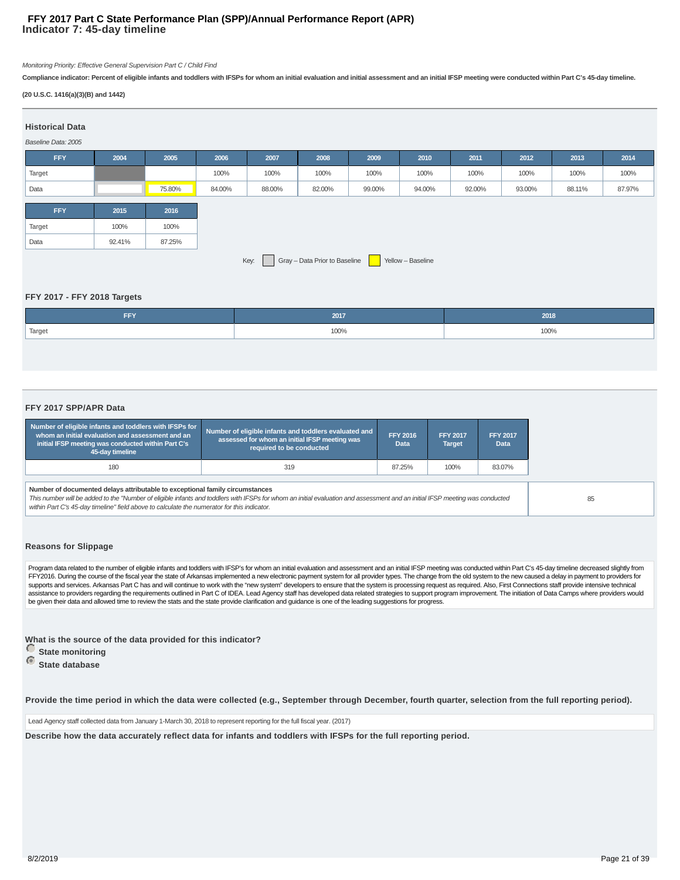# FFY 2017 Part C State Performance Plan (SPP)/Annual Performance Report (APR)
## Indicator 7: 45-day timeline

*Monitoring Priority: Effective General Supervision Part C / Child Find*

**Compliance indicator: Percent of eligible infants and toddlers with IFSPs for whom an initial evaluation and initial assessment and an initial IFSP meeting were conducted within Part C's 45-day timeline.**

**(20 U.S.C. 1416(a)(3)(B) and 1442)**

### Historical Data

*Baseline Data: 2005*

| FFY | 2004 | 2005 | 2006 | 2007 | 2008 | 2009 | 2010 | 2011 | 2012 | 2013 | 2014 |
|---|---|---|---|---|---|---|---|---|---|---|---|
| Target | | | 100% | 100% | 100% | 100% | 100% | 100% | 100% | 100% | 100% |
| Data | | 75.80% | 84.00% | 88.00% | 82.00% | 99.00% | 94.00% | 92.00% | 93.00% | 88.11% | 87.97% |

| FFY | 2015 | 2016 |
|---|---|---|
| Target | 100% | 100% |
| Data | 92.41% | 87.25% |

Key: Gray – Data Prior to Baseline; Yellow – Baseline

### FFY 2017 - FFY 2018 Targets

| FFY | 2017 | 2018 |
|---|---|---|
| Target | 100% | 100% |

### FFY 2017 SPP/APR Data

| Number of eligible infants and toddlers with IFSPs for whom an initial evaluation and assessment and an initial IFSP meeting was conducted within Part C's 45-day timeline | Number of eligible infants and toddlers evaluated and assessed for whom an initial IFSP meeting was required to be conducted | FFY 2016 Data | FFY 2017 Target | FFY 2017 Data |
|---|---|---|---|---|
| 180 | 319 | 87.25% | 100% | 83.07% |

| Number of documented delays attributable to exceptional family circumstances | |
|---|---|
| *This number will be added to the "Number of eligible infants and toddlers with IFSPs for whom an initial evaluation and assessment and an initial IFSP meeting was conducted within Part C's 45-day timeline" field above to calculate the numerator for this indicator.* | 85 |

### Reasons for Slippage

Program data related to the number of eligible infants and toddlers with IFSP's for whom an initial evaluation and assessment and an initial IFSP meeting was conducted within Part C's 45-day timeline decreased slightly from FFY2016. During the course of the fiscal year the state of Arkansas implemented a new electronic payment system for all provider types. The change from the old system to the new caused a delay in payment to providers for supports and services. Arkansas Part C has and will continue to work with the "new system" developers to ensure that the system is processing request as required. Also, First Connections staff provide intensive technical assistance to providers regarding the requirements outlined in Part C of IDEA. Lead Agency staff has developed data related strategies to support program improvement. The initiation of Data Camps where providers would be given their data and allowed time to review the stats and the state provide clarification and guidance is one of the leading suggestions for progress.

**What is the source of the data provided for this indicator?**

- State monitoring
- State database (selected)

**Provide the time period in which the data were collected (e.g., September through December, fourth quarter, selection from the full reporting period).**

Lead Agency staff collected data from January 1-March 30, 2018 to represent reporting for the full fiscal year. (2017)

**Describe how the data accurately reflect data for infants and toddlers with IFSPs for the full reporting period.**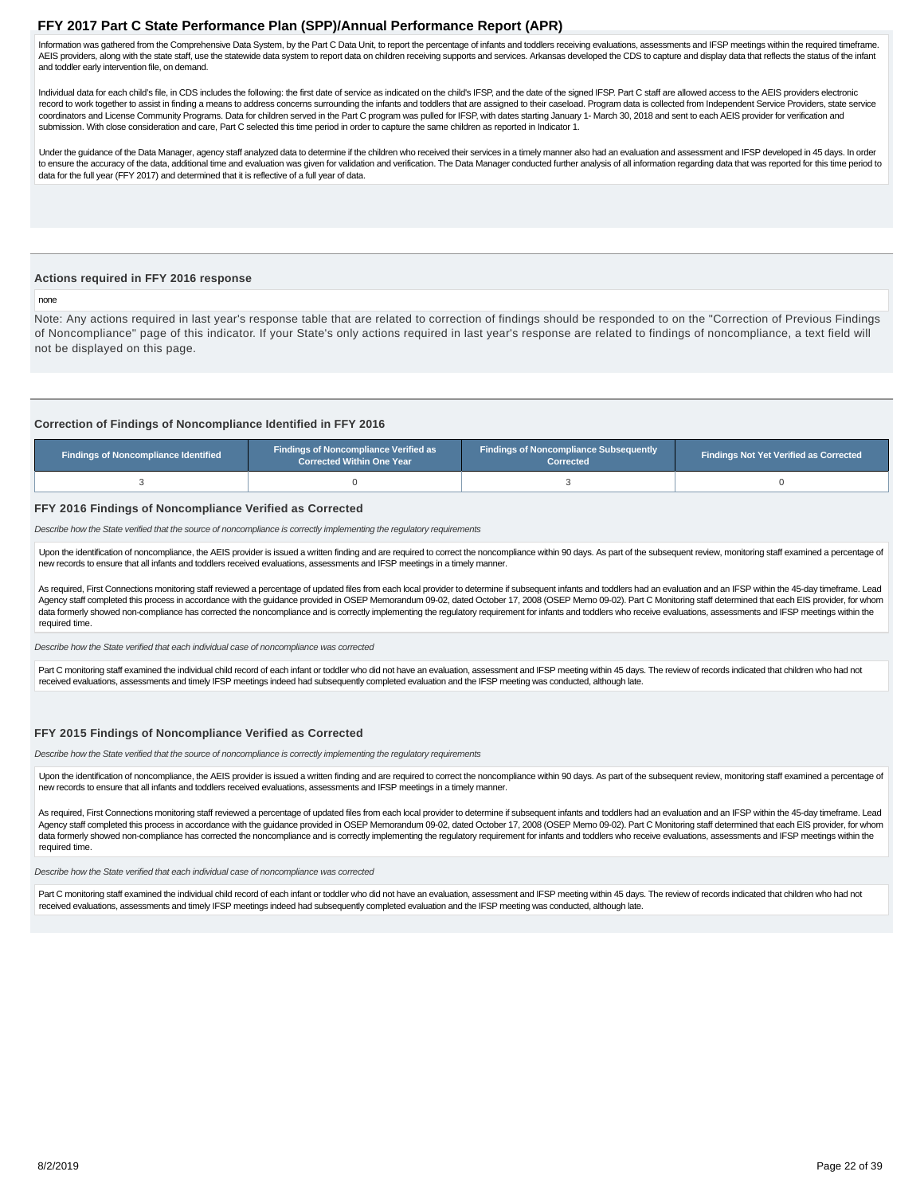Information was gathered from the Comprehensive Data System, by the Part C Data Unit, to report the percentage of infants and toddlers receiving evaluations, assessments and IFSP meetings within the required timeframe. AEIS providers, along with the state staff, use the statewide data system to report data on children receiving supports and services. Arkansas developed the CDS to capture and display data that reflects the status of the infant and toddler early intervention file, on demand.

Individual data for each child's file, in CDS includes the following: the first date of service as indicated on the child's IFSP, and the date of the signed IFSP. Part C staff are allowed access to the AEIS providers electronic record to work together to assist in finding a means to address concerns surrounding the infants and toddlers that are assigned to their caseload. Program data is collected from Independent Service Providers, state service coordinators and License Community Programs. Data for children served in the Part C program was pulled for IFSP, with dates starting January 1- March 30, 2018 and sent to each AEIS provider for verification and submission. With close consideration and care, Part C selected this time period in order to capture the same children as reported in Indicator 1.

Under the guidance of the Data Manager, agency staff analyzed data to determine if the children who received their services in a timely manner also had an evaluation and assessment and IFSP developed in 45 days. In order to ensure the accuracy of the data, additional time and evaluation was given for validation and verification. The Data Manager conducted further analysis of all information regarding data that was reported for this time period to data for the full year (FFY 2017) and determined that it is reflective of a full year of data.

### Actions required in FFY 2016 response

none

Note: Any actions required in last year's response table that are related to correction of findings should be responded to on the "Correction of Previous Findings of Noncompliance" page of this indicator. If your State's only actions required in last year's response are related to findings of noncompliance, a text field will not be displayed on this page.

### Correction of Findings of Noncompliance Identified in FFY 2016

| Findings of Noncompliance Identified | Findings of Noncompliance Verified as Corrected Within One Year | Findings of Noncompliance Subsequently Corrected | Findings Not Yet Verified as Corrected |
|---|---|---|---|
| 3 | 0 | 3 | 0 |

### FFY 2016 Findings of Noncompliance Verified as Corrected

*Describe how the State verified that the source of noncompliance is correctly implementing the regulatory requirements*

Upon the identification of noncompliance, the AEIS provider is issued a written finding and are required to correct the noncompliance within 90 days. As part of the subsequent review, monitoring staff examined a percentage of new records to ensure that all infants and toddlers received evaluations, assessments and IFSP meetings in a timely manner.

As required, First Connections monitoring staff reviewed a percentage of updated files from each local provider to determine if subsequent infants and toddlers had an evaluation and an IFSP within the 45-day timeframe. Lead Agency staff completed this process in accordance with the guidance provided in OSEP Memorandum 09-02, dated October 17, 2008 (OSEP Memo 09-02). Part C Monitoring staff determined that each EIS provider, for whom data formerly showed non-compliance has corrected the noncompliance and is correctly implementing the regulatory requirement for infants and toddlers who receive evaluations, assessments and IFSP meetings within the required time.

*Describe how the State verified that each individual case of noncompliance was corrected*

Part C monitoring staff examined the individual child record of each infant or toddler who did not have an evaluation, assessment and IFSP meeting within 45 days. The review of records indicated that children who had not received evaluations, assessments and timely IFSP meetings indeed had subsequently completed evaluation and the IFSP meeting was conducted, although late.

### FFY 2015 Findings of Noncompliance Verified as Corrected

*Describe how the State verified that the source of noncompliance is correctly implementing the regulatory requirements*

Upon the identification of noncompliance, the AEIS provider is issued a written finding and are required to correct the noncompliance within 90 days. As part of the subsequent review, monitoring staff examined a percentage of new records to ensure that all infants and toddlers received evaluations, assessments and IFSP meetings in a timely manner.

As required, First Connections monitoring staff reviewed a percentage of updated files from each local provider to determine if subsequent infants and toddlers had an evaluation and an IFSP within the 45-day timeframe. Lead Agency staff completed this process in accordance with the guidance provided in OSEP Memorandum 09-02, dated October 17, 2008 (OSEP Memo 09-02). Part C Monitoring staff determined that each EIS provider, for whom data formerly showed non-compliance has corrected the noncompliance and is correctly implementing the regulatory requirement for infants and toddlers who receive evaluations, assessments and IFSP meetings within the required time.

*Describe how the State verified that each individual case of noncompliance was corrected*

Part C monitoring staff examined the individual child record of each infant or toddler who did not have an evaluation, assessment and IFSP meeting within 45 days. The review of records indicated that children who had not received evaluations, assessments and timely IFSP meetings indeed had subsequently completed evaluation and the IFSP meeting was conducted, although late.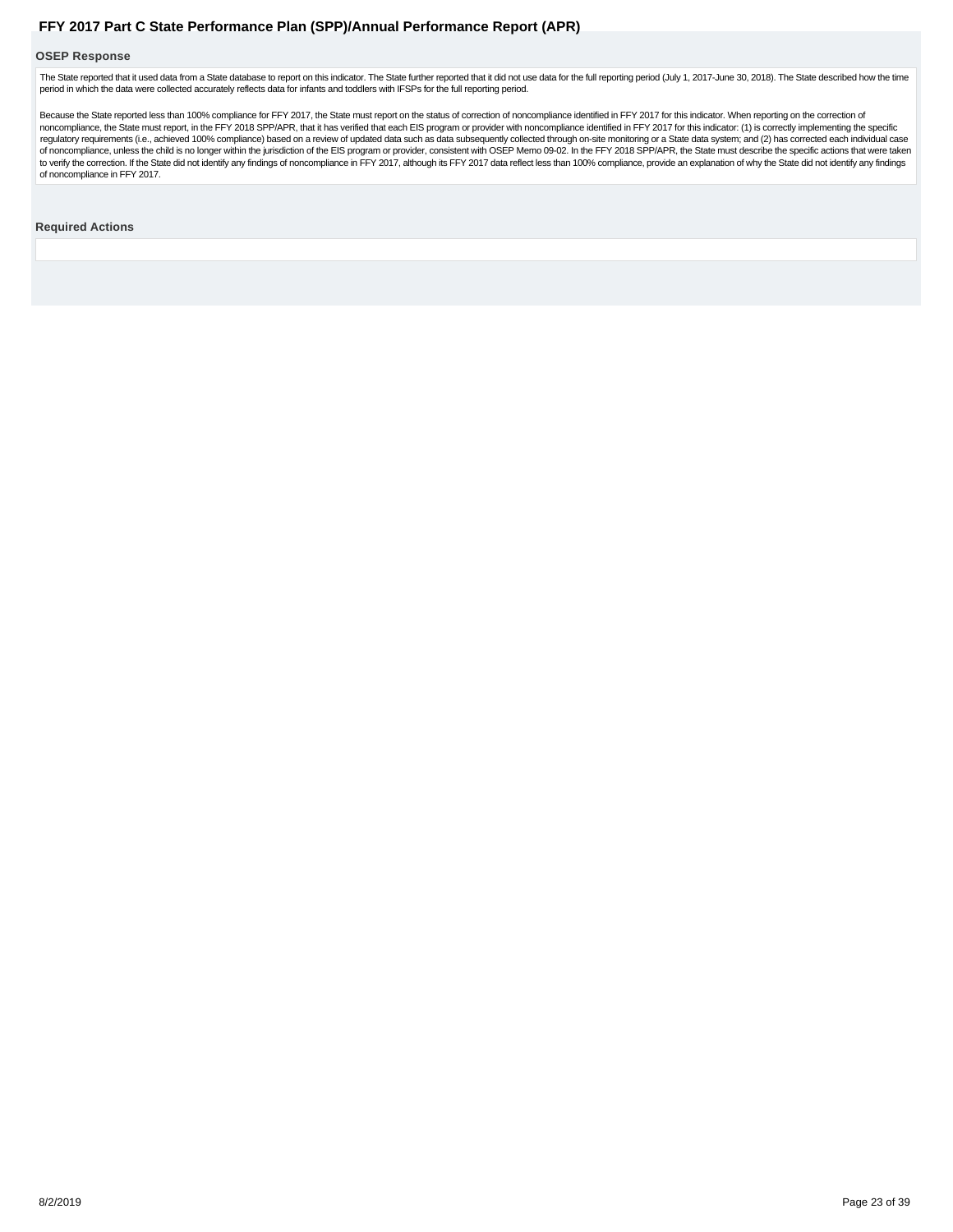### OSEP Response

The State reported that it used data from a State database to report on this indicator. The State further reported that it did not use data for the full reporting period (July 1, 2017-June 30, 2018). The State described how the time period in which the data were collected accurately reflects data for infants and toddlers with IFSPs for the full reporting period.

Because the State reported less than 100% compliance for FFY 2017, the State must report on the status of correction of noncompliance identified in FFY 2017 for this indicator. When reporting on the correction of noncompliance, the State must report, in the FFY 2018 SPP/APR, that it has verified that each EIS program or provider with noncompliance identified in FFY 2017 for this indicator: (1) is correctly implementing the specific regulatory requirements (i.e., achieved 100% compliance) based on a review of updated data such as data subsequently collected through on-site monitoring or a State data system; and (2) has corrected each individual case of noncompliance, unless the child is no longer within the jurisdiction of the EIS program or provider, consistent with OSEP Memo 09-02. In the FFY 2018 SPP/APR, the State must describe the specific actions that were taken to verify the correction. If the State did not identify any findings of noncompliance in FFY 2017, although its FFY 2017 data reflect less than 100% compliance, provide an explanation of why the State did not identify any findings of noncompliance in FFY 2017.

### Required Actions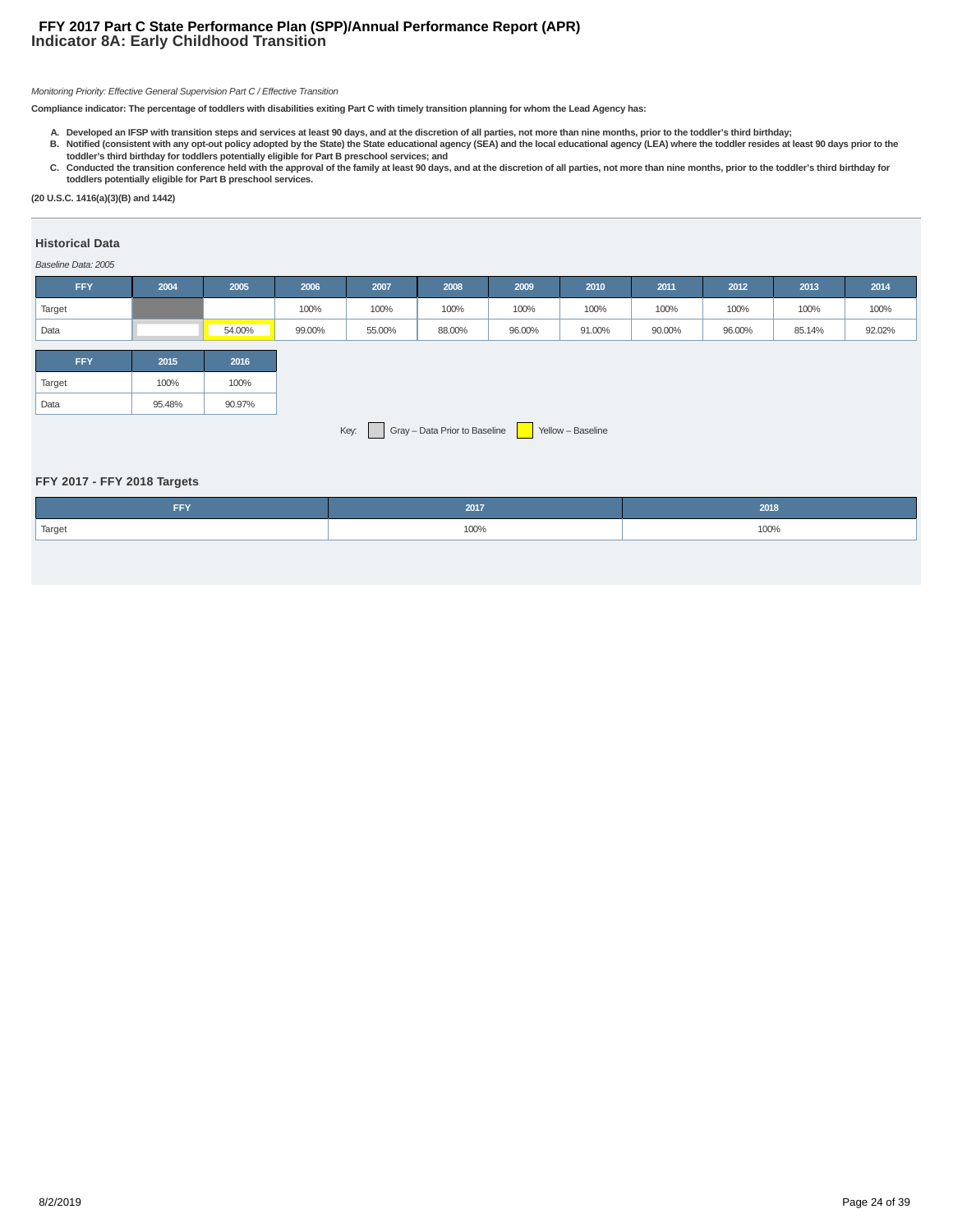# FFY 2017 Part C State Performance Plan (SPP)/Annual Performance Report (APR)
## Indicator 8A: Early Childhood Transition

*Monitoring Priority: Effective General Supervision Part C / Effective Transition*

**Compliance indicator: The percentage of toddlers with disabilities exiting Part C with timely transition planning for whom the Lead Agency has:**

- **A. Developed an IFSP with transition steps and services at least 90 days, and at the discretion of all parties, not more than nine months, prior to the toddler's third birthday;**
- **B. Notified (consistent with any opt-out policy adopted by the State) the State educational agency (SEA) and the local educational agency (LEA) where the toddler resides at least 90 days prior to the toddler's third birthday for toddlers potentially eligible for Part B preschool services; and**
- **C. Conducted the transition conference held with the approval of the family at least 90 days, and at the discretion of all parties, not more than nine months, prior to the toddler's third birthday for toddlers potentially eligible for Part B preschool services.**

**(20 U.S.C. 1416(a)(3)(B) and 1442)**

### Historical Data

*Baseline Data: 2005*

| FFY | 2004 | 2005 | 2006 | 2007 | 2008 | 2009 | 2010 | 2011 | 2012 | 2013 | 2014 |
|---|---|---|---|---|---|---|---|---|---|---|---|
| Target | | | 100% | 100% | 100% | 100% | 100% | 100% | 100% | 100% | 100% |
| Data | | 54.00% | 99.00% | 55.00% | 88.00% | 96.00% | 91.00% | 90.00% | 96.00% | 85.14% | 92.02% |

| FFY | 2015 | 2016 |
|---|---|---|
| Target | 100% | 100% |
| Data | 95.48% | 90.97% |

Key: Gray – Data Prior to Baseline; Yellow – Baseline

### FFY 2017 - FFY 2018 Targets

| FFY | 2017 | 2018 |
|---|---|---|
| Target | 100% | 100% |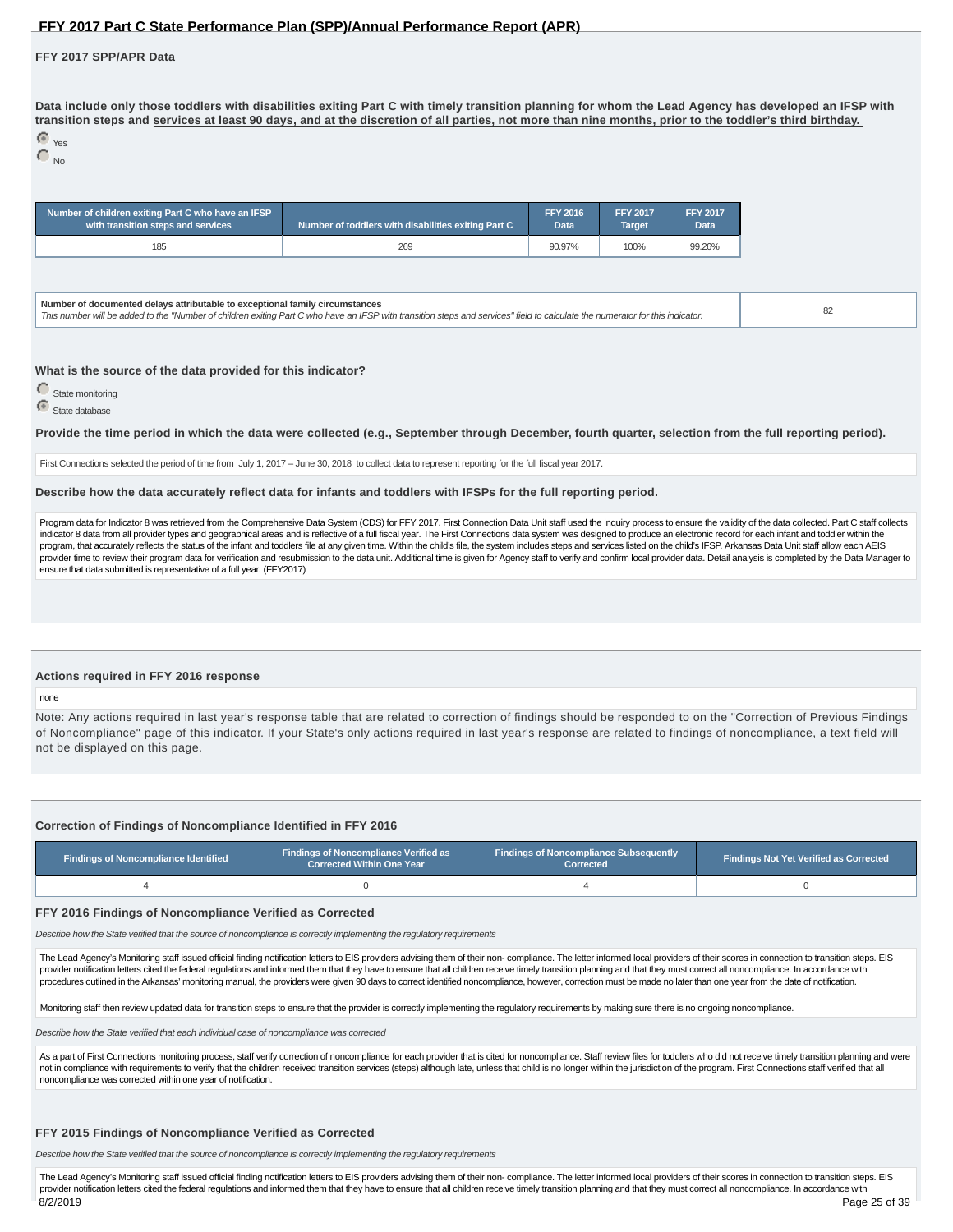## FFY 2017 Part C State Performance Plan (SPP)/Annual Performance Report (APR)

### FFY 2017 SPP/APR Data

**Data include only those toddlers with disabilities exiting Part C with timely transition planning for whom the Lead Agency has developed an IFSP with transition steps and services at least 90 days, and at the discretion of all parties, not more than nine months, prior to the toddler's third birthday.**

- (selected) Yes
- No

| Number of children exiting Part C who have an IFSP with transition steps and services | Number of toddlers with disabilities exiting Part C | FFY 2016 Data | FFY 2017 Target | FFY 2017 Data |
|---|---|---|---|---|
| 185 | 269 | 90.97% | 100% | 99.26% |

| Number of documented delays attributable to exceptional family circumstances<br>*This number will be added to the "Number of children exiting Part C who have an IFSP with transition steps and services" field to calculate the numerator for this indicator.* | 82 |
|---|---|

**What is the source of the data provided for this indicator?**

- State monitoring
- (selected) State database

**Provide the time period in which the data were collected (e.g., September through December, fourth quarter, selection from the full reporting period).**

First Connections selected the period of time from July 1, 2017 – June 30, 2018 to collect data to represent reporting for the full fiscal year 2017.

**Describe how the data accurately reflect data for infants and toddlers with IFSPs for the full reporting period.**

Program data for Indicator 8 was retrieved from the Comprehensive Data System (CDS) for FFY 2017. First Connection Data Unit staff used the inquiry process to ensure the validity of the data collected. Part C staff collects indicator 8 data from all provider types and geographical areas and is reflective of a full fiscal year. The First Connections data system was designed to produce an electronic record for each infant and toddler within the program, that accurately reflects the status of the infant and toddlers file at any given time. Within the child's file, the system includes steps and services listed on the child's IFSP. Arkansas Data Unit staff allow each AEIS provider time to review their program data for verification and resubmission to the data unit. Additional time is given for Agency staff to verify and confirm local provider data. Detail analysis is completed by the Data Manager to ensure that data submitted is representative of a full year. (FFY2017)

### Actions required in FFY 2016 response

none

Note: Any actions required in last year's response table that are related to correction of findings should be responded to on the "Correction of Previous Findings of Noncompliance" page of this indicator. If your State's only actions required in last year's response are related to findings of noncompliance, a text field will not be displayed on this page.

### Correction of Findings of Noncompliance Identified in FFY 2016

| Findings of Noncompliance Identified | Findings of Noncompliance Verified as Corrected Within One Year | Findings of Noncompliance Subsequently Corrected | Findings Not Yet Verified as Corrected |
|---|---|---|---|
| 4 | 0 | 4 | 0 |

### FFY 2016 Findings of Noncompliance Verified as Corrected

*Describe how the State verified that the source of noncompliance is correctly implementing the regulatory requirements*

The Lead Agency's Monitoring staff issued official finding notification letters to EIS providers advising them of their non- compliance. The letter informed local providers of their scores in connection to transition steps. EIS provider notification letters cited the federal regulations and informed them that they have to ensure that all children receive timely transition planning and that they must correct all noncompliance. In accordance with procedures outlined in the Arkansas' monitoring manual, the providers were given 90 days to correct identified noncompliance, however, correction must be made no later than one year from the date of notification.

Monitoring staff then review updated data for transition steps to ensure that the provider is correctly implementing the regulatory requirements by making sure there is no ongoing noncompliance.

*Describe how the State verified that each individual case of noncompliance was corrected*

As a part of First Connections monitoring process, staff verify correction of noncompliance for each provider that is cited for noncompliance. Staff review files for toddlers who did not receive timely transition planning and were not in compliance with requirements to verify that the children received transition services (steps) although late, unless that child is no longer within the jurisdiction of the program. First Connections staff verified that all noncompliance was corrected within one year of notification.

### FFY 2015 Findings of Noncompliance Verified as Corrected

*Describe how the State verified that the source of noncompliance is correctly implementing the regulatory requirements*

The Lead Agency's Monitoring staff issued official finding notification letters to EIS providers advising them of their non- compliance. The letter informed local providers of their scores in connection to transition steps. EIS provider notification letters cited the federal regulations and informed them that they have to ensure that all children receive timely transition planning and that they must correct all noncompliance. In accordance with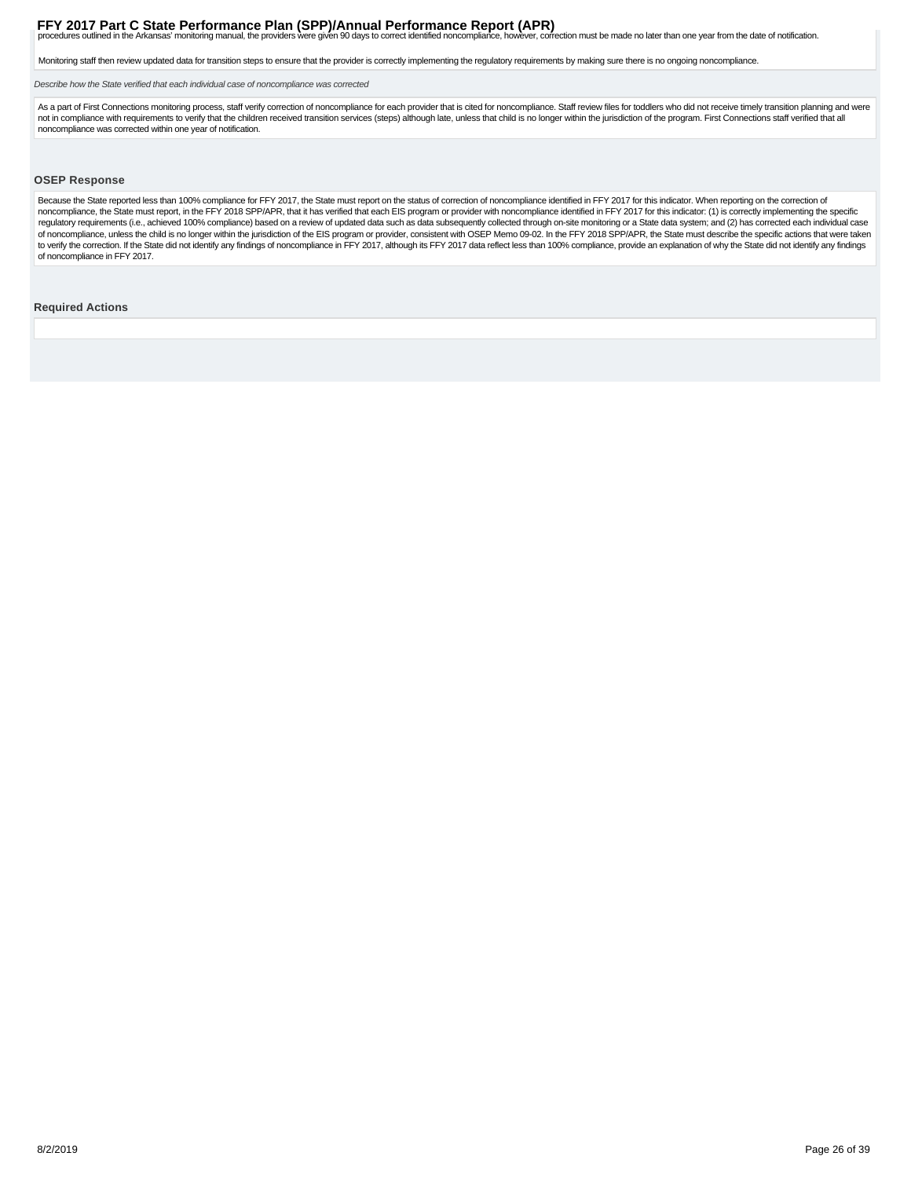procedures outlined in the Arkansas' monitoring manual, the providers were given 90 days to correct identified noncompliance, however, correction must be made no later than one year from the date of notification.

Monitoring staff then review updated data for transition steps to ensure that the provider is correctly implementing the regulatory requirements by making sure there is no ongoing noncompliance.

*Describe how the State verified that each individual case of noncompliance was corrected*

As a part of First Connections monitoring process, staff verify correction of noncompliance for each provider that is cited for noncompliance. Staff review files for toddlers who did not receive timely transition planning and were not in compliance with requirements to verify that the children received transition services (steps) although late, unless that child is no longer within the jurisdiction of the program. First Connections staff verified that all noncompliance was corrected within one year of notification.

### OSEP Response

Because the State reported less than 100% compliance for FFY 2017, the State must report on the status of correction of noncompliance identified in FFY 2017 for this indicator. When reporting on the correction of noncompliance, the State must report, in the FFY 2018 SPP/APR, that it has verified that each EIS program or provider with noncompliance identified in FFY 2017 for this indicator: (1) is correctly implementing the specific regulatory requirements (i.e., achieved 100% compliance) based on a review of updated data such as data subsequently collected through on-site monitoring or a State data system; and (2) has corrected each individual case of noncompliance, unless the child is no longer within the jurisdiction of the EIS program or provider, consistent with OSEP Memo 09-02. In the FFY 2018 SPP/APR, the State must describe the specific actions that were taken to verify the correction. If the State did not identify any findings of noncompliance in FFY 2017, although its FFY 2017 data reflect less than 100% compliance, provide an explanation of why the State did not identify any findings of noncompliance in FFY 2017.

### Required Actions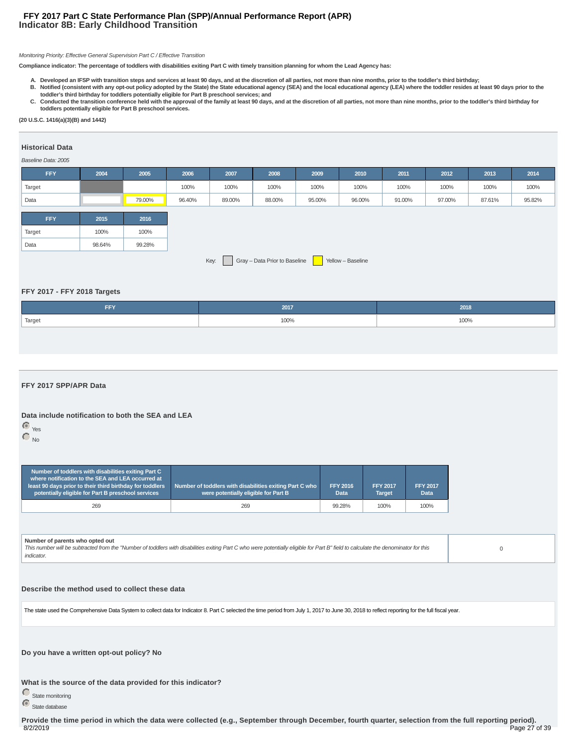# FFY 2017 Part C State Performance Plan (SPP)/Annual Performance Report (APR)
## Indicator 8B: Early Childhood Transition

*Monitoring Priority: Effective General Supervision Part C / Effective Transition*

**Compliance indicator: The percentage of toddlers with disabilities exiting Part C with timely transition planning for whom the Lead Agency has:**

- **A. Developed an IFSP with transition steps and services at least 90 days, and at the discretion of all parties, not more than nine months, prior to the toddler's third birthday;**
- **B. Notified (consistent with any opt-out policy adopted by the State) the State educational agency (SEA) and the local educational agency (LEA) where the toddler resides at least 90 days prior to the toddler's third birthday for toddlers potentially eligible for Part B preschool services; and**
- **C. Conducted the transition conference held with the approval of the family at least 90 days, and at the discretion of all parties, not more than nine months, prior to the toddler's third birthday for toddlers potentially eligible for Part B preschool services.**

**(20 U.S.C. 1416(a)(3)(B) and 1442)**

### Historical Data

*Baseline Data: 2005*

| FFY | 2004 | 2005 | 2006 | 2007 | 2008 | 2009 | 2010 | 2011 | 2012 | 2013 | 2014 |
|---|---|---|---|---|---|---|---|---|---|---|---|
| Target | | | 100% | 100% | 100% | 100% | 100% | 100% | 100% | 100% | 100% |
| Data | | 79.00% | 96.40% | 89.00% | 88.00% | 95.00% | 96.00% | 91.00% | 97.00% | 87.61% | 95.82% |

| FFY | 2015 | 2016 |
|---|---|---|
| Target | 100% | 100% |
| Data | 98.64% | 99.28% |

Key: Gray – Data Prior to Baseline; Yellow – Baseline

### FFY 2017 - FFY 2018 Targets

| FFY | 2017 | 2018 |
|---|---|---|
| Target | 100% | 100% |

### FFY 2017 SPP/APR Data

#### Data include notification to both the SEA and LEA

- (selected) Yes
- No

| Number of toddlers with disabilities exiting Part C where notification to the SEA and LEA occurred at least 90 days prior to their third birthday for toddlers potentially eligible for Part B preschool services | Number of toddlers with disabilities exiting Part C who were potentially eligible for Part B | FFY 2016 Data | FFY 2017 Target | FFY 2017 Data |
|---|---|---|---|---|
| 269 | 269 | 99.28% | 100% | 100% |

| Number of parents who opted out | |
|---|---|
| *This number will be subtracted from the "Number of toddlers with disabilities exiting Part C who were potentially eligible for Part B" field to calculate the denominator for this indicator.* | 0 |

#### Describe the method used to collect these data

The state used the Comprehensive Data System to collect data for Indicator 8. Part C selected the time period from July 1, 2017 to June 30, 2018 to reflect reporting for the full fiscal year.

#### Do you have a written opt-out policy? No

#### What is the source of the data provided for this indicator?

- State monitoring
- (selected) State database

#### Provide the time period in which the data were collected (e.g., September through December, fourth quarter, selection from the full reporting period).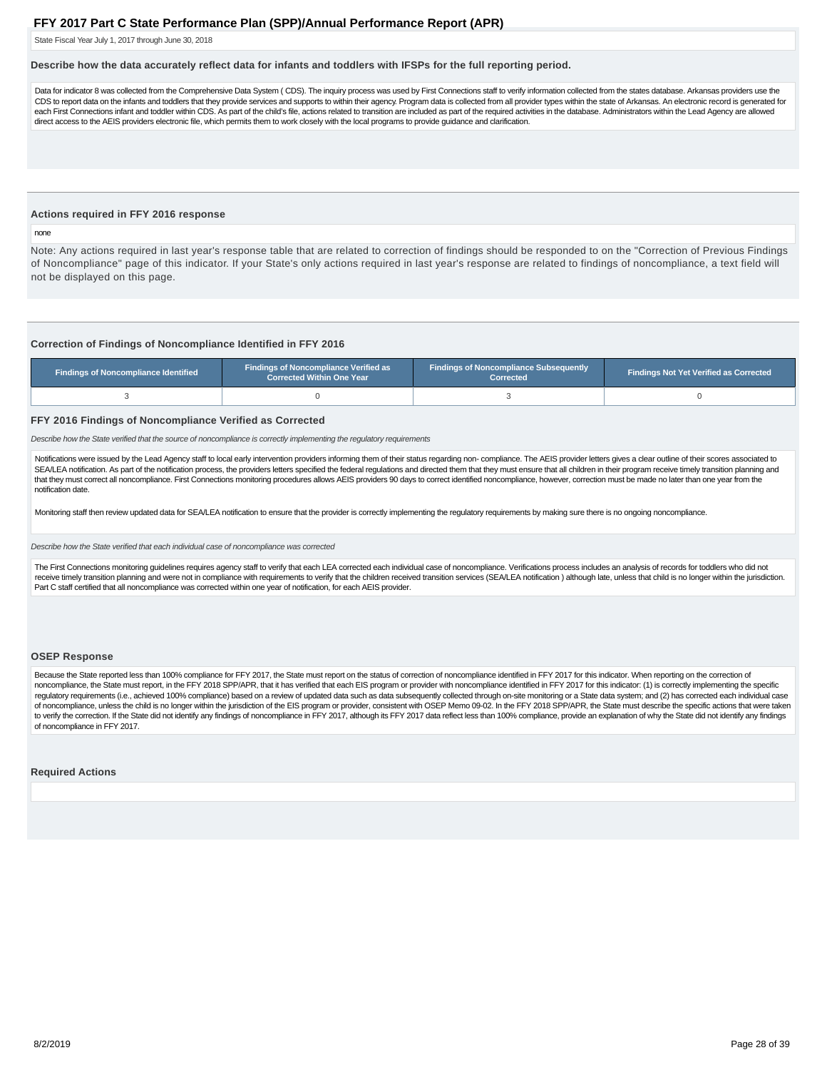# FFY 2017 Part C State Performance Plan (SPP)/Annual Performance Report (APR)

State Fiscal Year July 1, 2017 through June 30, 2018

### Describe how the data accurately reflect data for infants and toddlers with IFSPs for the full reporting period.

Data for indicator 8 was collected from the Comprehensive Data System ( CDS). The inquiry process was used by First Connections staff to verify information collected from the states database. Arkansas providers use the CDS to report data on the infants and toddlers that they provide services and supports to within their agency. Program data is collected from all provider types within the state of Arkansas. An electronic record is generated for each First Connections infant and toddler within CDS. As part of the child's file, actions related to transition are included as part of the required activities in the database. Administrators within the Lead Agency are allowed direct access to the AEIS providers electronic file, which permits them to work closely with the local programs to provide guidance and clarification.

### Actions required in FFY 2016 response

none

Note: Any actions required in last year's response table that are related to correction of findings should be responded to on the "Correction of Previous Findings of Noncompliance" page of this indicator. If your State's only actions required in last year's response are related to findings of noncompliance, a text field will not be displayed on this page.

### Correction of Findings of Noncompliance Identified in FFY 2016

| Findings of Noncompliance Identified | Findings of Noncompliance Verified as Corrected Within One Year | Findings of Noncompliance Subsequently Corrected | Findings Not Yet Verified as Corrected |
|---|---|---|---|
| 3 | 0 | 3 | 0 |

### FFY 2016 Findings of Noncompliance Verified as Corrected

*Describe how the State verified that the source of noncompliance is correctly implementing the regulatory requirements*

Notifications were issued by the Lead Agency staff to local early intervention providers informing them of their status regarding non- compliance. The AEIS provider letters gives a clear outline of their scores associated to SEA/LEA notification. As part of the notification process, the providers letters specified the federal regulations and directed them that they must ensure that all children in their program receive timely transition planning and that they must correct all noncompliance. First Connections monitoring procedures allows AEIS providers 90 days to correct identified noncompliance, however, correction must be made no later than one year from the notification date.

Monitoring staff then review updated data for SEA/LEA notification to ensure that the provider is correctly implementing the regulatory requirements by making sure there is no ongoing noncompliance.

*Describe how the State verified that each individual case of noncompliance was corrected*

The First Connections monitoring guidelines requires agency staff to verify that each LEA corrected each individual case of noncompliance. Verifications process includes an analysis of records for toddlers who did not receive timely transition planning and were not in compliance with requirements to verify that the children received transition services (SEA/LEA notification ) although late, unless that child is no longer within the jurisdiction. Part C staff certified that all noncompliance was corrected within one year of notification, for each AEIS provider.

### OSEP Response

Because the State reported less than 100% compliance for FFY 2017, the State must report on the status of correction of noncompliance identified in FFY 2017 for this indicator. When reporting on the correction of noncompliance, the State must report, in the FFY 2018 SPP/APR, that it has verified that each EIS program or provider with noncompliance identified in FFY 2017 for this indicator: (1) is correctly implementing the specific regulatory requirements (i.e., achieved 100% compliance) based on a review of updated data such as data subsequently collected through on-site monitoring or a State data system; and (2) has corrected each individual case of noncompliance, unless the child is no longer within the jurisdiction of the EIS program or provider, consistent with OSEP Memo 09-02. In the FFY 2018 SPP/APR, the State must describe the specific actions that were taken to verify the correction. If the State did not identify any findings of noncompliance in FFY 2017, although its FFY 2017 data reflect less than 100% compliance, provide an explanation of why the State did not identify any findings of noncompliance in FFY 2017.

### Required Actions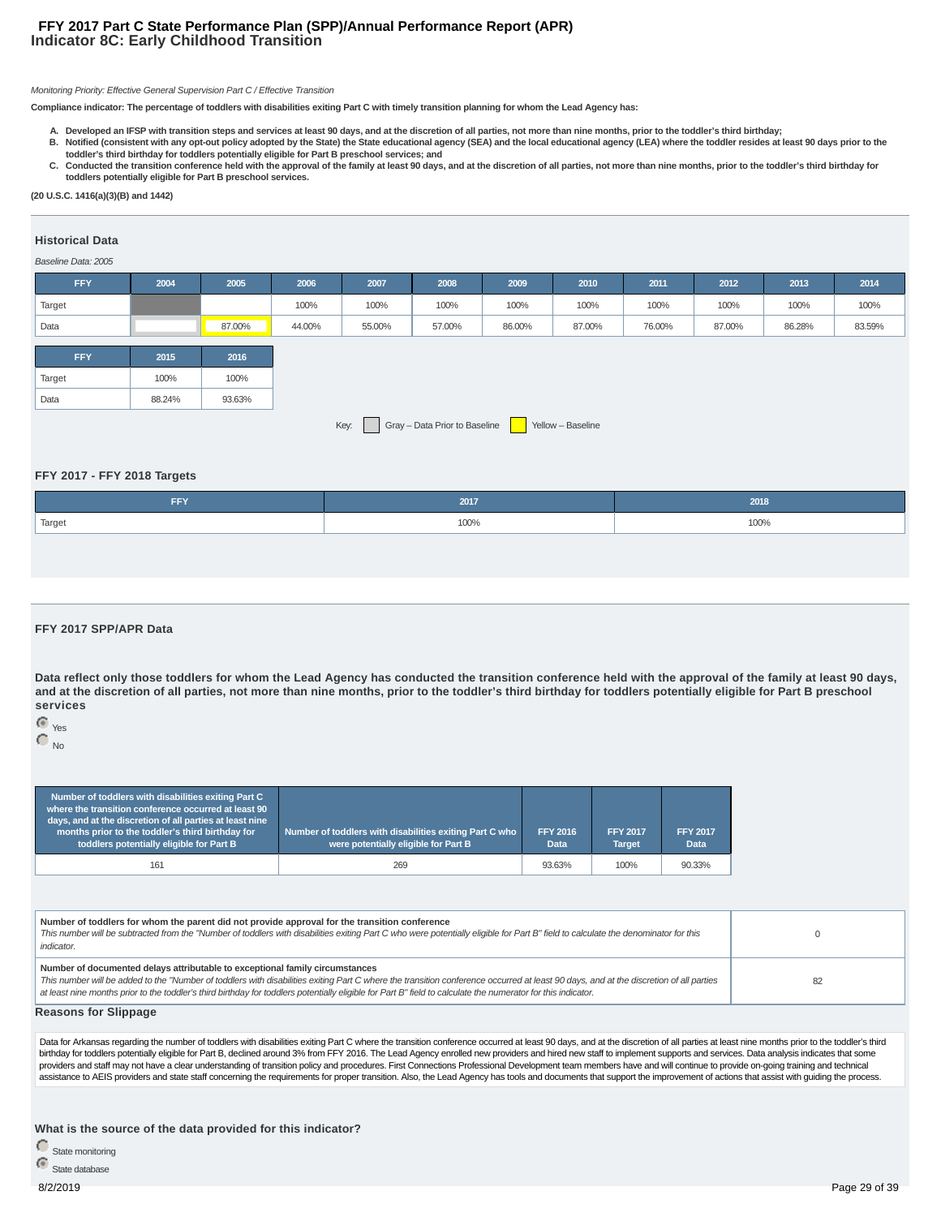# FFY 2017 Part C State Performance Plan (SPP)/Annual Performance Report (APR)
## Indicator 8C: Early Childhood Transition

*Monitoring Priority: Effective General Supervision Part C / Effective Transition*

**Compliance indicator: The percentage of toddlers with disabilities exiting Part C with timely transition planning for whom the Lead Agency has:**

A. **Developed an IFSP with transition steps and services at least 90 days, and at the discretion of all parties, not more than nine months, prior to the toddler's third birthday;**
B. **Notified (consistent with any opt-out policy adopted by the State) the State educational agency (SEA) and the local educational agency (LEA) where the toddler resides at least 90 days prior to the toddler's third birthday for toddlers potentially eligible for Part B preschool services; and**
C. **Conducted the transition conference held with the approval of the family at least 90 days, and at the discretion of all parties, not more than nine months, prior to the toddler's third birthday for toddlers potentially eligible for Part B preschool services.**

**(20 U.S.C. 1416(a)(3)(B) and 1442)**

### Historical Data

*Baseline Data: 2005*

| FFY | 2004 | 2005 | 2006 | 2007 | 2008 | 2009 | 2010 | 2011 | 2012 | 2013 | 2014 |
|---|---|---|---|---|---|---|---|---|---|---|---|
| Target | | | 100% | 100% | 100% | 100% | 100% | 100% | 100% | 100% | 100% |
| Data | | 87.00% | 44.00% | 55.00% | 57.00% | 86.00% | 87.00% | 76.00% | 87.00% | 86.28% | 83.59% |

| FFY | 2015 | 2016 |
|---|---|---|
| Target | 100% | 100% |
| Data | 88.24% | 93.63% |

Key: Gray – Data Prior to Baseline; Yellow – Baseline

### FFY 2017 - FFY 2018 Targets

| FFY | 2017 | 2018 |
|---|---|---|
| Target | 100% | 100% |

### FFY 2017 SPP/APR Data

**Data reflect only those toddlers for whom the Lead Agency has conducted the transition conference held with the approval of the family at least 90 days, and at the discretion of all parties, not more than nine months, prior to the toddler's third birthday for toddlers potentially eligible for Part B preschool services**

- (selected) Yes
- No

| Number of toddlers with disabilities exiting Part C where the transition conference occurred at least 90 days, and at the discretion of all parties at least nine months prior to the toddler's third birthday for toddlers potentially eligible for Part B | Number of toddlers with disabilities exiting Part C who were potentially eligible for Part B | FFY 2016 Data | FFY 2017 Target | FFY 2017 Data |
|---|---|---|---|---|
| 161 | 269 | 93.63% | 100% | 90.33% |

| | |
|---|---|
| **Number of toddlers for whom the parent did not provide approval for the transition conference**<br>*This number will be subtracted from the "Number of toddlers with disabilities exiting Part C who were potentially eligible for Part B" field to calculate the denominator for this indicator.* | 0 |
| **Number of documented delays attributable to exceptional family circumstances**<br>*This number will be added to the "Number of toddlers with disabilities exiting Part C where the transition conference occurred at least 90 days, and at the discretion of all parties at least nine months prior to the toddler's third birthday for toddlers potentially eligible for Part B" field to calculate the numerator for this indicator.* | 82 |

### Reasons for Slippage

Data for Arkansas regarding the number of toddlers with disabilities exiting Part C where the transition conference occurred at least 90 days, and at the discretion of all parties at least nine months prior to the toddler's third birthday for toddlers potentially eligible for Part B, declined around 3% from FFY 2016. The Lead Agency enrolled new providers and hired new staff to implement supports and services. Data analysis indicates that some providers and staff may not have a clear understanding of transition policy and procedures. First Connections Professional Development team members have and will continue to provide on-going training and technical assistance to AEIS providers and state staff concerning the requirements for proper transition. Also, the Lead Agency has tools and documents that support the improvement of actions that assist with guiding the process.

### What is the source of the data provided for this indicator?

- State monitoring
- (selected) State database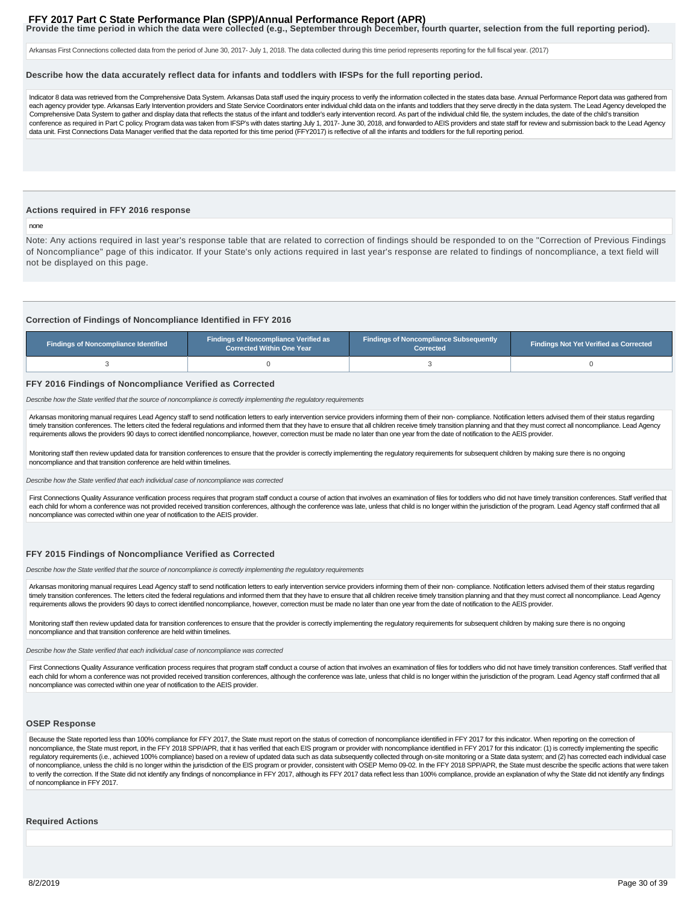**Provide the time period in which the data were collected (e.g., September through December, fourth quarter, selection from the full reporting period).**

Arkansas First Connections collected data from the period of June 30, 2017- July 1, 2018. The data collected during this time period represents reporting for the full fiscal year. (2017)

**Describe how the data accurately reflect data for infants and toddlers with IFSPs for the full reporting period.**

Indicator 8 data was retrieved from the Comprehensive Data System. Arkansas Data staff used the inquiry process to verify the information collected in the states data base. Annual Performance Report data was gathered from each agency provider type. Arkansas Early Intervention providers and State Service Coordinators enter individual child data on the infants and toddlers that they serve directly in the data system. The Lead Agency developed the Comprehensive Data System to gather and display data that reflects the status of the infant and toddler's early intervention record. As part of the individual child file, the system includes, the date of the child's transition conference as required in Part C policy. Program data was taken from IFSP's with dates starting July 1, 2017- June 30, 2018, and forwarded to AEIS providers and state staff for review and submission back to the Lead Agency data unit. First Connections Data Manager verified that the data reported for this time period (FFY2017) is reflective of all the infants and toddlers for the full reporting period.

### Actions required in FFY 2016 response

none

Note: Any actions required in last year's response table that are related to correction of findings should be responded to on the "Correction of Previous Findings of Noncompliance" page of this indicator. If your State's only actions required in last year's response are related to findings of noncompliance, a text field will not be displayed on this page.

### Correction of Findings of Noncompliance Identified in FFY 2016

| Findings of Noncompliance Identified | Findings of Noncompliance Verified as Corrected Within One Year | Findings of Noncompliance Subsequently Corrected | Findings Not Yet Verified as Corrected |
|---|---|---|---|
| 3 | 0 | 3 | 0 |

### FFY 2016 Findings of Noncompliance Verified as Corrected

*Describe how the State verified that the source of noncompliance is correctly implementing the regulatory requirements*

Arkansas monitoring manual requires Lead Agency staff to send notification letters to early intervention service providers informing them of their non- compliance. Notification letters advised them of their status regarding timely transition conferences. The letters cited the federal regulations and informed them that they have to ensure that all children receive timely transition planning and that they must correct all noncompliance. Lead Agency requirements allows the providers 90 days to correct identified noncompliance, however, correction must be made no later than one year from the date of notification to the AEIS provider.

Monitoring staff then review updated data for transition conferences to ensure that the provider is correctly implementing the regulatory requirements for subsequent children by making sure there is no ongoing noncompliance and that transition conference are held within timelines.

*Describe how the State verified that each individual case of noncompliance was corrected*

First Connections Quality Assurance verification process requires that program staff conduct a course of action that involves an examination of files for toddlers who did not have timely transition conferences. Staff verified that each child for whom a conference was not provided received transition conferences, although the conference was late, unless that child is no longer within the jurisdiction of the program. Lead Agency staff confirmed that all noncompliance was corrected within one year of notification to the AEIS provider.

### FFY 2015 Findings of Noncompliance Verified as Corrected

*Describe how the State verified that the source of noncompliance is correctly implementing the regulatory requirements*

Arkansas monitoring manual requires Lead Agency staff to send notification letters to early intervention service providers informing them of their non- compliance. Notification letters advised them of their status regarding timely transition conferences. The letters cited the federal regulations and informed them that they have to ensure that all children receive timely transition planning and that they must correct all noncompliance. Lead Agency requirements allows the providers 90 days to correct identified noncompliance, however, correction must be made no later than one year from the date of notification to the AEIS provider.

Monitoring staff then review updated data for transition conferences to ensure that the provider is correctly implementing the regulatory requirements for subsequent children by making sure there is no ongoing noncompliance and that transition conference are held within timelines.

*Describe how the State verified that each individual case of noncompliance was corrected*

First Connections Quality Assurance verification process requires that program staff conduct a course of action that involves an examination of files for toddlers who did not have timely transition conferences. Staff verified that each child for whom a conference was not provided received transition conferences, although the conference was late, unless that child is no longer within the jurisdiction of the program. Lead Agency staff confirmed that all noncompliance was corrected within one year of notification to the AEIS provider.

### OSEP Response

Because the State reported less than 100% compliance for FFY 2017, the State must report on the status of correction of noncompliance identified in FFY 2017 for this indicator. When reporting on the correction of noncompliance, the State must report, in the FFY 2018 SPP/APR, that it has verified that each EIS program or provider with noncompliance identified in FFY 2017 for this indicator: (1) is correctly implementing the specific regulatory requirements (i.e., achieved 100% compliance) based on a review of updated data such as data subsequently collected through on-site monitoring or a State data system; and (2) has corrected each individual case of noncompliance, unless the child is no longer within the jurisdiction of the EIS program or provider, consistent with OSEP Memo 09-02. In the FFY 2018 SPP/APR, the State must describe the specific actions that were taken to verify the correction. If the State did not identify any findings of noncompliance in FFY 2017, although its FFY 2017 data reflect less than 100% compliance, provide an explanation of why the State did not identify any findings of noncompliance in FFY 2017.

### Required Actions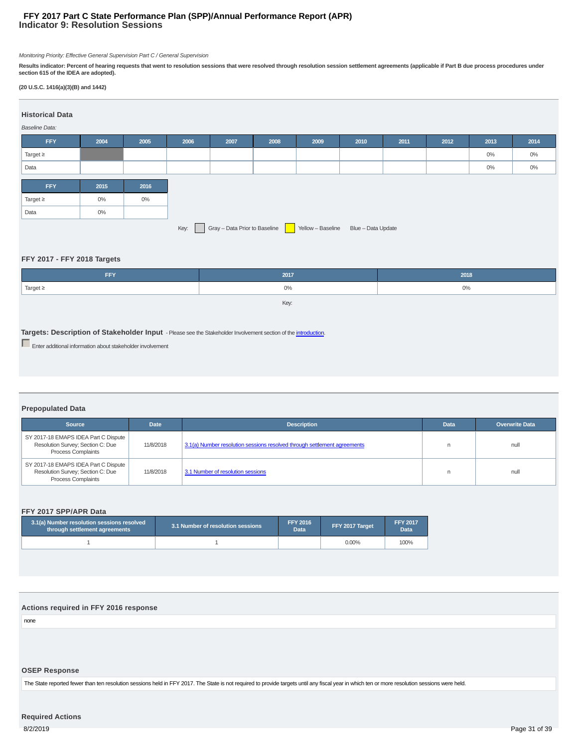# FFY 2017 Part C State Performance Plan (SPP)/Annual Performance Report (APR)
## Indicator 9: Resolution Sessions

*Monitoring Priority: Effective General Supervision Part C / General Supervision*

**Results indicator: Percent of hearing requests that went to resolution sessions that were resolved through resolution session settlement agreements (applicable if Part B due process procedures under section 615 of the IDEA are adopted).**

**(20 U.S.C. 1416(a)(3)(B) and 1442)**

### Historical Data

*Baseline Data:*

| FFY | 2004 | 2005 | 2006 | 2007 | 2008 | 2009 | 2010 | 2011 | 2012 | 2013 | 2014 |
|---|---|---|---|---|---|---|---|---|---|---|---|
| Target ≥ | | | | | | | | | | 0% | 0% |
| Data | | | | | | | | | | 0% | 0% |

| FFY | 2015 | 2016 |
|---|---|---|
| Target ≥ | 0% | 0% |
| Data | 0% | |

Key: Gray – Data Prior to Baseline | Yellow – Baseline | Blue – Data Update

### FFY 2017 - FFY 2018 Targets

| FFY | 2017 | 2018 |
|---|---|---|
| Target ≥ | 0% | 0% |

Key:

**Targets: Description of Stakeholder Input** - Please see the Stakeholder Involvement section of the introduction.

Enter additional information about stakeholder involvement

### Prepopulated Data

| Source | Date | Description | Data | Overwrite Data |
|---|---|---|---|---|
| SY 2017-18 EMAPS IDEA Part C Dispute Resolution Survey; Section C: Due Process Complaints | 11/8/2018 | 3.1(a) Number resolution sessions resolved through settlement agreements | n | null |
| SY 2017-18 EMAPS IDEA Part C Dispute Resolution Survey; Section C: Due Process Complaints | 11/8/2018 | 3.1 Number of resolution sessions | n | null |

### FFY 2017 SPP/APR Data

| 3.1(a) Number resolution sessions resolved through settlement agreements | 3.1 Number of resolution sessions | FFY 2016 Data | FFY 2017 Target | FFY 2017 Data |
|---|---|---|---|---|
| 1 | 1 | | 0.00% | 100% |

### Actions required in FFY 2016 response

none

### OSEP Response

The State reported fewer than ten resolution sessions held in FFY 2017. The State is not required to provide targets until any fiscal year in which ten or more resolution sessions were held.

### Required Actions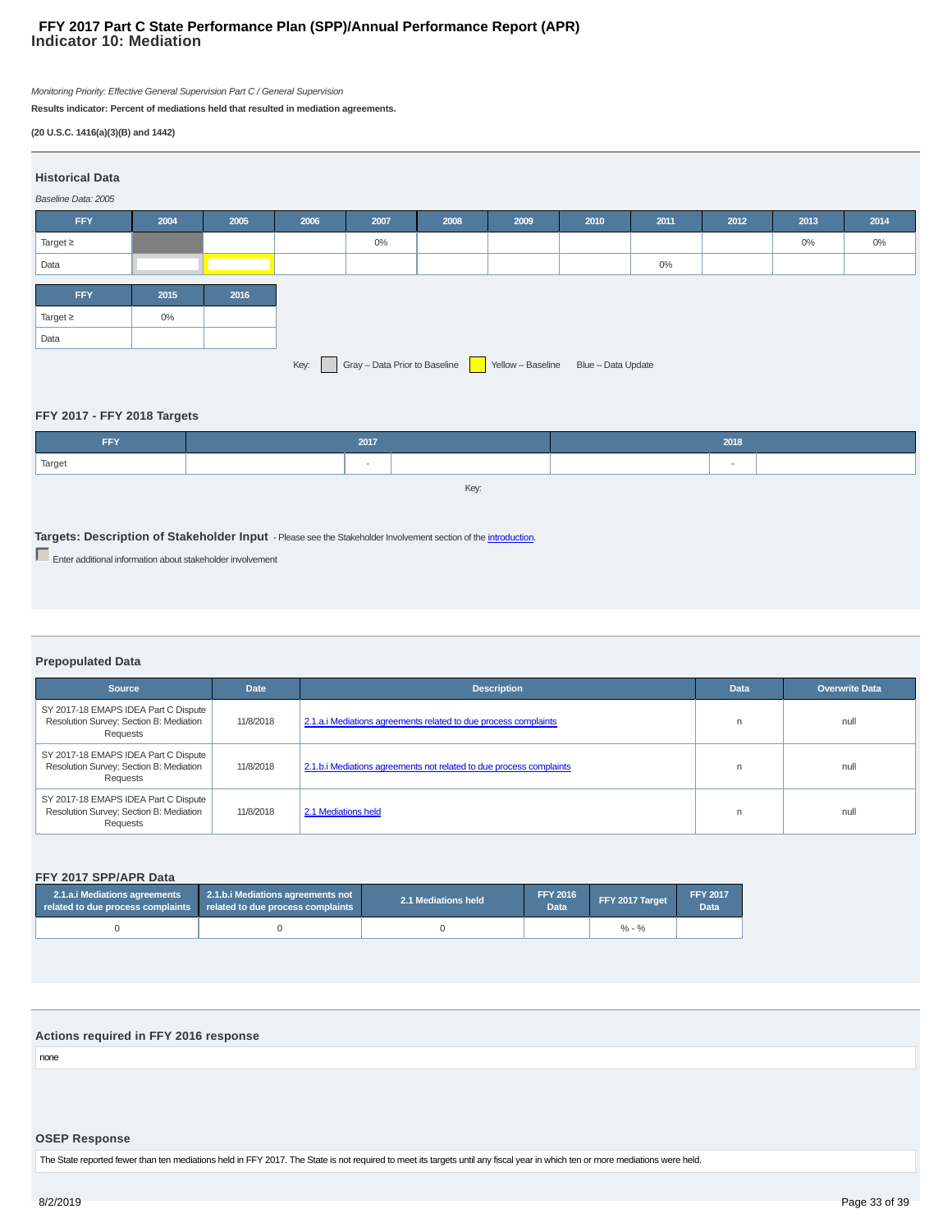# FFY 2017 Part C State Performance Plan (SPP)/Annual Performance Report (APR)

## Indicator 10: Mediation

*Monitoring Priority: Effective General Supervision Part C / General Supervision*

**Results indicator: Percent of mediations held that resulted in mediation agreements.**

**(20 U.S.C. 1416(a)(3)(B) and 1442)**

### Historical Data

*Baseline Data: 2005*

| FFY | 2004 | 2005 | 2006 | 2007 | 2008 | 2009 | 2010 | 2011 | 2012 | 2013 | 2014 |
|---|---|---|---|---|---|---|---|---|---|---|---|
| Target ≥ | | | | 0% | | | | | | 0% | 0% |
| Data | | | | | | | | 0% | | | |

| FFY | 2015 | 2016 |
|---|---|---|
| Target ≥ | 0% | |
| Data | | |

Key: Gray – Data Prior to Baseline | Yellow – Baseline | Blue – Data Update

### FFY 2017 - FFY 2018 Targets

| FFY | 2017 | | | 2018 | | |
|---|---|---|---|---|---|---|
| Target | | - | | | - | |

Key:

### Targets: Description of Stakeholder Input

- Please see the Stakeholder Involvement section of the introduction.

☐ Enter additional information about stakeholder involvement

### Prepopulated Data

| Source | Date | Description | Data | Overwrite Data |
|---|---|---|---|---|
| SY 2017-18 EMAPS IDEA Part C Dispute Resolution Survey; Section B: Mediation Requests | 11/8/2018 | 2.1.a.i Mediations agreements related to due process complaints | n | null |
| SY 2017-18 EMAPS IDEA Part C Dispute Resolution Survey; Section B: Mediation Requests | 11/8/2018 | 2.1.b.i Mediations agreements not related to due process complaints | n | null |
| SY 2017-18 EMAPS IDEA Part C Dispute Resolution Survey; Section B: Mediation Requests | 11/8/2018 | 2.1 Mediations held | n | null |

### FFY 2017 SPP/APR Data

| 2.1.a.i Mediations agreements related to due process complaints | 2.1.b.i Mediations agreements not related to due process complaints | 2.1 Mediations held | FFY 2016 Data | FFY 2017 Target | FFY 2017 Data |
|---|---|---|---|---|---|
| 0 | 0 | 0 | | % - % | |

### Actions required in FFY 2016 response

none

### OSEP Response

The State reported fewer than ten mediations held in FFY 2017. The State is not required to meet its targets until any fiscal year in which ten or more mediations were held.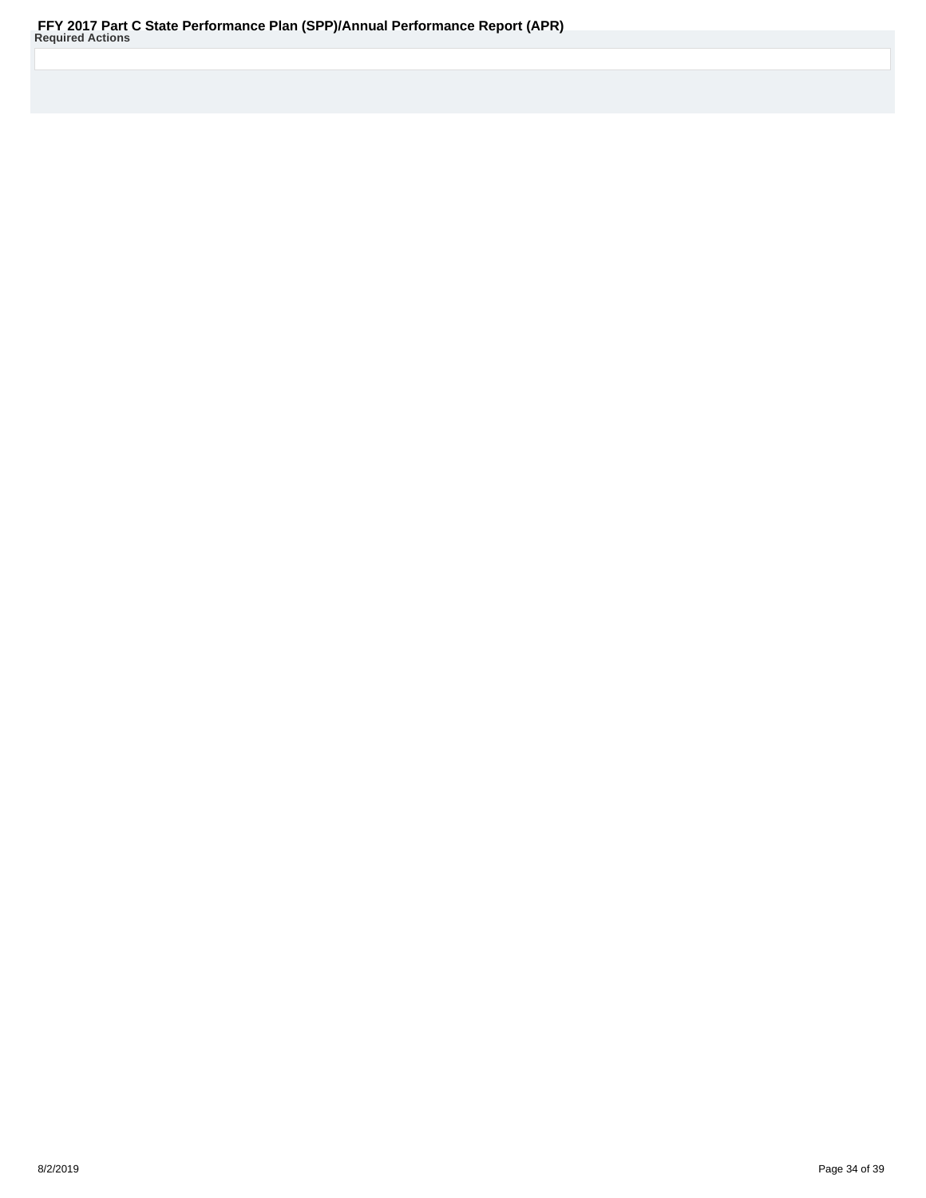**Required Actions**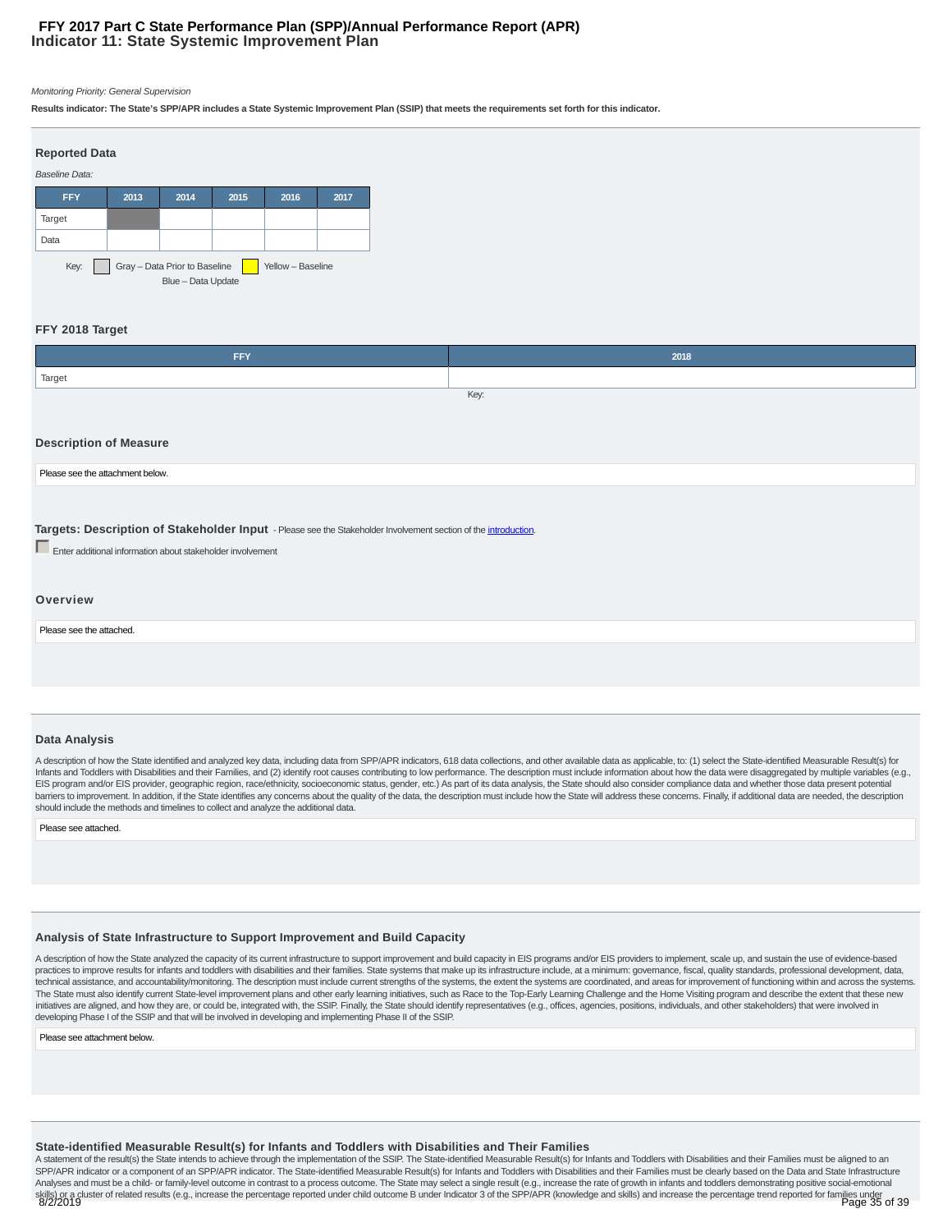# FFY 2017 Part C State Performance Plan (SPP)/Annual Performance Report (APR)

## Indicator 11: State Systemic Improvement Plan

*Monitoring Priority: General Supervision*

**Results indicator: The State's SPP/APR includes a State Systemic Improvement Plan (SSIP) that meets the requirements set forth for this indicator.**

### Reported Data

*Baseline Data:*

| FFY | 2013 | 2014 | 2015 | 2016 | 2017 |
|---|---|---|---|---|---|
| Target | | | | | |
| Data | | | | | |

Key: Gray – Data Prior to Baseline    Yellow – Baseline
Blue – Data Update

### FFY 2018 Target

| FFY | 2018 |
|---|---|
| Target | |

Key:

### Description of Measure

Please see the attachment below.

### Targets: Description of Stakeholder Input

- Please see the Stakeholder Involvement section of the introduction.

Enter additional information about stakeholder involvement

### Overview

Please see the attached.

### Data Analysis

A description of how the State identified and analyzed key data, including data from SPP/APR indicators, 618 data collections, and other available data as applicable, to: (1) select the State-identified Measurable Result(s) for Infants and Toddlers with Disabilities and their Families, and (2) identify root causes contributing to low performance. The description must include information about how the data were disaggregated by multiple variables (e.g., EIS program and/or EIS provider, geographic region, race/ethnicity, socioeconomic status, gender, etc.) As part of its data analysis, the State should also consider compliance data and whether those data present potential barriers to improvement. In addition, if the State identifies any concerns about the quality of the data, the description must include how the State will address these concerns. Finally, if additional data are needed, the description should include the methods and timelines to collect and analyze the additional data.

Please see attached.

### Analysis of State Infrastructure to Support Improvement and Build Capacity

A description of how the State analyzed the capacity of its current infrastructure to support improvement and build capacity in EIS programs and/or EIS providers to implement, scale up, and sustain the use of evidence-based practices to improve results for infants and toddlers with disabilities and their families. State systems that make up its infrastructure include, at a minimum: governance, fiscal, quality standards, professional development, data, technical assistance, and accountability/monitoring. The description must include current strengths of the systems, the extent the systems are coordinated, and areas for improvement of functioning within and across the systems. The State must also identify current State-level improvement plans and other early learning initiatives, such as Race to the Top-Early Learning Challenge and the Home Visiting program and describe the extent that these new initiatives are aligned, and how they are, or could be, integrated with, the SSIP. Finally, the State should identify representatives (e.g., offices, agencies, positions, individuals, and other stakeholders) that were involved in developing Phase I of the SSIP and that will be involved in developing and implementing Phase II of the SSIP.

Please see attachment below.

### State-identified Measurable Result(s) for Infants and Toddlers with Disabilities and Their Families

A statement of the result(s) the State intends to achieve through the implementation of the SSIP. The State-identified Measurable Result(s) for Infants and Toddlers with Disabilities and their Families must be aligned to an SPP/APR indicator or a component of an SPP/APR indicator. The State-identified Measurable Result(s) for Infants and Toddlers with Disabilities and their Families must be clearly based on the Data and State Infrastructure Analyses and must be a child- or family-level outcome in contrast to a process outcome. The State may select a single result (e.g., increase the rate of growth in infants and toddlers demonstrating positive social-emotional skills) or a cluster of related results (e.g., increase the percentage reported under child outcome B under Indicator 3 of the SPP/APR (knowledge and skills) and increase the percentage trend reported for families under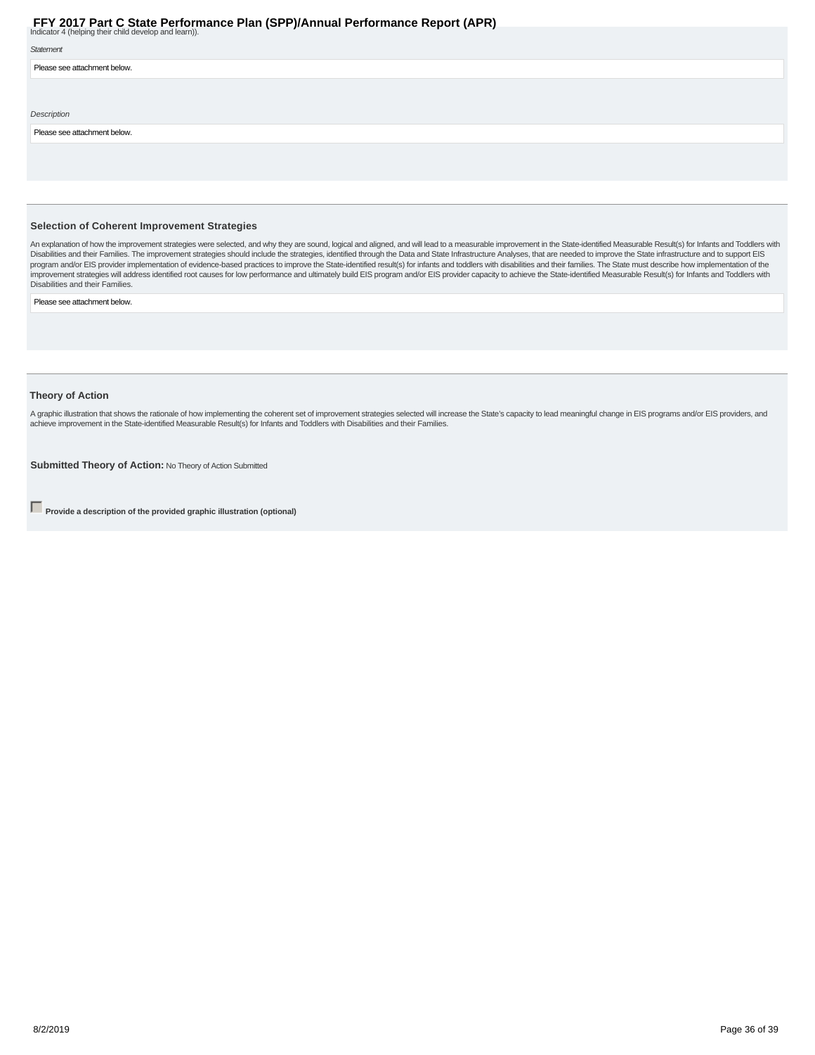Indicator 4 (helping their child develop and learn)).

*Statement*

Please see attachment below.

*Description*

Please see attachment below.

### Selection of Coherent Improvement Strategies

An explanation of how the improvement strategies were selected, and why they are sound, logical and aligned, and will lead to a measurable improvement in the State-identified Measurable Result(s) for Infants and Toddlers with Disabilities and their Families. The improvement strategies should include the strategies, identified through the Data and State Infrastructure Analyses, that are needed to improve the State infrastructure and to support EIS program and/or EIS provider implementation of evidence-based practices to improve the State-identified result(s) for infants and toddlers with disabilities and their families. The State must describe how implementation of the improvement strategies will address identified root causes for low performance and ultimately build EIS program and/or EIS provider capacity to achieve the State-identified Measurable Result(s) for Infants and Toddlers with Disabilities and their Families.

Please see attachment below.

### Theory of Action

A graphic illustration that shows the rationale of how implementing the coherent set of improvement strategies selected will increase the State's capacity to lead meaningful change in EIS programs and/or EIS providers, and achieve improvement in the State-identified Measurable Result(s) for Infants and Toddlers with Disabilities and their Families.

**Submitted Theory of Action:** No Theory of Action Submitted

☐ **Provide a description of the provided graphic illustration (optional)**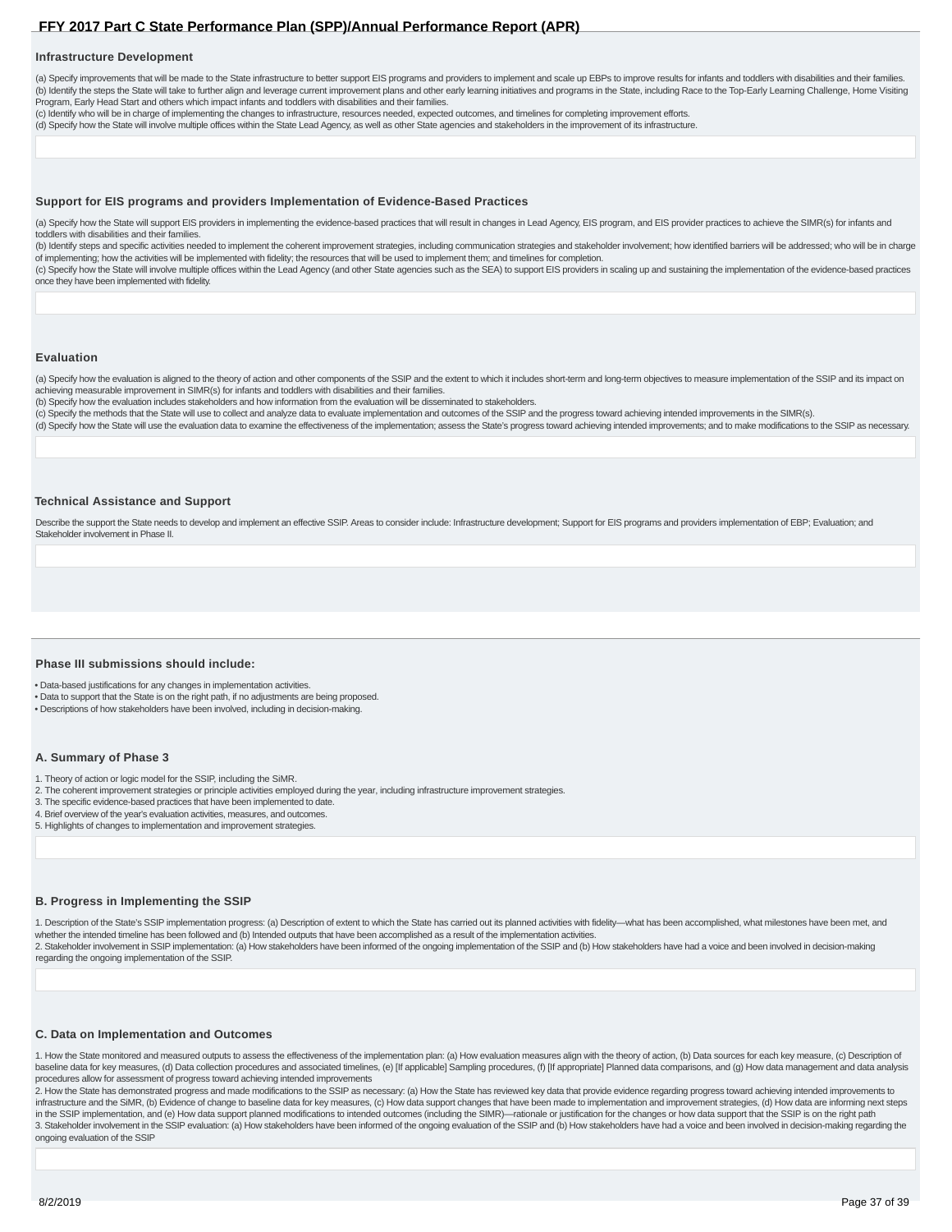### Infrastructure Development

(a) Specify improvements that will be made to the State infrastructure to better support EIS programs and providers to implement and scale up EBPs to improve results for infants and toddlers with disabilities and their families.
(b) Identify the steps the State will take to further align and leverage current improvement plans and other early learning initiatives and programs in the State, including Race to the Top-Early Learning Challenge, Home Visiting Program, Early Head Start and others which impact infants and toddlers with disabilities and their families.
(c) Identify who will be in charge of implementing the changes to infrastructure, resources needed, expected outcomes, and timelines for completing improvement efforts.
(d) Specify how the State will involve multiple offices within the State Lead Agency, as well as other State agencies and stakeholders in the improvement of its infrastructure.

### Support for EIS programs and providers Implementation of Evidence-Based Practices

(a) Specify how the State will support EIS providers in implementing the evidence-based practices that will result in changes in Lead Agency, EIS program, and EIS provider practices to achieve the SIMR(s) for infants and toddlers with disabilities and their families.
(b) Identify steps and specific activities needed to implement the coherent improvement strategies, including communication strategies and stakeholder involvement; how identified barriers will be addressed; who will be in charge of implementing; how the activities will be implemented with fidelity; the resources that will be used to implement them; and timelines for completion.
(c) Specify how the State will involve multiple offices within the Lead Agency (and other State agencies such as the SEA) to support EIS providers in scaling up and sustaining the implementation of the evidence-based practices once they have been implemented with fidelity.

### Evaluation

(a) Specify how the evaluation is aligned to the theory of action and other components of the SSIP and the extent to which it includes short-term and long-term objectives to measure implementation of the SSIP and its impact on achieving measurable improvement in SIMR(s) for infants and toddlers with disabilities and their families.
(b) Specify how the evaluation includes stakeholders and how information from the evaluation will be disseminated to stakeholders.
(c) Specify the methods that the State will use to collect and analyze data to evaluate implementation and outcomes of the SSIP and the progress toward achieving intended improvements in the SIMR(s).
(d) Specify how the State will use the evaluation data to examine the effectiveness of the implementation; assess the State's progress toward achieving intended improvements; and to make modifications to the SSIP as necessary.

### Technical Assistance and Support

Describe the support the State needs to develop and implement an effective SSIP. Areas to consider include: Infrastructure development; Support for EIS programs and providers implementation of EBP; Evaluation; and Stakeholder involvement in Phase II.

### Phase III submissions should include:

- Data-based justifications for any changes in implementation activities.
- Data to support that the State is on the right path, if no adjustments are being proposed.
- Descriptions of how stakeholders have been involved, including in decision-making.

### A. Summary of Phase 3

1. Theory of action or logic model for the SSIP, including the SiMR.
2. The coherent improvement strategies or principle activities employed during the year, including infrastructure improvement strategies.
3. The specific evidence-based practices that have been implemented to date.
4. Brief overview of the year's evaluation activities, measures, and outcomes.
5. Highlights of changes to implementation and improvement strategies.

### B. Progress in Implementing the SSIP

1. Description of the State's SSIP implementation progress: (a) Description of extent to which the State has carried out its planned activities with fidelity—what has been accomplished, what milestones have been met, and whether the intended timeline has been followed and (b) Intended outputs that have been accomplished as a result of the implementation activities.
2. Stakeholder involvement in SSIP implementation: (a) How stakeholders have been informed of the ongoing implementation of the SSIP and (b) How stakeholders have had a voice and been involved in decision-making regarding the ongoing implementation of the SSIP.

### C. Data on Implementation and Outcomes

1. How the State monitored and measured outputs to assess the effectiveness of the implementation plan: (a) How evaluation measures align with the theory of action, (b) Data sources for each key measure, (c) Description of baseline data for key measures, (d) Data collection procedures and associated timelines, (e) [If applicable] Sampling procedures, (f) [If appropriate] Planned data comparisons, and (g) How data management and data analysis procedures allow for assessment of progress toward achieving intended improvements
2. How the State has demonstrated progress and made modifications to the SSIP as necessary: (a) How the State has reviewed key data that provide evidence regarding progress toward achieving intended improvements to infrastructure and the SiMR, (b) Evidence of change to baseline data for key measures, (c) How data support changes that have been made to implementation and improvement strategies, (d) How data are informing next steps in the SSIP implementation, and (e) How data support planned modifications to intended outcomes (including the SIMR)—rationale or justification for the changes or how data support that the SSIP is on the right path
3. Stakeholder involvement in the SSIP evaluation: (a) How stakeholders have been informed of the ongoing evaluation of the SSIP and (b) How stakeholders have had a voice and been involved in decision-making regarding the ongoing evaluation of the SSIP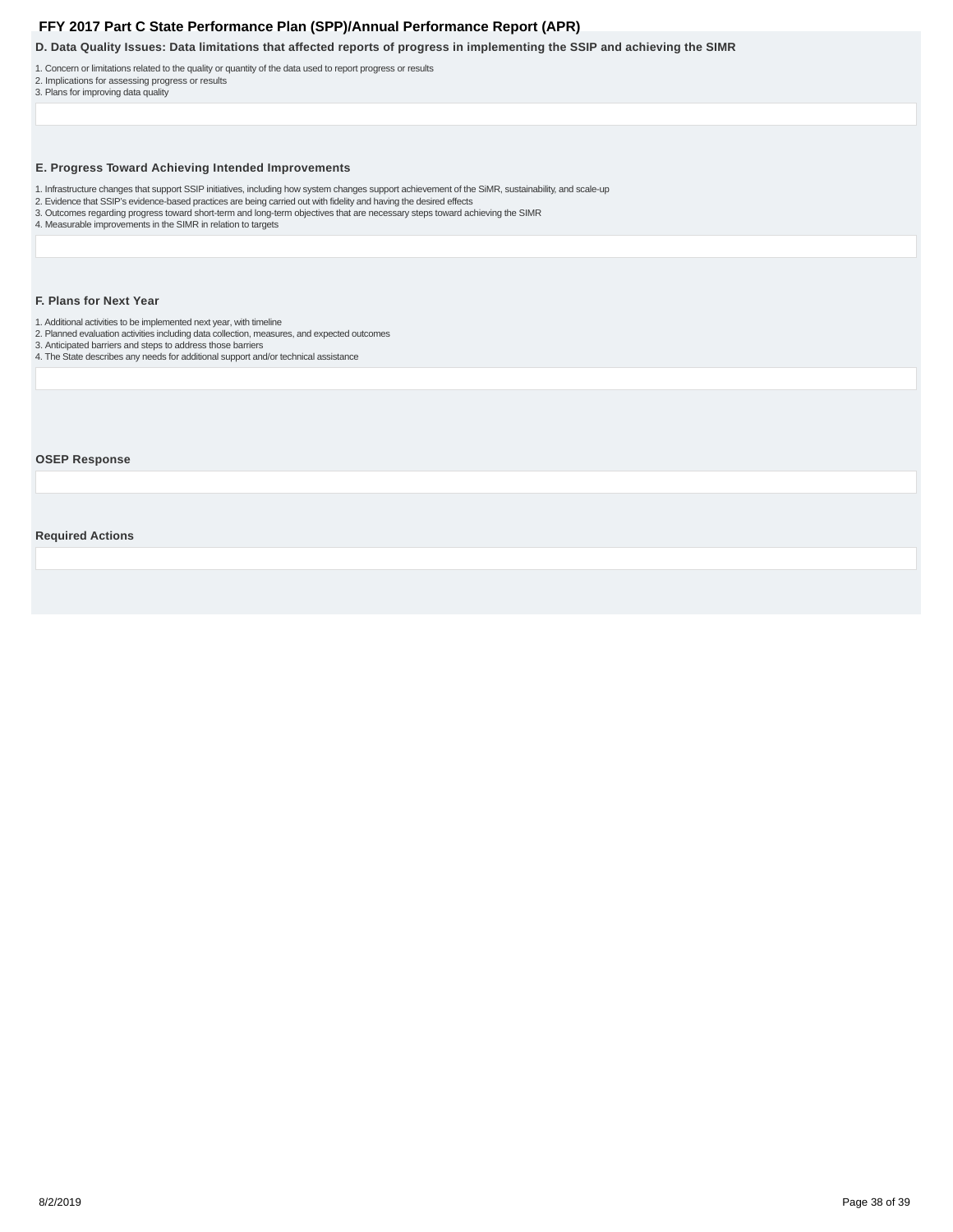#### D. Data Quality Issues: Data limitations that affected reports of progress in implementing the SSIP and achieving the SIMR

1. Concern or limitations related to the quality or quantity of the data used to report progress or results
2. Implications for assessing progress or results
3. Plans for improving data quality

#### E. Progress Toward Achieving Intended Improvements

1. Infrastructure changes that support SSIP initiatives, including how system changes support achievement of the SiMR, sustainability, and scale-up
2. Evidence that SSIP's evidence-based practices are being carried out with fidelity and having the desired effects
3. Outcomes regarding progress toward short-term and long-term objectives that are necessary steps toward achieving the SIMR
4. Measurable improvements in the SIMR in relation to targets

#### F. Plans for Next Year

1. Additional activities to be implemented next year, with timeline
2. Planned evaluation activities including data collection, measures, and expected outcomes
3. Anticipated barriers and steps to address those barriers
4. The State describes any needs for additional support and/or technical assistance

#### OSEP Response

#### Required Actions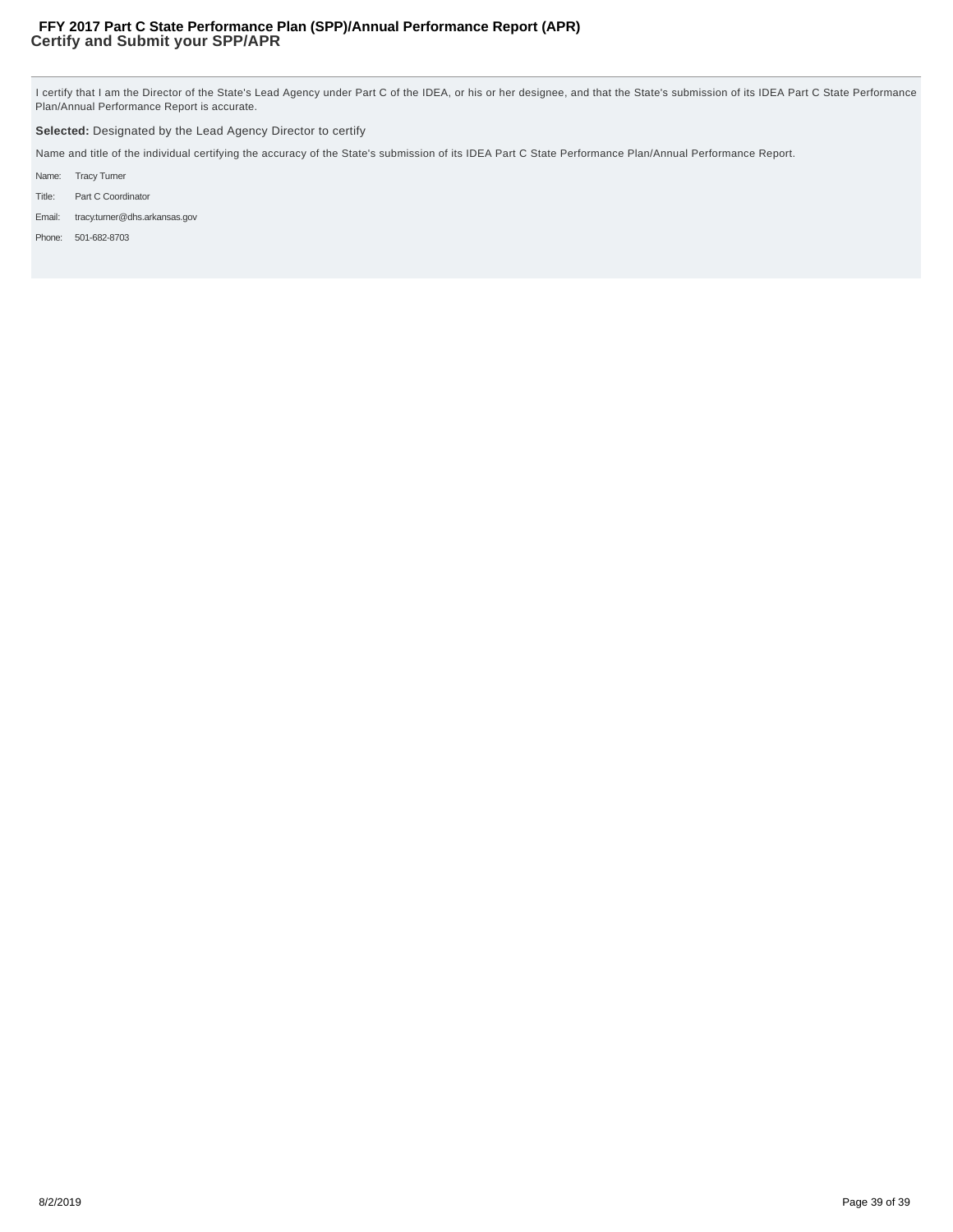# Certify and Submit your SPP/APR

I certify that I am the Director of the State's Lead Agency under Part C of the IDEA, or his or her designee, and that the State's submission of its IDEA Part C State Performance Plan/Annual Performance Report is accurate.

**Selected:** Designated by the Lead Agency Director to certify

Name and title of the individual certifying the accuracy of the State's submission of its IDEA Part C State Performance Plan/Annual Performance Report.

Name: Tracy Turner

Title: Part C Coordinator

Email: tracy.turner@dhs.arkansas.gov

Phone: 501-682-8703